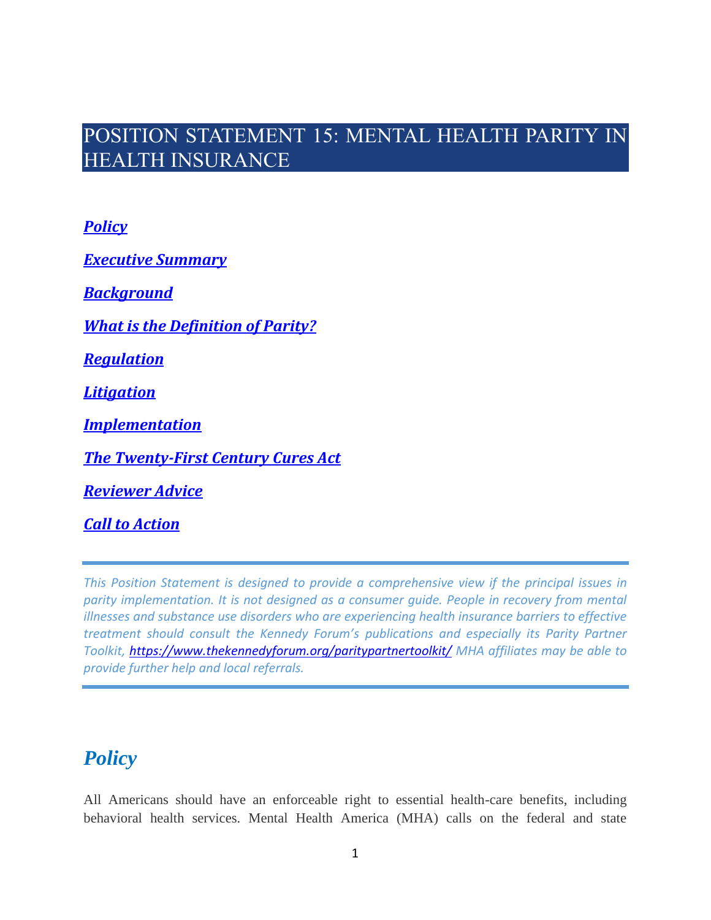# POSITION STATEMENT 15: MENTAL HEALTH PARITY IN HEALTH INSURANCE

***Policy***

***Executive Summary***

***Background***

***What is the Definition of Parity?***

***Regulation***

***Litigation***

***Implementation***

***The Twenty-First Century Cures Act***

***Reviewer Advice***

***Call to Action***

---

*This Position Statement is designed to provide a comprehensive view if the principal issues in parity implementation. It is not designed as a consumer guide. People in recovery from mental illnesses and substance use disorders who are experiencing health insurance barriers to effective treatment should consult the Kennedy Forum's publications and especially its Parity Partner Toolkit, https://www.thekennedyforum.org/paritypartnertoolkit/ MHA affiliates may be able to provide further help and local referrals.*

---

## *Policy*

All Americans should have an enforceable right to essential health-care benefits, including behavioral health services. Mental Health America (MHA) calls on the federal and state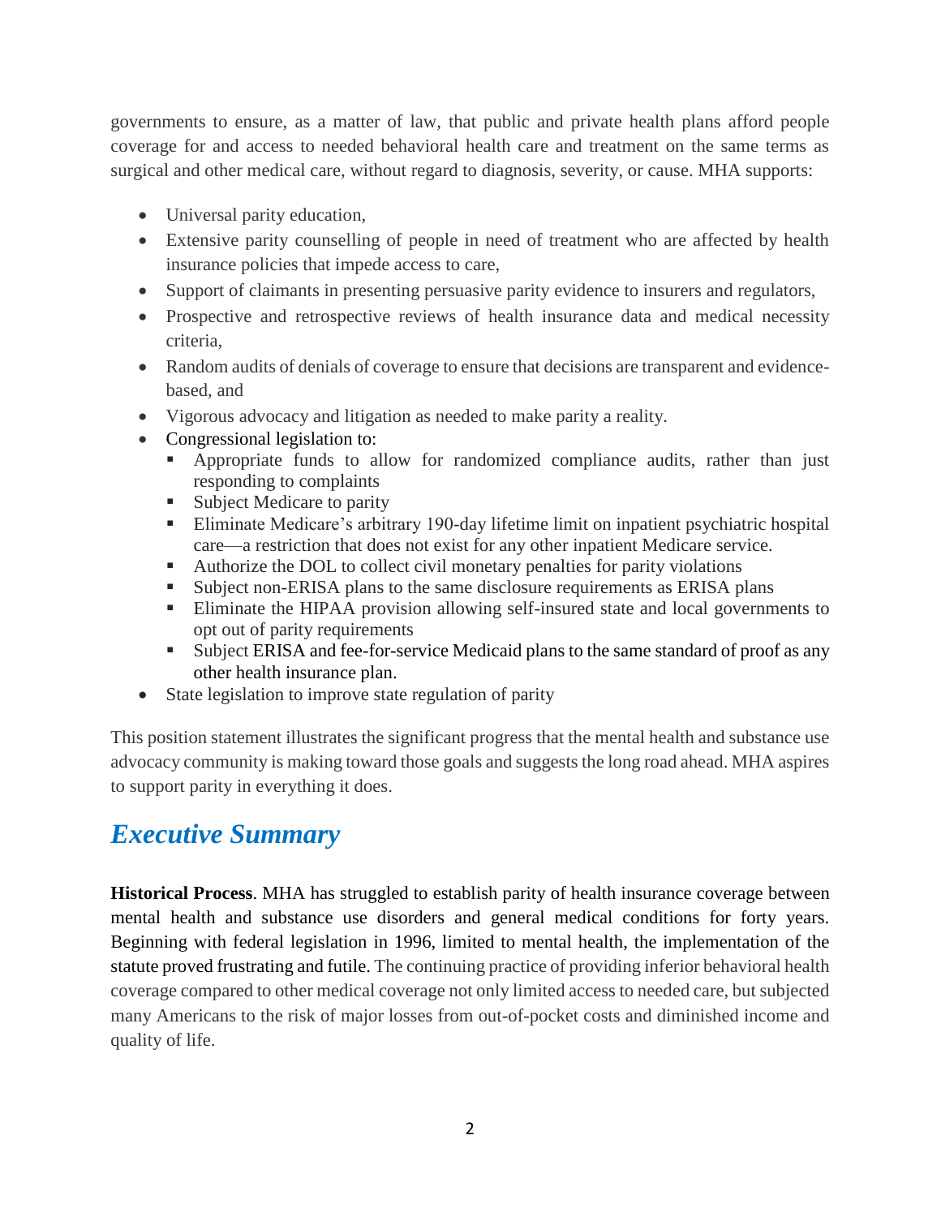governments to ensure, as a matter of law, that public and private health plans afford people coverage for and access to needed behavioral health care and treatment on the same terms as surgical and other medical care, without regard to diagnosis, severity, or cause. MHA supports:

- Universal parity education,
- Extensive parity counselling of people in need of treatment who are affected by health insurance policies that impede access to care,
- Support of claimants in presenting persuasive parity evidence to insurers and regulators,
- Prospective and retrospective reviews of health insurance data and medical necessity criteria,
- Random audits of denials of coverage to ensure that decisions are transparent and evidence-based, and
- Vigorous advocacy and litigation as needed to make parity a reality.
- Congressional legislation to:
  - Appropriate funds to allow for randomized compliance audits, rather than just responding to complaints
  - Subject Medicare to parity
  - Eliminate Medicare's arbitrary 190-day lifetime limit on inpatient psychiatric hospital care—a restriction that does not exist for any other inpatient Medicare service.
  - Authorize the DOL to collect civil monetary penalties for parity violations
  - Subject non-ERISA plans to the same disclosure requirements as ERISA plans
  - Eliminate the HIPAA provision allowing self-insured state and local governments to opt out of parity requirements
  - Subject ERISA and fee-for-service Medicaid plans to the same standard of proof as any other health insurance plan.
- State legislation to improve state regulation of parity

This position statement illustrates the significant progress that the mental health and substance use advocacy community is making toward those goals and suggests the long road ahead. MHA aspires to support parity in everything it does.

## *Executive Summary*

**Historical Process**. MHA has struggled to establish parity of health insurance coverage between mental health and substance use disorders and general medical conditions for forty years. Beginning with federal legislation in 1996, limited to mental health, the implementation of the statute proved frustrating and futile. The continuing practice of providing inferior behavioral health coverage compared to other medical coverage not only limited access to needed care, but subjected many Americans to the risk of major losses from out-of-pocket costs and diminished income and quality of life.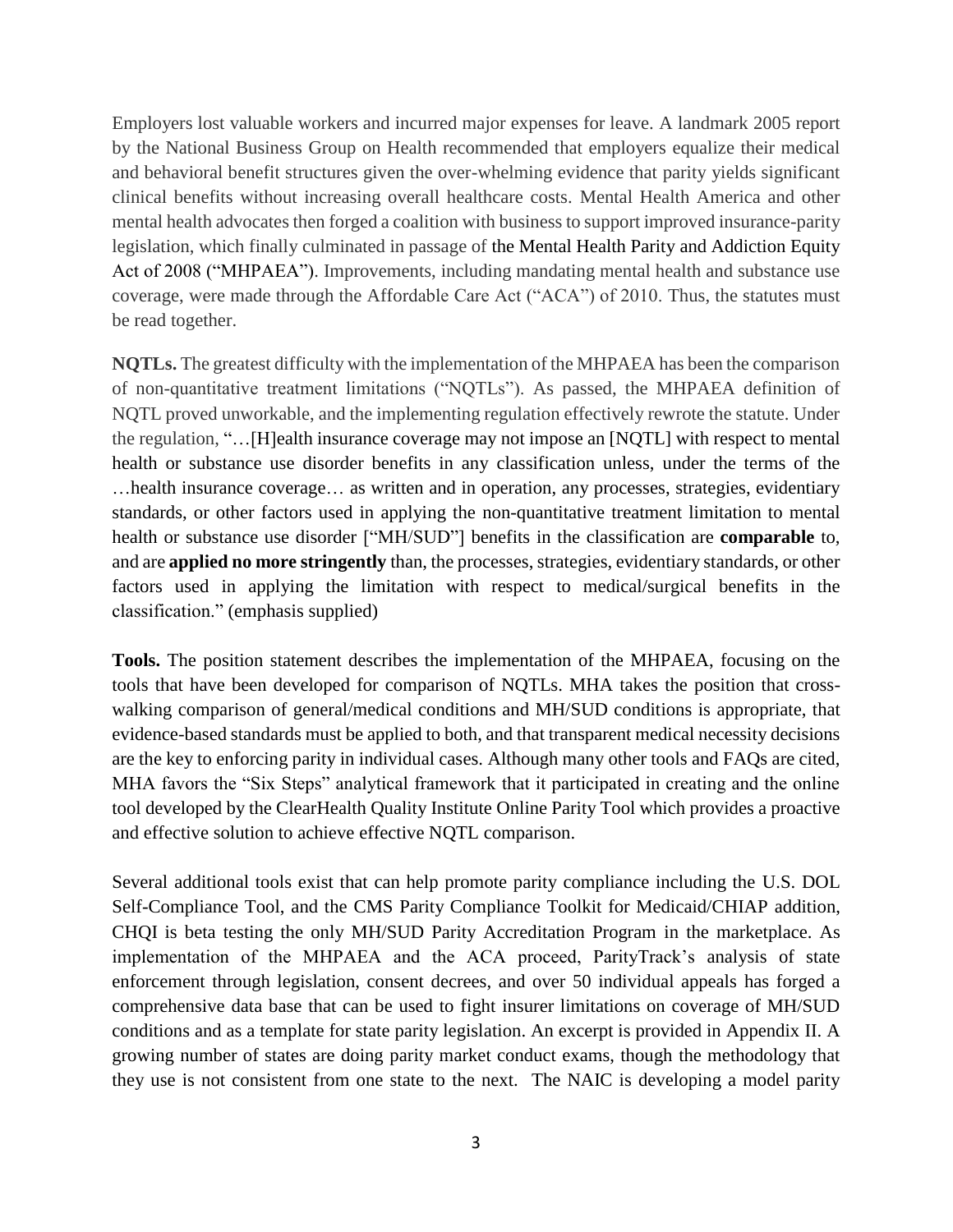Employers lost valuable workers and incurred major expenses for leave. A landmark 2005 report by the National Business Group on Health recommended that employers equalize their medical and behavioral benefit structures given the over-whelming evidence that parity yields significant clinical benefits without increasing overall healthcare costs. Mental Health America and other mental health advocates then forged a coalition with business to support improved insurance-parity legislation, which finally culminated in passage of the Mental Health Parity and Addiction Equity Act of 2008 ("MHPAEA"). Improvements, including mandating mental health and substance use coverage, were made through the Affordable Care Act ("ACA") of 2010. Thus, the statutes must be read together.

**NQTLs.** The greatest difficulty with the implementation of the MHPAEA has been the comparison of non-quantitative treatment limitations ("NQTLs"). As passed, the MHPAEA definition of NQTL proved unworkable, and the implementing regulation effectively rewrote the statute. Under the regulation, "…[H]ealth insurance coverage may not impose an [NQTL] with respect to mental health or substance use disorder benefits in any classification unless, under the terms of the …health insurance coverage… as written and in operation, any processes, strategies, evidentiary standards, or other factors used in applying the non-quantitative treatment limitation to mental health or substance use disorder ["MH/SUD"] benefits in the classification are **comparable** to, and are **applied no more stringently** than, the processes, strategies, evidentiary standards, or other factors used in applying the limitation with respect to medical/surgical benefits in the classification." (emphasis supplied)

**Tools.** The position statement describes the implementation of the MHPAEA, focusing on the tools that have been developed for comparison of NQTLs. MHA takes the position that cross-walking comparison of general/medical conditions and MH/SUD conditions is appropriate, that evidence-based standards must be applied to both, and that transparent medical necessity decisions are the key to enforcing parity in individual cases. Although many other tools and FAQs are cited, MHA favors the "Six Steps" analytical framework that it participated in creating and the online tool developed by the ClearHealth Quality Institute Online Parity Tool which provides a proactive and effective solution to achieve effective NQTL comparison.

Several additional tools exist that can help promote parity compliance including the U.S. DOL Self-Compliance Tool, and the CMS Parity Compliance Toolkit for Medicaid/CHIAP addition, CHQI is beta testing the only MH/SUD Parity Accreditation Program in the marketplace. As implementation of the MHPAEA and the ACA proceed, ParityTrack's analysis of state enforcement through legislation, consent decrees, and over 50 individual appeals has forged a comprehensive data base that can be used to fight insurer limitations on coverage of MH/SUD conditions and as a template for state parity legislation. An excerpt is provided in Appendix II. A growing number of states are doing parity market conduct exams, though the methodology that they use is not consistent from one state to the next. The NAIC is developing a model parity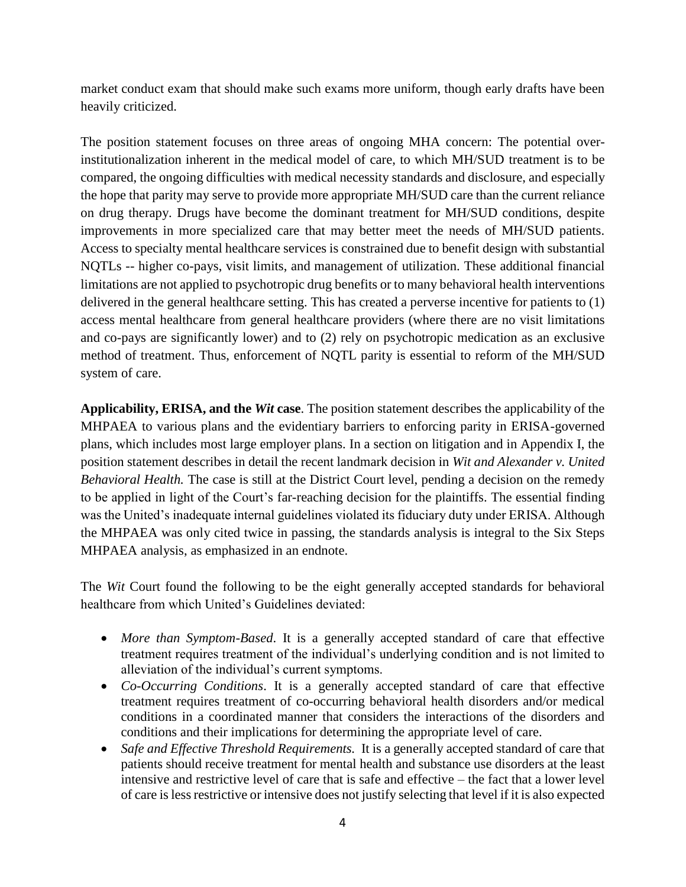market conduct exam that should make such exams more uniform, though early drafts have been heavily criticized.

The position statement focuses on three areas of ongoing MHA concern: The potential over-institutionalization inherent in the medical model of care, to which MH/SUD treatment is to be compared, the ongoing difficulties with medical necessity standards and disclosure, and especially the hope that parity may serve to provide more appropriate MH/SUD care than the current reliance on drug therapy. Drugs have become the dominant treatment for MH/SUD conditions, despite improvements in more specialized care that may better meet the needs of MH/SUD patients. Access to specialty mental healthcare services is constrained due to benefit design with substantial NQTLs -- higher co-pays, visit limits, and management of utilization. These additional financial limitations are not applied to psychotropic drug benefits or to many behavioral health interventions delivered in the general healthcare setting. This has created a perverse incentive for patients to (1) access mental healthcare from general healthcare providers (where there are no visit limitations and co-pays are significantly lower) and to (2) rely on psychotropic medication as an exclusive method of treatment. Thus, enforcement of NQTL parity is essential to reform of the MH/SUD system of care.

**Applicability, ERISA, and the *Wit* case**. The position statement describes the applicability of the MHPAEA to various plans and the evidentiary barriers to enforcing parity in ERISA-governed plans, which includes most large employer plans. In a section on litigation and in Appendix I, the position statement describes in detail the recent landmark decision in *Wit and Alexander v. United Behavioral Health.* The case is still at the District Court level, pending a decision on the remedy to be applied in light of the Court's far-reaching decision for the plaintiffs. The essential finding was the United's inadequate internal guidelines violated its fiduciary duty under ERISA. Although the MHPAEA was only cited twice in passing, the standards analysis is integral to the Six Steps MHPAEA analysis, as emphasized in an endnote.

The *Wit* Court found the following to be the eight generally accepted standards for behavioral healthcare from which United's Guidelines deviated:

- *More than Symptom-Based*. It is a generally accepted standard of care that effective treatment requires treatment of the individual's underlying condition and is not limited to alleviation of the individual's current symptoms.
- *Co-Occurring Conditions*. It is a generally accepted standard of care that effective treatment requires treatment of co-occurring behavioral health disorders and/or medical conditions in a coordinated manner that considers the interactions of the disorders and conditions and their implications for determining the appropriate level of care.
- *Safe and Effective Threshold Requirements.* It is a generally accepted standard of care that patients should receive treatment for mental health and substance use disorders at the least intensive and restrictive level of care that is safe and effective – the fact that a lower level of care is less restrictive or intensive does not justify selecting that level if it is also expected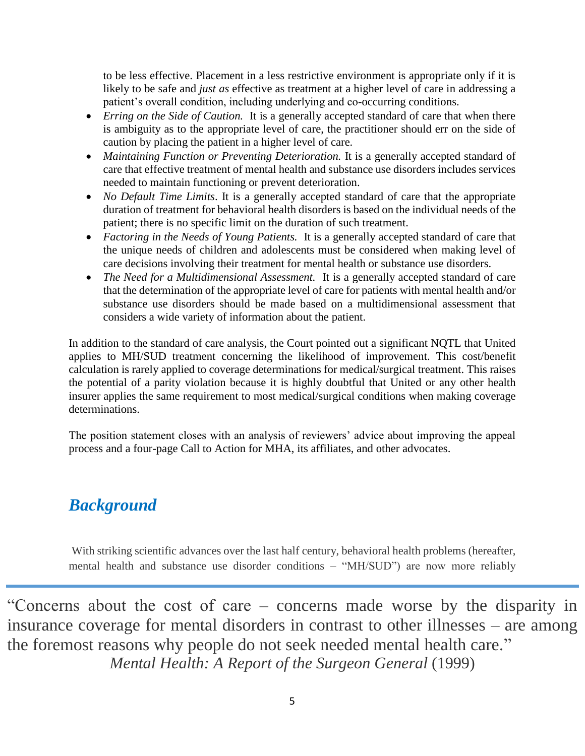to be less effective. Placement in a less restrictive environment is appropriate only if it is likely to be safe and *just as* effective as treatment at a higher level of care in addressing a patient's overall condition, including underlying and co-occurring conditions.

- *Erring on the Side of Caution.* It is a generally accepted standard of care that when there is ambiguity as to the appropriate level of care, the practitioner should err on the side of caution by placing the patient in a higher level of care.
- *Maintaining Function or Preventing Deterioration.* It is a generally accepted standard of care that effective treatment of mental health and substance use disorders includes services needed to maintain functioning or prevent deterioration.
- *No Default Time Limits*. It is a generally accepted standard of care that the appropriate duration of treatment for behavioral health disorders is based on the individual needs of the patient; there is no specific limit on the duration of such treatment.
- *Factoring in the Needs of Young Patients.* It is a generally accepted standard of care that the unique needs of children and adolescents must be considered when making level of care decisions involving their treatment for mental health or substance use disorders.
- *The Need for a Multidimensional Assessment.* It is a generally accepted standard of care that the determination of the appropriate level of care for patients with mental health and/or substance use disorders should be made based on a multidimensional assessment that considers a wide variety of information about the patient.

In addition to the standard of care analysis, the Court pointed out a significant NQTL that United applies to MH/SUD treatment concerning the likelihood of improvement. This cost/benefit calculation is rarely applied to coverage determinations for medical/surgical treatment. This raises the potential of a parity violation because it is highly doubtful that United or any other health insurer applies the same requirement to most medical/surgical conditions when making coverage determinations.

The position statement closes with an analysis of reviewers' advice about improving the appeal process and a four-page Call to Action for MHA, its affiliates, and other advocates.

## *Background*

With striking scientific advances over the last half century, behavioral health problems (hereafter, mental health and substance use disorder conditions – "MH/SUD") are now more reliably

"Concerns about the cost of care – concerns made worse by the disparity in insurance coverage for mental disorders in contrast to other illnesses – are among the foremost reasons why people do not seek needed mental health care."
*Mental Health: A Report of the Surgeon General* (1999)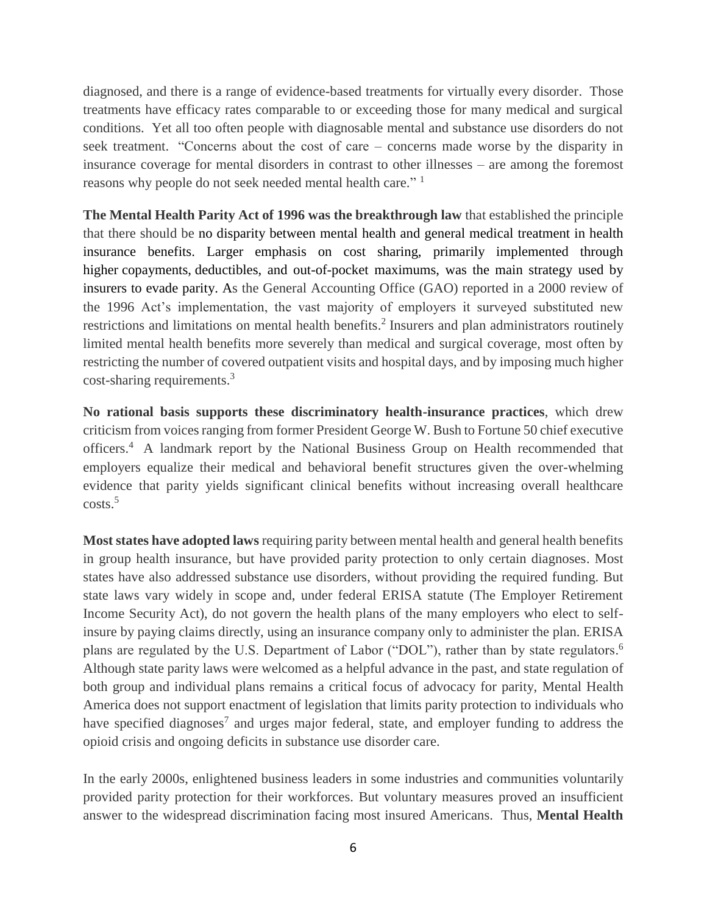diagnosed, and there is a range of evidence-based treatments for virtually every disorder. Those treatments have efficacy rates comparable to or exceeding those for many medical and surgical conditions. Yet all too often people with diagnosable mental and substance use disorders do not seek treatment. "Concerns about the cost of care – concerns made worse by the disparity in insurance coverage for mental disorders in contrast to other illnesses – are among the foremost reasons why people do not seek needed mental health care." [1]

**The Mental Health Parity Act of 1996 was the breakthrough law** that established the principle that there should be no disparity between mental health and general medical treatment in health insurance benefits. Larger emphasis on cost sharing, primarily implemented through higher copayments, deductibles, and out-of-pocket maximums, was the main strategy used by insurers to evade parity. As the General Accounting Office (GAO) reported in a 2000 review of the 1996 Act's implementation, the vast majority of employers it surveyed substituted new restrictions and limitations on mental health benefits.[2] Insurers and plan administrators routinely limited mental health benefits more severely than medical and surgical coverage, most often by restricting the number of covered outpatient visits and hospital days, and by imposing much higher cost-sharing requirements.[3]

**No rational basis supports these discriminatory health-insurance practices**, which drew criticism from voices ranging from former President George W. Bush to Fortune 50 chief executive officers.[4] A landmark report by the National Business Group on Health recommended that employers equalize their medical and behavioral benefit structures given the over-whelming evidence that parity yields significant clinical benefits without increasing overall healthcare costs.[5]

**Most states have adopted laws** requiring parity between mental health and general health benefits in group health insurance, but have provided parity protection to only certain diagnoses. Most states have also addressed substance use disorders, without providing the required funding. But state laws vary widely in scope and, under federal ERISA statute (The Employer Retirement Income Security Act), do not govern the health plans of the many employers who elect to self-insure by paying claims directly, using an insurance company only to administer the plan. ERISA plans are regulated by the U.S. Department of Labor ("DOL"), rather than by state regulators.[6] Although state parity laws were welcomed as a helpful advance in the past, and state regulation of both group and individual plans remains a critical focus of advocacy for parity, Mental Health America does not support enactment of legislation that limits parity protection to individuals who have specified diagnoses[7] and urges major federal, state, and employer funding to address the opioid crisis and ongoing deficits in substance use disorder care.

In the early 2000s, enlightened business leaders in some industries and communities voluntarily provided parity protection for their workforces. But voluntary measures proved an insufficient answer to the widespread discrimination facing most insured Americans. Thus, **Mental Health**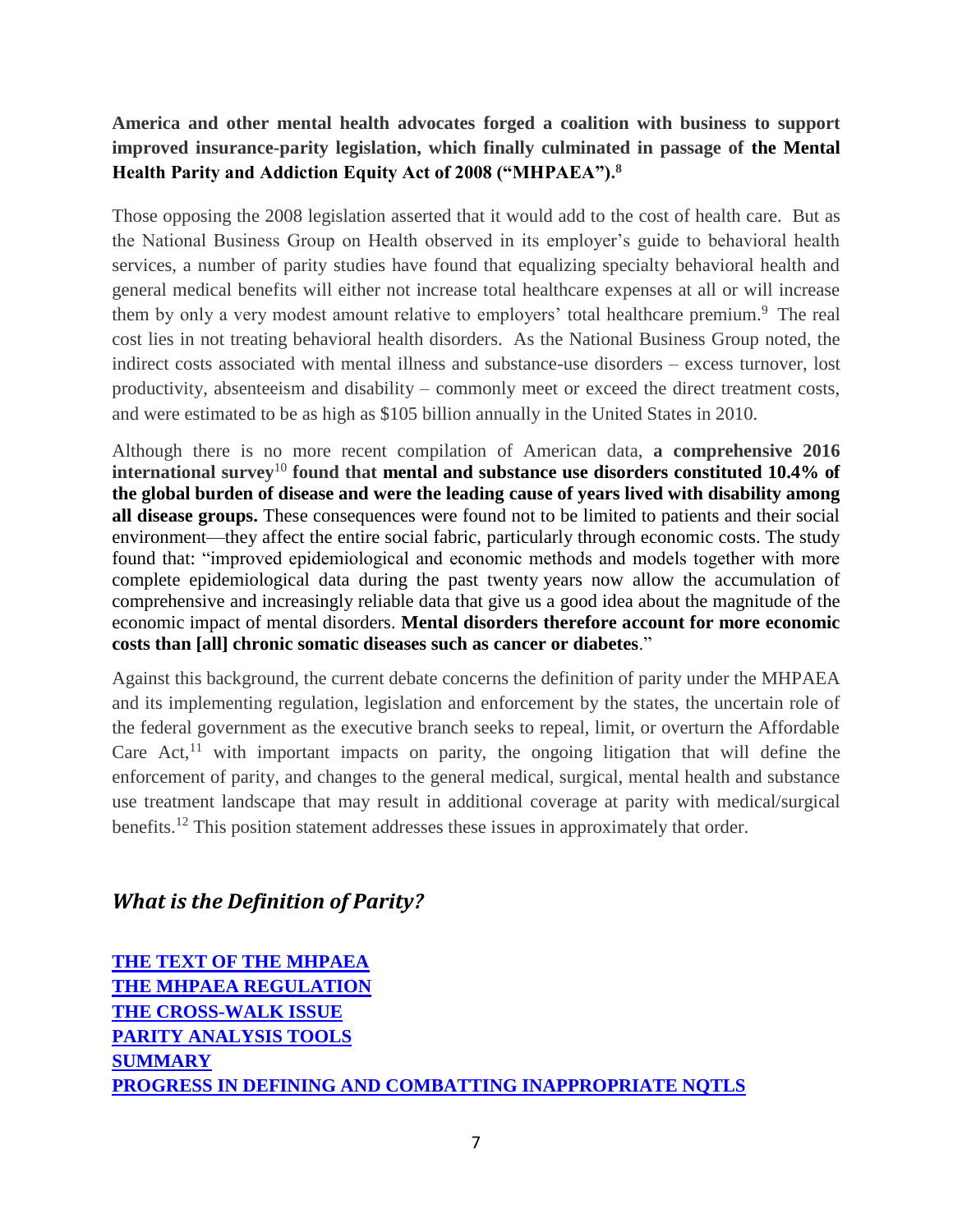**America and other mental health advocates forged a coalition with business to support improved insurance-parity legislation, which finally culminated in passage of the Mental Health Parity and Addiction Equity Act of 2008 ("MHPAEA").[8]**

Those opposing the 2008 legislation asserted that it would add to the cost of health care. But as the National Business Group on Health observed in its employer's guide to behavioral health services, a number of parity studies have found that equalizing specialty behavioral health and general medical benefits will either not increase total healthcare expenses at all or will increase them by only a very modest amount relative to employers' total healthcare premium.[9] The real cost lies in not treating behavioral health disorders. As the National Business Group noted, the indirect costs associated with mental illness and substance-use disorders – excess turnover, lost productivity, absenteeism and disability – commonly meet or exceed the direct treatment costs, and were estimated to be as high as $105 billion annually in the United States in 2010.

Although there is no more recent compilation of American data, **a comprehensive 2016 international survey**[10] **found that mental and substance use disorders constituted 10.4% of the global burden of disease and were the leading cause of years lived with disability among all disease groups.** These consequences were found not to be limited to patients and their social environment—they affect the entire social fabric, particularly through economic costs. The study found that: "improved epidemiological and economic methods and models together with more complete epidemiological data during the past twenty years now allow the accumulation of comprehensive and increasingly reliable data that give us a good idea about the magnitude of the economic impact of mental disorders. **Mental disorders therefore account for more economic costs than [all] chronic somatic diseases such as cancer or diabetes**."

Against this background, the current debate concerns the definition of parity under the MHPAEA and its implementing regulation, legislation and enforcement by the states, the uncertain role of the federal government as the executive branch seeks to repeal, limit, or overturn the Affordable Care Act,[11] with important impacts on parity, the ongoing litigation that will define the enforcement of parity, and changes to the general medical, surgical, mental health and substance use treatment landscape that may result in additional coverage at parity with medical/surgical benefits.[12] This position statement addresses these issues in approximately that order.

## *What is the Definition of Parity?*

**THE TEXT OF THE MHPAEA**
**THE MHPAEA REGULATION**
**THE CROSS-WALK ISSUE**
**PARITY ANALYSIS TOOLS**
**SUMMARY**
**PROGRESS IN DEFINING AND COMBATTING INAPPROPRIATE NQTLS**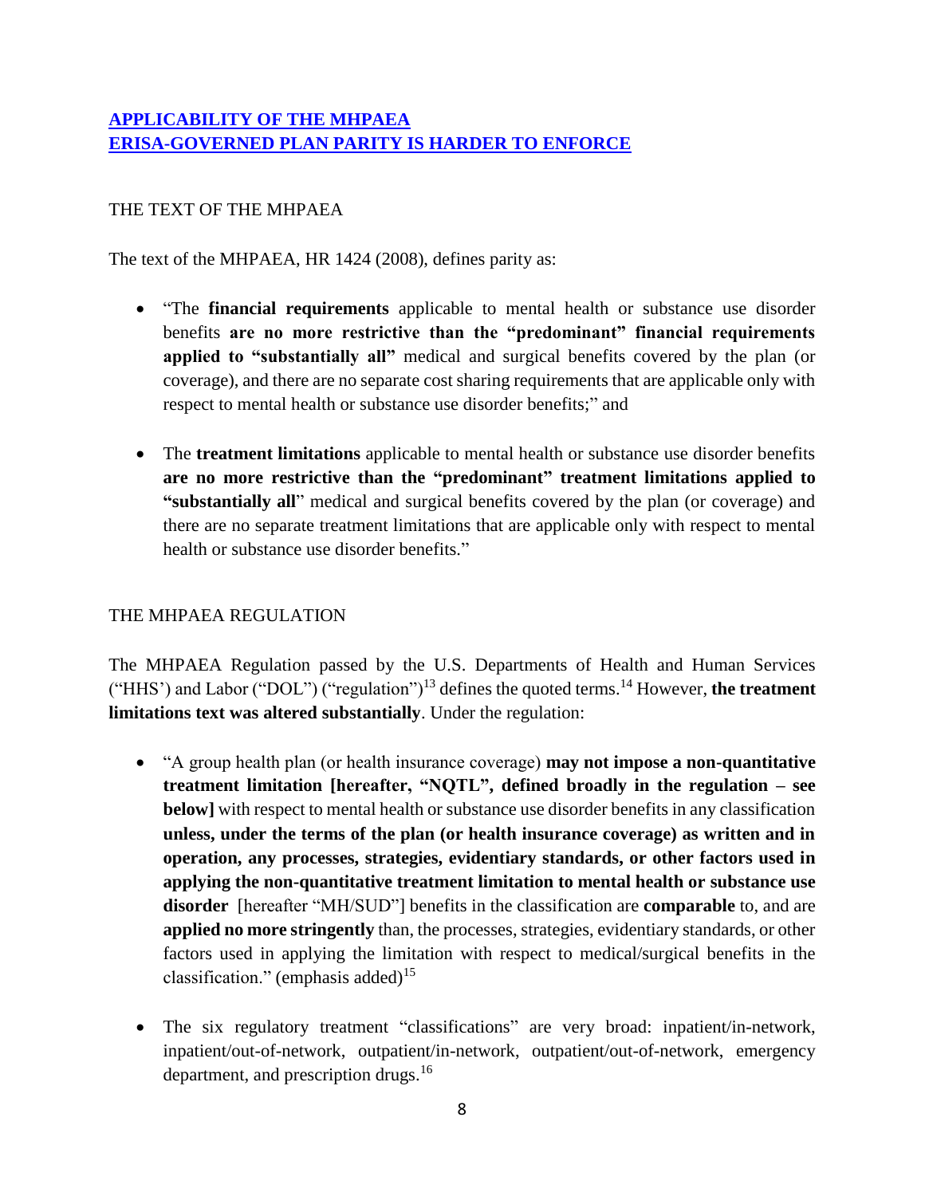## APPLICABILITY OF THE MHPAEA
## ERISA-GOVERNED PLAN PARITY IS HARDER TO ENFORCE

### THE TEXT OF THE MHPAEA

The text of the MHPAEA, HR 1424 (2008), defines parity as:

- "The **financial requirements** applicable to mental health or substance use disorder benefits **are no more restrictive than the "predominant" financial requirements applied to "substantially all"** medical and surgical benefits covered by the plan (or coverage), and there are no separate cost sharing requirements that are applicable only with respect to mental health or substance use disorder benefits;" and

- The **treatment limitations** applicable to mental health or substance use disorder benefits **are no more restrictive than the "predominant" treatment limitations applied to "substantially all**" medical and surgical benefits covered by the plan (or coverage) and there are no separate treatment limitations that are applicable only with respect to mental health or substance use disorder benefits."

### THE MHPAEA REGULATION

The MHPAEA Regulation passed by the U.S. Departments of Health and Human Services ("HHS') and Labor ("DOL") ("regulation")[13] defines the quoted terms.[14] However, **the treatment limitations text was altered substantially**. Under the regulation:

- "A group health plan (or health insurance coverage) **may not impose a non-quantitative treatment limitation [hereafter, "NQTL", defined broadly in the regulation – see below]** with respect to mental health or substance use disorder benefits in any classification **unless, under the terms of the plan (or health insurance coverage) as written and in operation, any processes, strategies, evidentiary standards, or other factors used in applying the non-quantitative treatment limitation to mental health or substance use disorder** [hereafter "MH/SUD"] benefits in the classification are **comparable** to, and are **applied no more stringently** than, the processes, strategies, evidentiary standards, or other factors used in applying the limitation with respect to medical/surgical benefits in the classification." (emphasis added)[15]

- The six regulatory treatment "classifications" are very broad: inpatient/in-network, inpatient/out-of-network, outpatient/in-network, outpatient/out-of-network, emergency department, and prescription drugs.[16]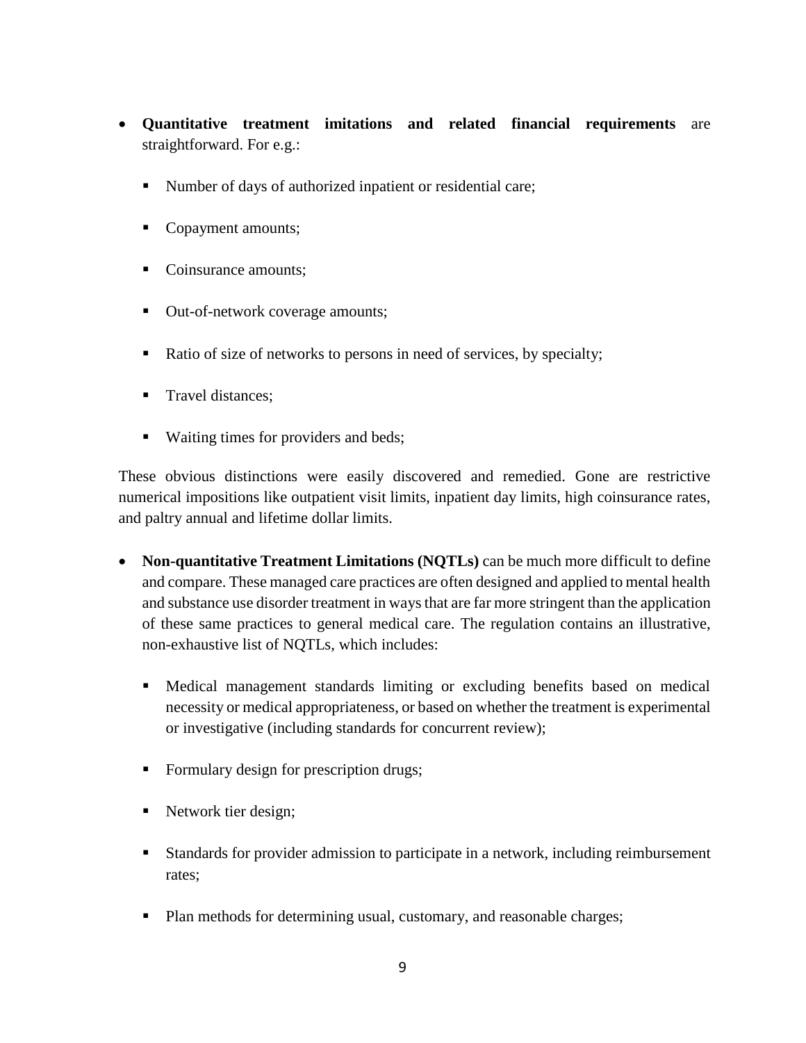- **Quantitative treatment imitations and related financial requirements** are straightforward. For e.g.:

  - Number of days of authorized inpatient or residential care;
  - Copayment amounts;
  - Coinsurance amounts;
  - Out-of-network coverage amounts;
  - Ratio of size of networks to persons in need of services, by specialty;
  - Travel distances;
  - Waiting times for providers and beds;

These obvious distinctions were easily discovered and remedied. Gone are restrictive numerical impositions like outpatient visit limits, inpatient day limits, high coinsurance rates, and paltry annual and lifetime dollar limits.

- **Non-quantitative Treatment Limitations (NQTLs)** can be much more difficult to define and compare. These managed care practices are often designed and applied to mental health and substance use disorder treatment in ways that are far more stringent than the application of these same practices to general medical care. The regulation contains an illustrative, non-exhaustive list of NQTLs, which includes:

  - Medical management standards limiting or excluding benefits based on medical necessity or medical appropriateness, or based on whether the treatment is experimental or investigative (including standards for concurrent review);
  - Formulary design for prescription drugs;
  - Network tier design;
  - Standards for provider admission to participate in a network, including reimbursement rates;
  - Plan methods for determining usual, customary, and reasonable charges;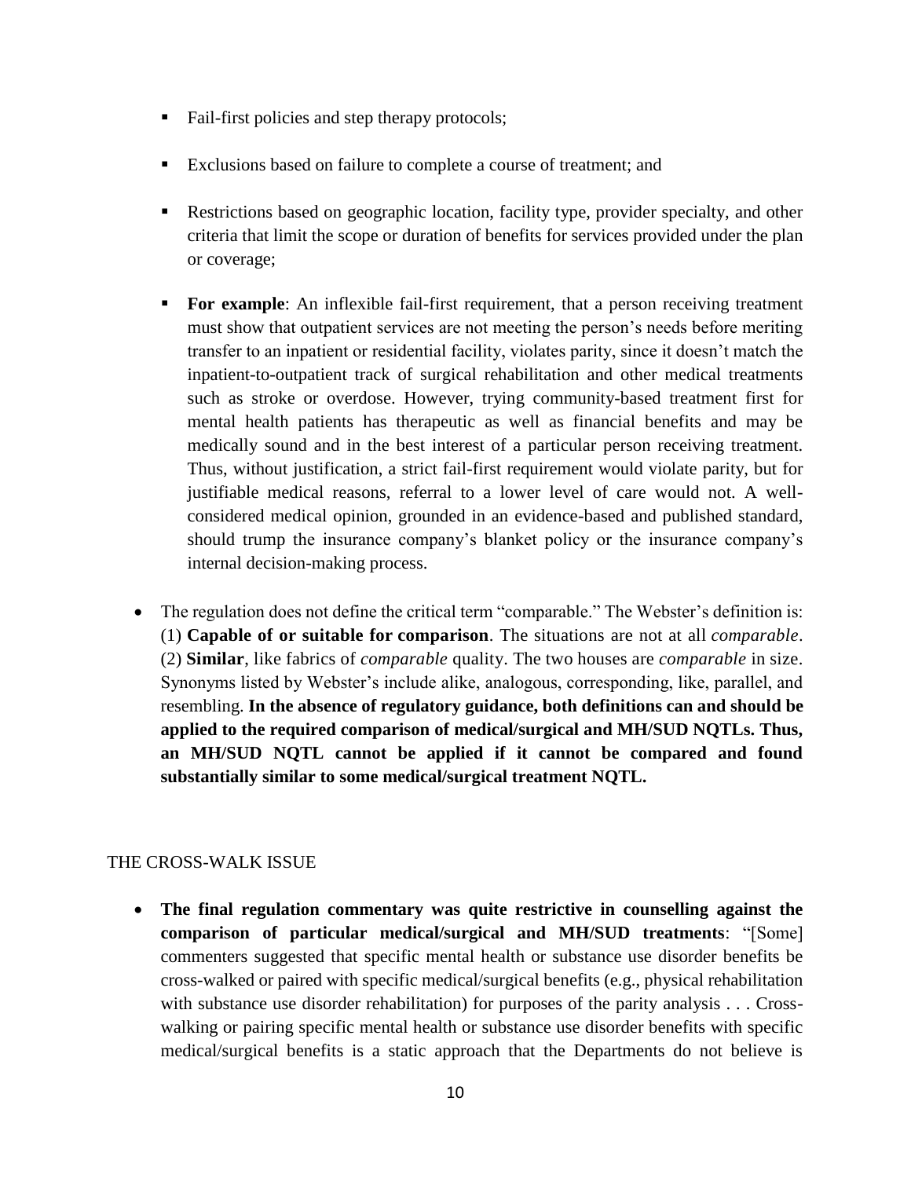- Fail-first policies and step therapy protocols;

   - Exclusions based on failure to complete a course of treatment; and

   - Restrictions based on geographic location, facility type, provider specialty, and other criteria that limit the scope or duration of benefits for services provided under the plan or coverage;

   - **For example**: An inflexible fail-first requirement, that a person receiving treatment must show that outpatient services are not meeting the person's needs before meriting transfer to an inpatient or residential facility, violates parity, since it doesn't match the inpatient-to-outpatient track of surgical rehabilitation and other medical treatments such as stroke or overdose. However, trying community-based treatment first for mental health patients has therapeutic as well as financial benefits and may be medically sound and in the best interest of a particular person receiving treatment. Thus, without justification, a strict fail-first requirement would violate parity, but for justifiable medical reasons, referral to a lower level of care would not. A well-considered medical opinion, grounded in an evidence-based and published standard, should trump the insurance company's blanket policy or the insurance company's internal decision-making process.

- The regulation does not define the critical term "comparable." The Webster's definition is: (1) **Capable of or suitable for comparison**. The situations are not at all *comparable*. (2) **Similar**, like fabrics of *comparable* quality. The two houses are *comparable* in size. Synonyms listed by Webster's include alike, analogous, corresponding, like, parallel, and resembling. **In the absence of regulatory guidance, both definitions can and should be applied to the required comparison of medical/surgical and MH/SUD NQTLs. Thus, an MH/SUD NQTL cannot be applied if it cannot be compared and found substantially similar to some medical/surgical treatment NQTL.**

## THE CROSS-WALK ISSUE

- **The final regulation commentary was quite restrictive in counselling against the comparison of particular medical/surgical and MH/SUD treatments**: "[Some] commenters suggested that specific mental health or substance use disorder benefits be cross-walked or paired with specific medical/surgical benefits (e.g., physical rehabilitation with substance use disorder rehabilitation) for purposes of the parity analysis . . . Cross-walking or pairing specific mental health or substance use disorder benefits with specific medical/surgical benefits is a static approach that the Departments do not believe is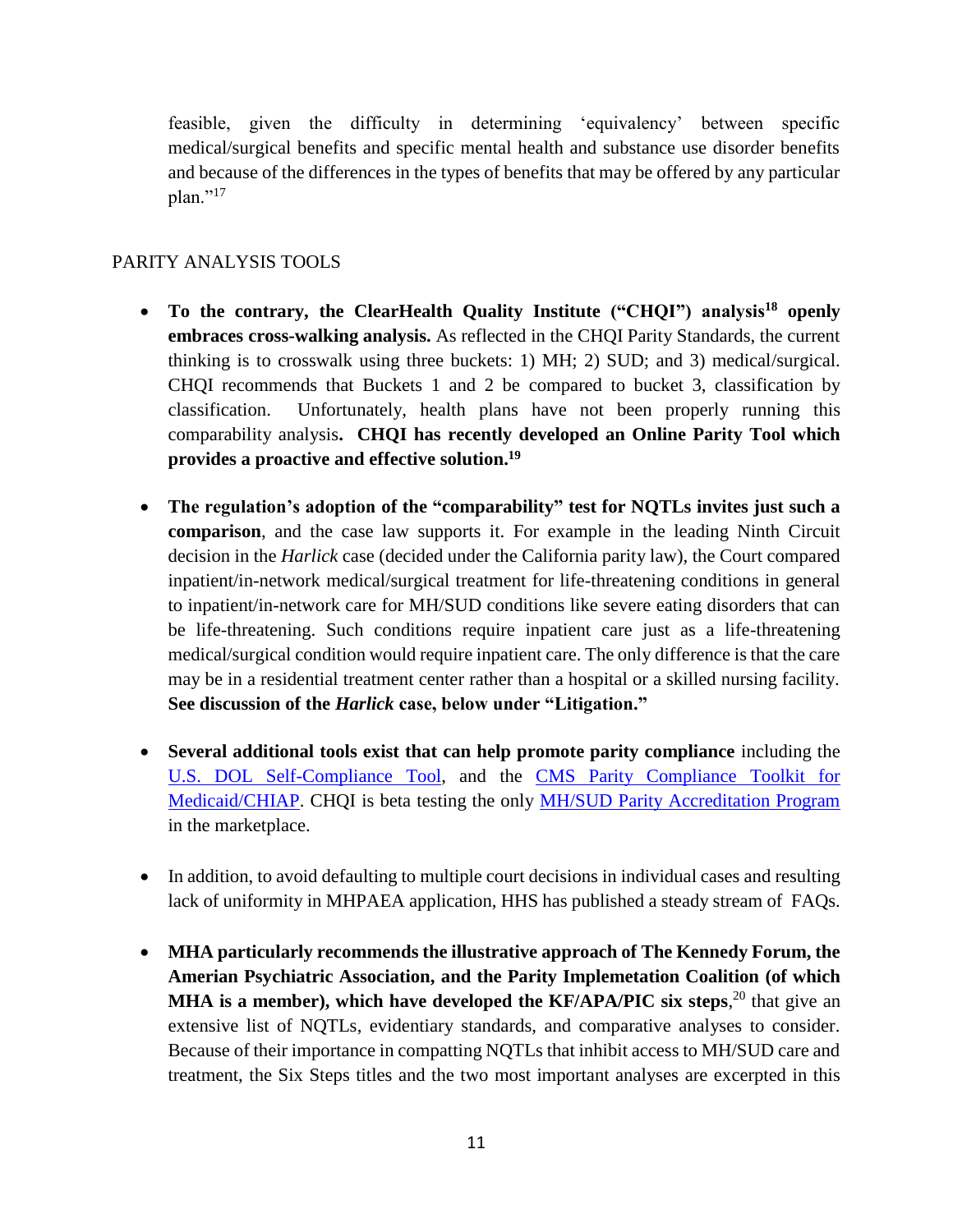feasible, given the difficulty in determining 'equivalency' between specific medical/surgical benefits and specific mental health and substance use disorder benefits and because of the differences in the types of benefits that may be offered by any particular plan."[17]

PARITY ANALYSIS TOOLS

- **To the contrary, the ClearHealth Quality Institute ("CHQI") analysis[18] openly embraces cross-walking analysis.** As reflected in the CHQI Parity Standards, the current thinking is to crosswalk using three buckets: 1) MH; 2) SUD; and 3) medical/surgical. CHQI recommends that Buckets 1 and 2 be compared to bucket 3, classification by classification. Unfortunately, health plans have not been properly running this comparability analysis**. CHQI has recently developed an Online Parity Tool which provides a proactive and effective solution.[19]**

- **The regulation's adoption of the "comparability" test for NQTLs invites just such a comparison**, and the case law supports it. For example in the leading Ninth Circuit decision in the *Harlick* case (decided under the California parity law), the Court compared inpatient/in-network medical/surgical treatment for life-threatening conditions in general to inpatient/in-network care for MH/SUD conditions like severe eating disorders that can be life-threatening. Such conditions require inpatient care just as a life-threatening medical/surgical condition would require inpatient care. The only difference is that the care may be in a residential treatment center rather than a hospital or a skilled nursing facility. **See discussion of the *Harlick* case, below under "Litigation."**

- **Several additional tools exist that can help promote parity compliance** including the U.S. DOL Self-Compliance Tool, and the CMS Parity Compliance Toolkit for Medicaid/CHIAP. CHQI is beta testing the only MH/SUD Parity Accreditation Program in the marketplace.

- In addition, to avoid defaulting to multiple court decisions in individual cases and resulting lack of uniformity in MHPAEA application, HHS has published a steady stream of FAQs.

- **MHA particularly recommends the illustrative approach of The Kennedy Forum, the Amerian Psychiatric Association, and the Parity Implemetation Coalition (of which MHA is a member), which have developed the KF/APA/PIC six steps**,[20] that give an extensive list of NQTLs, evidentiary standards, and comparative analyses to consider. Because of their importance in compatting NQTLs that inhibit access to MH/SUD care and treatment, the Six Steps titles and the two most important analyses are excerpted in this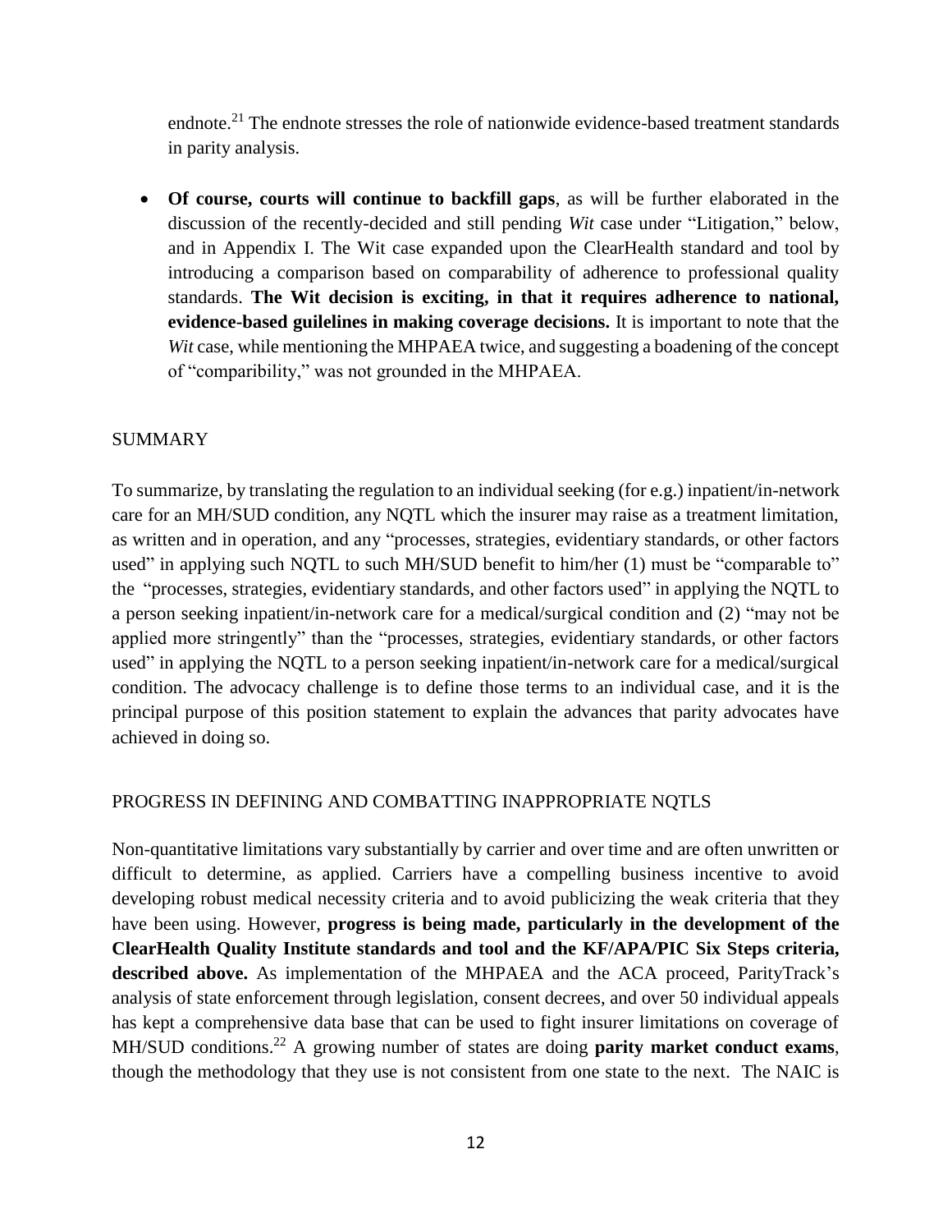endnote.[21] The endnote stresses the role of nationwide evidence-based treatment standards in parity analysis.

- **Of course, courts will continue to backfill gaps**, as will be further elaborated in the discussion of the recently-decided and still pending *Wit* case under "Litigation," below, and in Appendix I. The Wit case expanded upon the ClearHealth standard and tool by introducing a comparison based on comparability of adherence to professional quality standards. **The Wit decision is exciting, in that it requires adherence to national, evidence-based guilelines in making coverage decisions.** It is important to note that the *Wit* case, while mentioning the MHPAEA twice, and suggesting a boadening of the concept of "comparibility," was not grounded in the MHPAEA.

## SUMMARY

To summarize, by translating the regulation to an individual seeking (for e.g.) inpatient/in-network care for an MH/SUD condition, any NQTL which the insurer may raise as a treatment limitation, as written and in operation, and any "processes, strategies, evidentiary standards, or other factors used" in applying such NQTL to such MH/SUD benefit to him/her (1) must be "comparable to" the "processes, strategies, evidentiary standards, and other factors used" in applying the NQTL to a person seeking inpatient/in-network care for a medical/surgical condition and (2) "may not be applied more stringently" than the "processes, strategies, evidentiary standards, or other factors used" in applying the NQTL to a person seeking inpatient/in-network care for a medical/surgical condition. The advocacy challenge is to define those terms to an individual case, and it is the principal purpose of this position statement to explain the advances that parity advocates have achieved in doing so.

## PROGRESS IN DEFINING AND COMBATTING INAPPROPRIATE NQTLS

Non-quantitative limitations vary substantially by carrier and over time and are often unwritten or difficult to determine, as applied. Carriers have a compelling business incentive to avoid developing robust medical necessity criteria and to avoid publicizing the weak criteria that they have been using. However, **progress is being made, particularly in the development of the ClearHealth Quality Institute standards and tool and the KF/APA/PIC Six Steps criteria, described above.** As implementation of the MHPAEA and the ACA proceed, ParityTrack's analysis of state enforcement through legislation, consent decrees, and over 50 individual appeals has kept a comprehensive data base that can be used to fight insurer limitations on coverage of MH/SUD conditions.[22] A growing number of states are doing **parity market conduct exams**, though the methodology that they use is not consistent from one state to the next. The NAIC is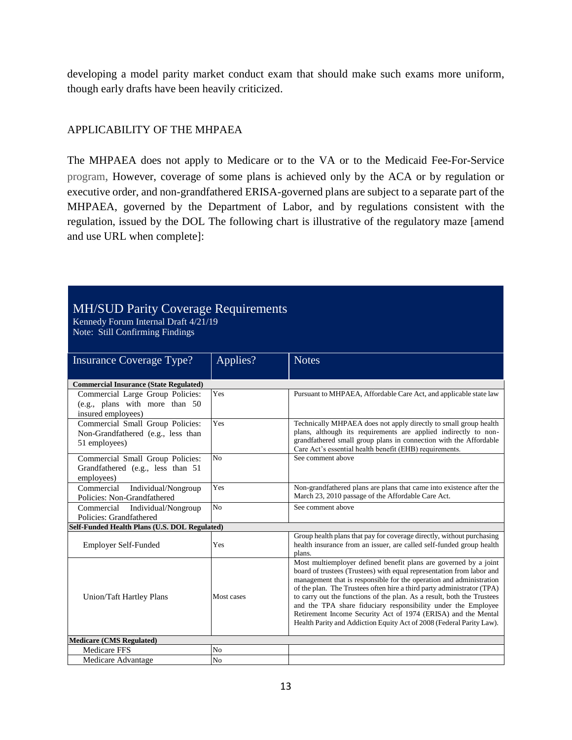developing a model parity market conduct exam that should make such exams more uniform, though early drafts have been heavily criticized.

## APPLICABILITY OF THE MHPAEA

The MHPAEA does not apply to Medicare or to the VA or to the Medicaid Fee-For-Service program, However, coverage of some plans is achieved only by the ACA or by regulation or executive order, and non-grandfathered ERISA-governed plans are subject to a separate part of the MHPAEA, governed by the Department of Labor, and by regulations consistent with the regulation, issued by the DOL The following chart is illustrative of the regulatory maze [amend and use URL when complete]:

**MH/SUD Parity Coverage Requirements**
Kennedy Forum Internal Draft 4/21/19
Note: Still Confirming Findings

| Insurance Coverage Type? | Applies? | Notes |
|---|---|---|
| **Commercial Insurance (State Regulated)** | | |
| Commercial Large Group Policies: (e.g., plans with more than 50 insured employees) | Yes | Pursuant to MHPAEA, Affordable Care Act, and applicable state law |
| Commercial Small Group Policies: Non-Grandfathered (e.g., less than 51 employees) | Yes | Technically MHPAEA does not apply directly to small group health plans, although its requirements are applied indirectly to non-grandfathered small group plans in connection with the Affordable Care Act's essential health benefit (EHB) requirements. |
| Commercial Small Group Policies: Grandfathered (e.g., less than 51 employees) | No | See comment above |
| Commercial Individual/Nongroup Policies: Non-Grandfathered | Yes | Non-grandfathered plans are plans that came into existence after the March 23, 2010 passage of the Affordable Care Act. |
| Commercial Individual/Nongroup Policies: Grandfathered | No | See comment above |
| **Self-Funded Health Plans (U.S. DOL Regulated)** | | |
| Employer Self-Funded | Yes | Group health plans that pay for coverage directly, without purchasing health insurance from an issuer, are called self-funded group health plans. |
| Union/Taft Hartley Plans | Most cases | Most multiemployer defined benefit plans are governed by a joint board of trustees (Trustees) with equal representation from labor and management that is responsible for the operation and administration of the plan. The Trustees often hire a third party administrator (TPA) to carry out the functions of the plan. As a result, both the Trustees and the TPA share fiduciary responsibility under the Employee Retirement Income Security Act of 1974 (ERISA) and the Mental Health Parity and Addiction Equity Act of 2008 (Federal Parity Law). |
| **Medicare (CMS Regulated)** | | |
| Medicare FFS | No | |
| Medicare Advantage | No | |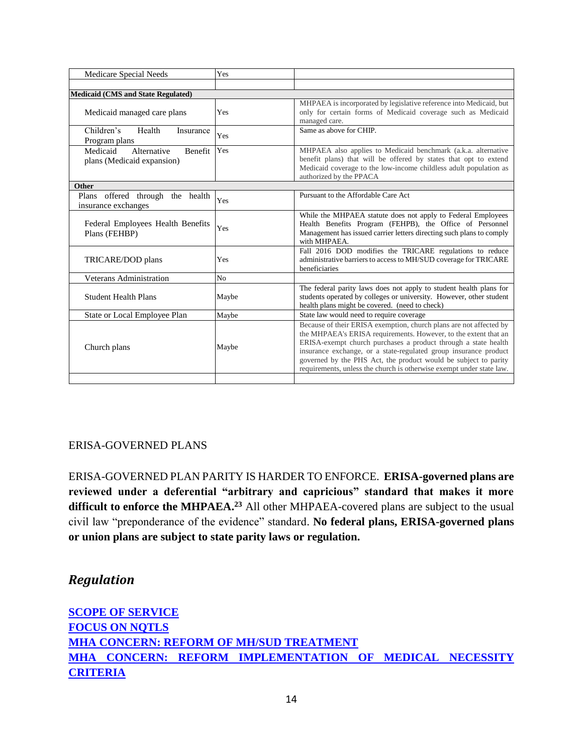| | | |
|---|---|---|
| Medicare Special Needs | Yes | |
| | | |
| **Medicaid (CMS and State Regulated)** | | |
| Medicaid managed care plans | Yes | MHPAEA is incorporated by legislative reference into Medicaid, but only for certain forms of Medicaid coverage such as Medicaid managed care. |
| Children's Health Insurance Program plans | Yes | Same as above for CHIP. |
| Medicaid Alternative Benefit plans (Medicaid expansion) | Yes | MHPAEA also applies to Medicaid benchmark (a.k.a. alternative benefit plans) that will be offered by states that opt to extend Medicaid coverage to the low-income childless adult population as authorized by the PPACA |
| **Other** | | |
| Plans offered through the health insurance exchanges | Yes | Pursuant to the Affordable Care Act |
| Federal Employees Health Benefits Plans (FEHBP) | Yes | While the MHPAEA statute does not apply to Federal Employees Health Benefits Program (FEHPB), the Office of Personnel Management has issued carrier letters directing such plans to comply with MHPAEA. |
| TRICARE/DOD plans | Yes | Fall 2016 DOD modifies the TRICARE regulations to reduce administrative barriers to access to MH/SUD coverage for TRICARE beneficiaries |
| Veterans Administration | No | |
| Student Health Plans | Maybe | The federal parity laws does not apply to student health plans for students operated by colleges or university. However, other student health plans might be covered. (need to check) |
| State or Local Employee Plan | Maybe | State law would need to require coverage |
| Church plans | Maybe | Because of their ERISA exemption, church plans are not affected by the MHPAEA's ERISA requirements. However, to the extent that an ERISA-exempt church purchases a product through a state health insurance exchange, or a state-regulated group insurance product governed by the PHS Act, the product would be subject to parity requirements, unless the church is otherwise exempt under state law. |
| | | |

ERISA-GOVERNED PLANS

ERISA-GOVERNED PLAN PARITY IS HARDER TO ENFORCE. **ERISA-governed plans are reviewed under a deferential "arbitrary and capricious" standard that makes it more difficult to enforce the MHPAEA.[23]** All other MHPAEA-covered plans are subject to the usual civil law "preponderance of the evidence" standard. **No federal plans, ERISA-governed plans or union plans are subject to state parity laws or regulation.**

## *Regulation*

**SCOPE OF SERVICE**
**FOCUS ON NQTLS**
**MHA CONCERN: REFORM OF MH/SUD TREATMENT**
**MHA CONCERN: REFORM IMPLEMENTATION OF MEDICAL NECESSITY CRITERIA**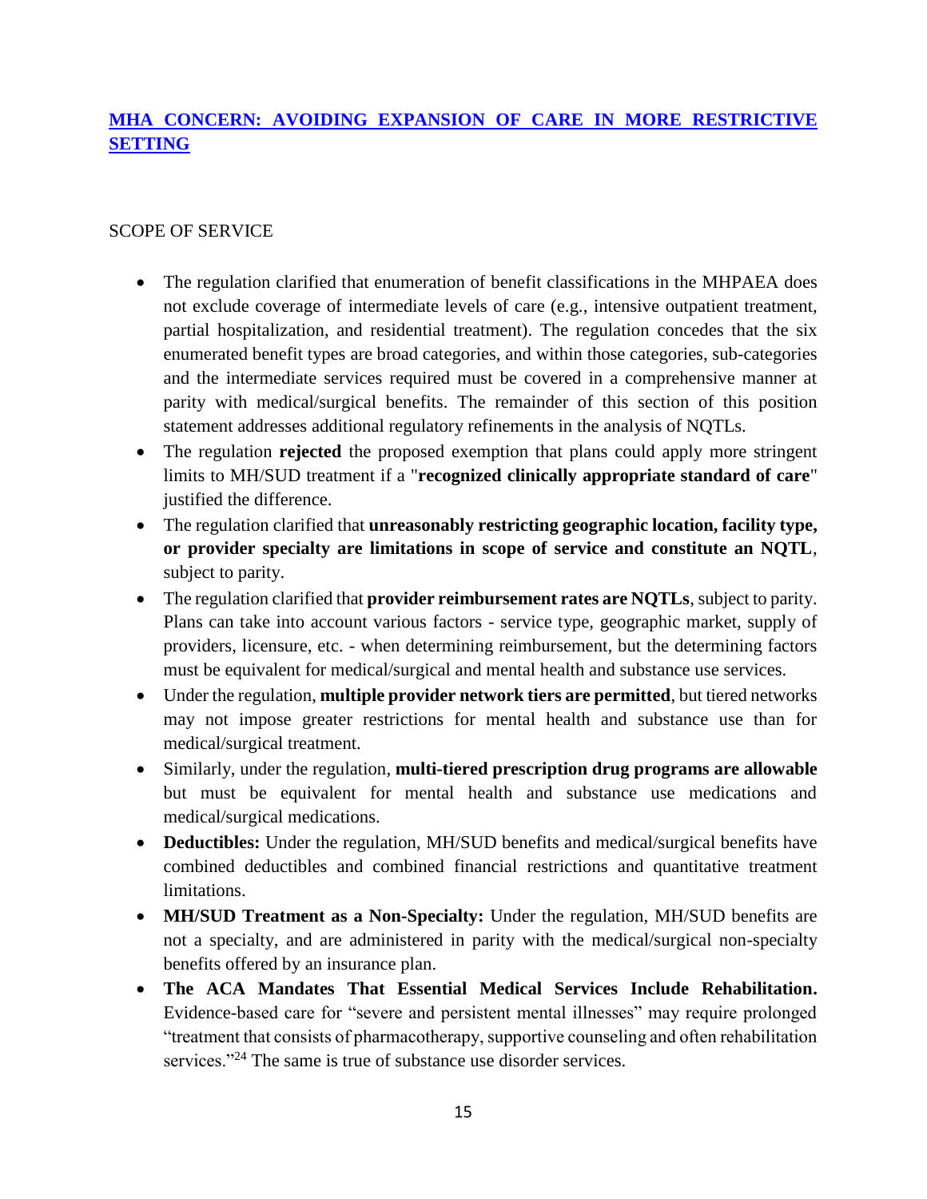## [MHA CONCERN: AVOIDING EXPANSION OF CARE IN MORE RESTRICTIVE SETTING]()

SCOPE OF SERVICE

- The regulation clarified that enumeration of benefit classifications in the MHPAEA does not exclude coverage of intermediate levels of care (e.g., intensive outpatient treatment, partial hospitalization, and residential treatment). The regulation concedes that the six enumerated benefit types are broad categories, and within those categories, sub-categories and the intermediate services required must be covered in a comprehensive manner at parity with medical/surgical benefits. The remainder of this section of this position statement addresses additional regulatory refinements in the analysis of NQTLs.
- The regulation **rejected** the proposed exemption that plans could apply more stringent limits to MH/SUD treatment if a "**recognized clinically appropriate standard of care**" justified the difference.
- The regulation clarified that **unreasonably restricting geographic location, facility type, or provider specialty are limitations in scope of service and constitute an NQTL**, subject to parity.
- The regulation clarified that **provider reimbursement rates are NQTLs**, subject to parity. Plans can take into account various factors - service type, geographic market, supply of providers, licensure, etc. - when determining reimbursement, but the determining factors must be equivalent for medical/surgical and mental health and substance use services.
- Under the regulation, **multiple provider network tiers are permitted**, but tiered networks may not impose greater restrictions for mental health and substance use than for medical/surgical treatment.
- Similarly, under the regulation, **multi-tiered prescription drug programs are allowable** but must be equivalent for mental health and substance use medications and medical/surgical medications.
- **Deductibles:** Under the regulation, MH/SUD benefits and medical/surgical benefits have combined deductibles and combined financial restrictions and quantitative treatment limitations.
- **MH/SUD Treatment as a Non-Specialty:** Under the regulation, MH/SUD benefits are not a specialty, and are administered in parity with the medical/surgical non-specialty benefits offered by an insurance plan.
- **The ACA Mandates That Essential Medical Services Include Rehabilitation.** Evidence-based care for "severe and persistent mental illnesses" may require prolonged "treatment that consists of pharmacotherapy, supportive counseling and often rehabilitation services."[24] The same is true of substance use disorder services.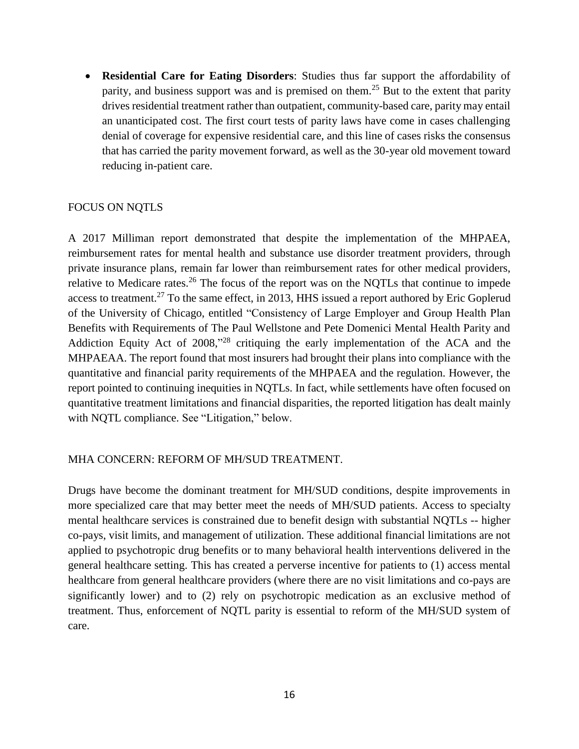- **Residential Care for Eating Disorders**: Studies thus far support the affordability of parity, and business support was and is premised on them.[25] But to the extent that parity drives residential treatment rather than outpatient, community-based care, parity may entail an unanticipated cost. The first court tests of parity laws have come in cases challenging denial of coverage for expensive residential care, and this line of cases risks the consensus that has carried the parity movement forward, as well as the 30-year old movement toward reducing in-patient care.

## FOCUS ON NQTLS

A 2017 Milliman report demonstrated that despite the implementation of the MHPAEA, reimbursement rates for mental health and substance use disorder treatment providers, through private insurance plans, remain far lower than reimbursement rates for other medical providers, relative to Medicare rates.[26] The focus of the report was on the NQTLs that continue to impede access to treatment.[27] To the same effect, in 2013, HHS issued a report authored by Eric Goplerud of the University of Chicago, entitled "Consistency of Large Employer and Group Health Plan Benefits with Requirements of The Paul Wellstone and Pete Domenici Mental Health Parity and Addiction Equity Act of 2008,"[28] critiquing the early implementation of the ACA and the MHPAEAA. The report found that most insurers had brought their plans into compliance with the quantitative and financial parity requirements of the MHPAEA and the regulation. However, the report pointed to continuing inequities in NQTLs. In fact, while settlements have often focused on quantitative treatment limitations and financial disparities, the reported litigation has dealt mainly with NQTL compliance. See "Litigation," below.

## MHA CONCERN: REFORM OF MH/SUD TREATMENT.

Drugs have become the dominant treatment for MH/SUD conditions, despite improvements in more specialized care that may better meet the needs of MH/SUD patients. Access to specialty mental healthcare services is constrained due to benefit design with substantial NQTLs -- higher co-pays, visit limits, and management of utilization. These additional financial limitations are not applied to psychotropic drug benefits or to many behavioral health interventions delivered in the general healthcare setting. This has created a perverse incentive for patients to (1) access mental healthcare from general healthcare providers (where there are no visit limitations and co-pays are significantly lower) and to (2) rely on psychotropic medication as an exclusive method of treatment. Thus, enforcement of NQTL parity is essential to reform of the MH/SUD system of care.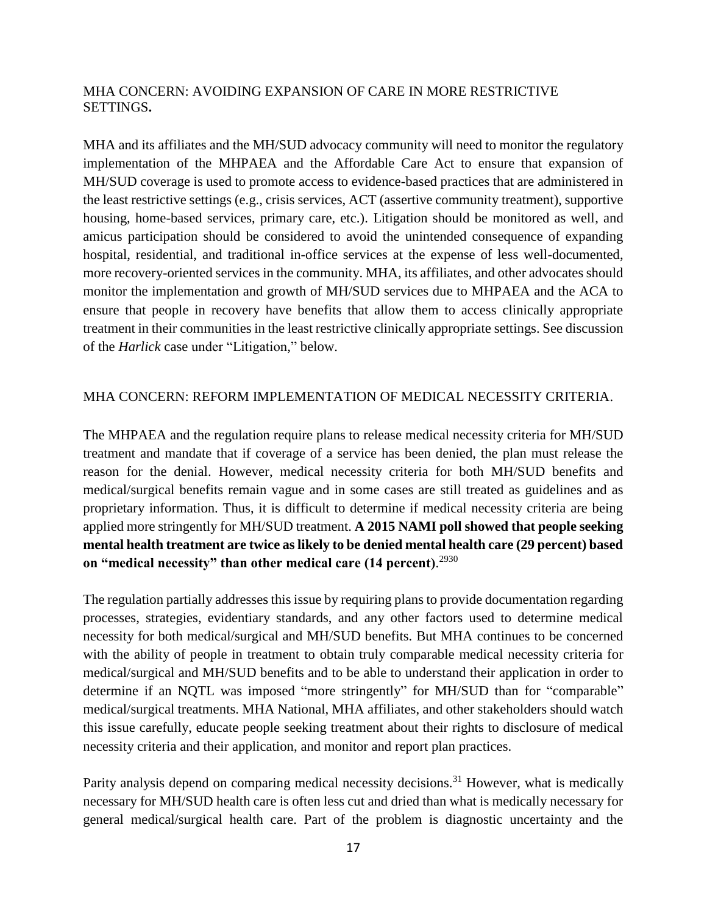MHA CONCERN: AVOIDING EXPANSION OF CARE IN MORE RESTRICTIVE SETTINGS.

MHA and its affiliates and the MH/SUD advocacy community will need to monitor the regulatory implementation of the MHPAEA and the Affordable Care Act to ensure that expansion of MH/SUD coverage is used to promote access to evidence-based practices that are administered in the least restrictive settings (e.g., crisis services, ACT (assertive community treatment), supportive housing, home-based services, primary care, etc.). Litigation should be monitored as well, and amicus participation should be considered to avoid the unintended consequence of expanding hospital, residential, and traditional in-office services at the expense of less well-documented, more recovery-oriented services in the community. MHA, its affiliates, and other advocates should monitor the implementation and growth of MH/SUD services due to MHPAEA and the ACA to ensure that people in recovery have benefits that allow them to access clinically appropriate treatment in their communities in the least restrictive clinically appropriate settings. See discussion of the *Harlick* case under "Litigation," below.

MHA CONCERN: REFORM IMPLEMENTATION OF MEDICAL NECESSITY CRITERIA.

The MHPAEA and the regulation require plans to release medical necessity criteria for MH/SUD treatment and mandate that if coverage of a service has been denied, the plan must release the reason for the denial. However, medical necessity criteria for both MH/SUD benefits and medical/surgical benefits remain vague and in some cases are still treated as guidelines and as proprietary information. Thus, it is difficult to determine if medical necessity criteria are being applied more stringently for MH/SUD treatment. **A 2015 NAMI poll showed that people seeking mental health treatment are twice as likely to be denied mental health care (29 percent) based on "medical necessity" than other medical care (14 percent)**.[29][30]

The regulation partially addresses this issue by requiring plans to provide documentation regarding processes, strategies, evidentiary standards, and any other factors used to determine medical necessity for both medical/surgical and MH/SUD benefits. But MHA continues to be concerned with the ability of people in treatment to obtain truly comparable medical necessity criteria for medical/surgical and MH/SUD benefits and to be able to understand their application in order to determine if an NQTL was imposed "more stringently" for MH/SUD than for "comparable" medical/surgical treatments. MHA National, MHA affiliates, and other stakeholders should watch this issue carefully, educate people seeking treatment about their rights to disclosure of medical necessity criteria and their application, and monitor and report plan practices.

Parity analysis depend on comparing medical necessity decisions.[31] However, what is medically necessary for MH/SUD health care is often less cut and dried than what is medically necessary for general medical/surgical health care. Part of the problem is diagnostic uncertainty and the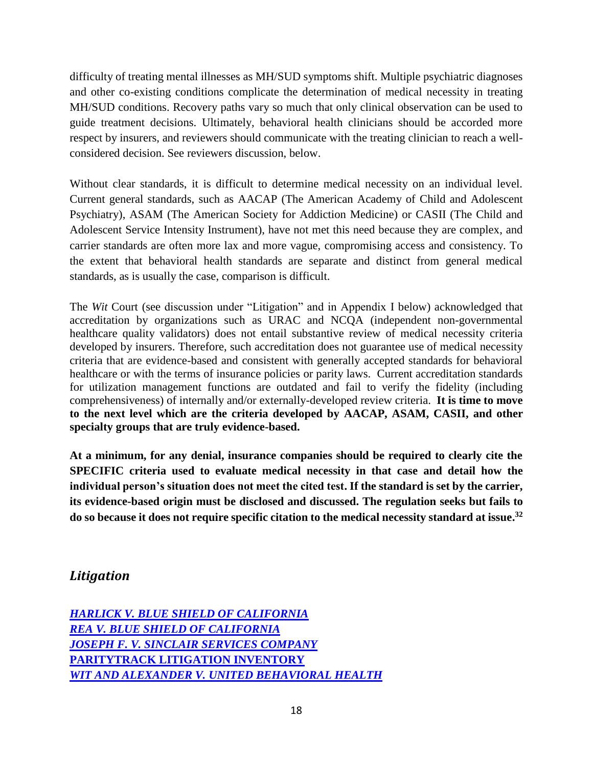difficulty of treating mental illnesses as MH/SUD symptoms shift. Multiple psychiatric diagnoses and other co-existing conditions complicate the determination of medical necessity in treating MH/SUD conditions. Recovery paths vary so much that only clinical observation can be used to guide treatment decisions. Ultimately, behavioral health clinicians should be accorded more respect by insurers, and reviewers should communicate with the treating clinician to reach a well-considered decision. See reviewers discussion, below.

Without clear standards, it is difficult to determine medical necessity on an individual level. Current general standards, such as AACAP (The American Academy of Child and Adolescent Psychiatry), ASAM (The American Society for Addiction Medicine) or CASII (The Child and Adolescent Service Intensity Instrument), have not met this need because they are complex, and carrier standards are often more lax and more vague, compromising access and consistency. To the extent that behavioral health standards are separate and distinct from general medical standards, as is usually the case, comparison is difficult.

The *Wit* Court (see discussion under "Litigation" and in Appendix I below) acknowledged that accreditation by organizations such as URAC and NCQA (independent non-governmental healthcare quality validators) does not entail substantive review of medical necessity criteria developed by insurers. Therefore, such accreditation does not guarantee use of medical necessity criteria that are evidence-based and consistent with generally accepted standards for behavioral healthcare or with the terms of insurance policies or parity laws. Current accreditation standards for utilization management functions are outdated and fail to verify the fidelity (including comprehensiveness) of internally and/or externally-developed review criteria. **It is time to move to the next level which are the criteria developed by AACAP, ASAM, CASII, and other specialty groups that are truly evidence-based.**

**At a minimum, for any denial, insurance companies should be required to clearly cite the SPECIFIC criteria used to evaluate medical necessity in that case and detail how the individual person's situation does not meet the cited test. If the standard is set by the carrier, its evidence-based origin must be disclosed and discussed. The regulation seeks but fails to do so because it does not require specific citation to the medical necessity standard at issue.[32]**

## *Litigation*

***HARLICK V. BLUE SHIELD OF CALIFORNIA***
***REA V. BLUE SHIELD OF CALIFORNIA***
***JOSEPH F. V. SINCLAIR SERVICES COMPANY***
**PARITYTRACK LITIGATION INVENTORY**
***WIT AND ALEXANDER V. UNITED BEHAVIORAL HEALTH***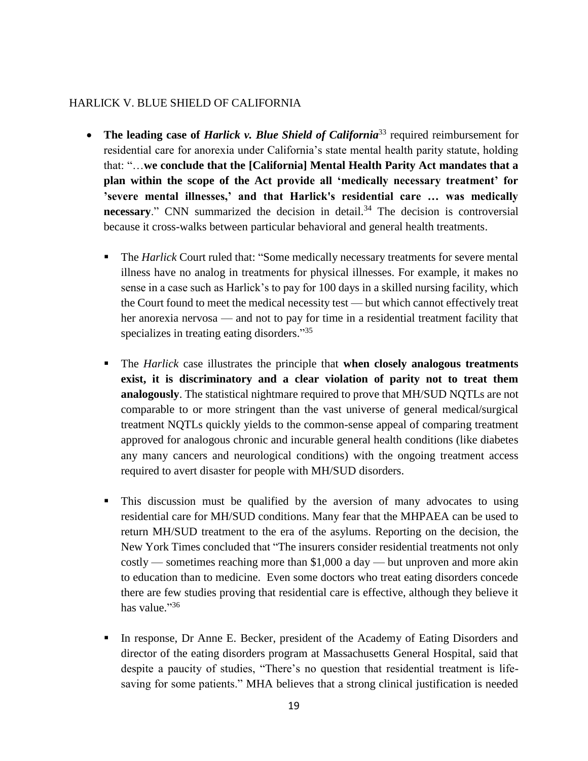## HARLICK V. BLUE SHIELD OF CALIFORNIA

- **The leading case of *Harlick v. Blue Shield of California***[33] required reimbursement for residential care for anorexia under California's state mental health parity statute, holding that: "…**we conclude that the [California] Mental Health Parity Act mandates that a plan within the scope of the Act provide all 'medically necessary treatment' for 'severe mental illnesses,' and that Harlick's residential care … was medically necessary**." CNN summarized the decision in detail.[34] The decision is controversial because it cross-walks between particular behavioral and general health treatments.
  - The *Harlick* Court ruled that: "Some medically necessary treatments for severe mental illness have no analog in treatments for physical illnesses. For example, it makes no sense in a case such as Harlick's to pay for 100 days in a skilled nursing facility, which the Court found to meet the medical necessity test — but which cannot effectively treat her anorexia nervosa — and not to pay for time in a residential treatment facility that specializes in treating eating disorders."[35]
  - The *Harlick* case illustrates the principle that **when closely analogous treatments exist, it is discriminatory and a clear violation of parity not to treat them analogously**. The statistical nightmare required to prove that MH/SUD NQTLs are not comparable to or more stringent than the vast universe of general medical/surgical treatment NQTLs quickly yields to the common-sense appeal of comparing treatment approved for analogous chronic and incurable general health conditions (like diabetes any many cancers and neurological conditions) with the ongoing treatment access required to avert disaster for people with MH/SUD disorders.
  - This discussion must be qualified by the aversion of many advocates to using residential care for MH/SUD conditions. Many fear that the MHPAEA can be used to return MH/SUD treatment to the era of the asylums. Reporting on the decision, the New York Times concluded that "The insurers consider residential treatments not only costly — sometimes reaching more than $1,000 a day — but unproven and more akin to education than to medicine. Even some doctors who treat eating disorders concede there are few studies proving that residential care is effective, although they believe it has value."[36]
  - In response, Dr Anne E. Becker, president of the Academy of Eating Disorders and director of the eating disorders program at Massachusetts General Hospital, said that despite a paucity of studies, "There's no question that residential treatment is life-saving for some patients." MHA believes that a strong clinical justification is needed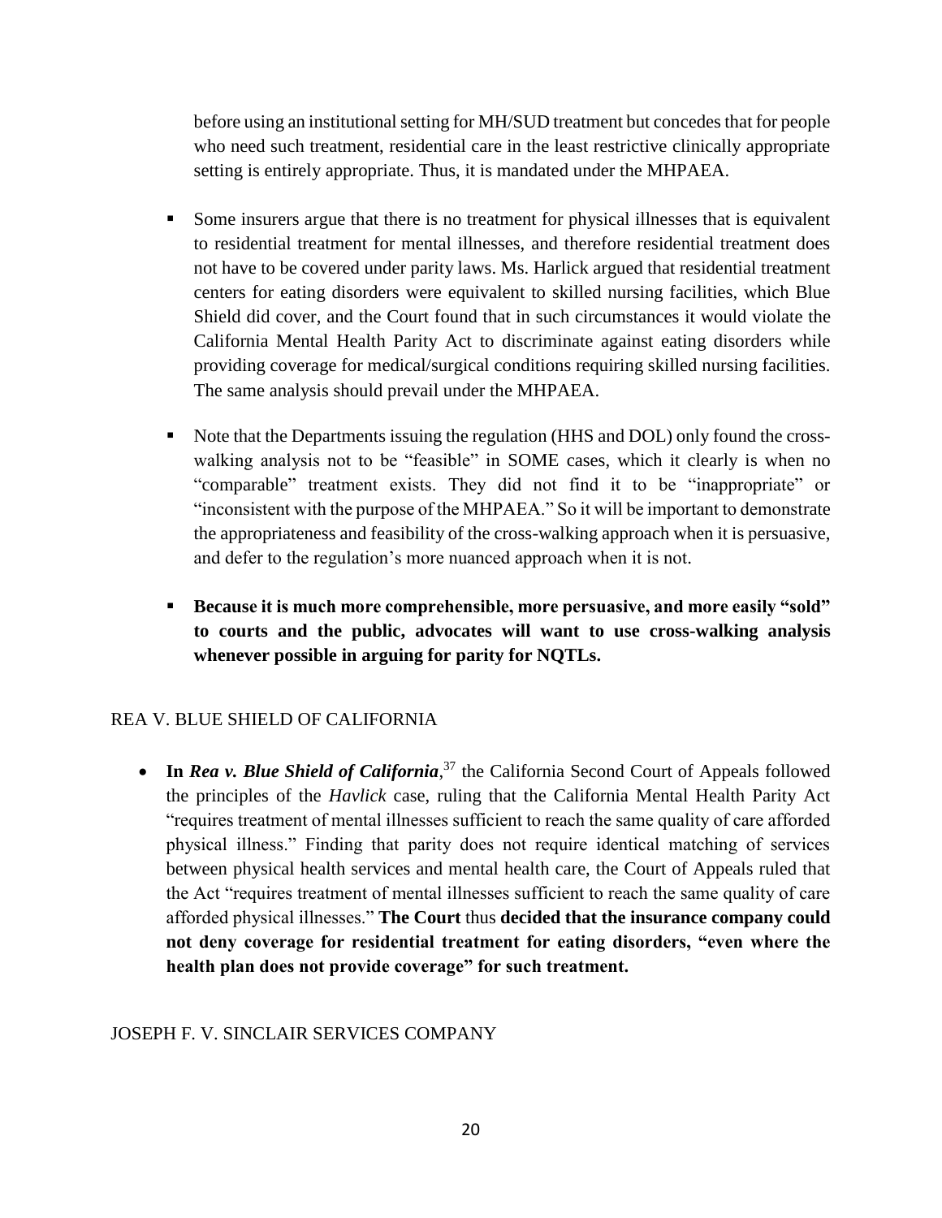before using an institutional setting for MH/SUD treatment but concedes that for people who need such treatment, residential care in the least restrictive clinically appropriate setting is entirely appropriate. Thus, it is mandated under the MHPAEA.

- Some insurers argue that there is no treatment for physical illnesses that is equivalent to residential treatment for mental illnesses, and therefore residential treatment does not have to be covered under parity laws. Ms. Harlick argued that residential treatment centers for eating disorders were equivalent to skilled nursing facilities, which Blue Shield did cover, and the Court found that in such circumstances it would violate the California Mental Health Parity Act to discriminate against eating disorders while providing coverage for medical/surgical conditions requiring skilled nursing facilities. The same analysis should prevail under the MHPAEA.

- Note that the Departments issuing the regulation (HHS and DOL) only found the cross-walking analysis not to be "feasible" in SOME cases, which it clearly is when no "comparable" treatment exists. They did not find it to be "inappropriate" or "inconsistent with the purpose of the MHPAEA." So it will be important to demonstrate the appropriateness and feasibility of the cross-walking approach when it is persuasive, and defer to the regulation's more nuanced approach when it is not.

- **Because it is much more comprehensible, more persuasive, and more easily "sold" to courts and the public, advocates will want to use cross-walking analysis whenever possible in arguing for parity for NQTLs.**

REA V. BLUE SHIELD OF CALIFORNIA

- **In *Rea v. Blue Shield of California***,[37] the California Second Court of Appeals followed the principles of the *Havlick* case, ruling that the California Mental Health Parity Act "requires treatment of mental illnesses sufficient to reach the same quality of care afforded physical illness." Finding that parity does not require identical matching of services between physical health services and mental health care, the Court of Appeals ruled that the Act "requires treatment of mental illnesses sufficient to reach the same quality of care afforded physical illnesses." **The Court** thus **decided that the insurance company could not deny coverage for residential treatment for eating disorders, "even where the health plan does not provide coverage" for such treatment.**

JOSEPH F. V. SINCLAIR SERVICES COMPANY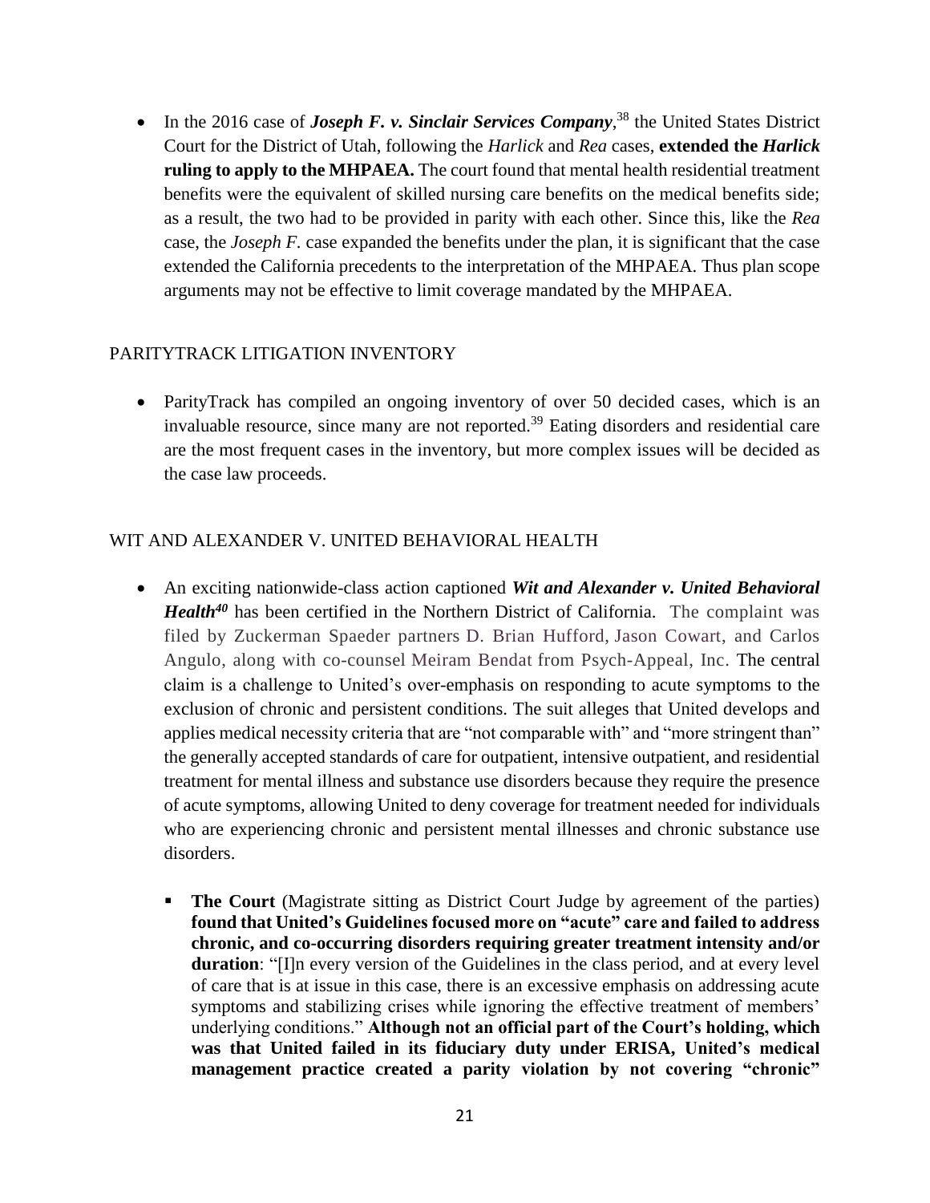- In the 2016 case of ***Joseph F. v. Sinclair Services Company***,[38] the United States District Court for the District of Utah, following the *Harlick* and *Rea* cases, **extended the *Harlick* ruling to apply to the MHPAEA.** The court found that mental health residential treatment benefits were the equivalent of skilled nursing care benefits on the medical benefits side; as a result, the two had to be provided in parity with each other. Since this, like the *Rea* case, the *Joseph F.* case expanded the benefits under the plan, it is significant that the case extended the California precedents to the interpretation of the MHPAEA. Thus plan scope arguments may not be effective to limit coverage mandated by the MHPAEA.

## PARITYTRACK LITIGATION INVENTORY

- ParityTrack has compiled an ongoing inventory of over 50 decided cases, which is an invaluable resource, since many are not reported.[39] Eating disorders and residential care are the most frequent cases in the inventory, but more complex issues will be decided as the case law proceeds.

## WIT AND ALEXANDER V. UNITED BEHAVIORAL HEALTH

- An exciting nationwide-class action captioned ***Wit and Alexander v. United Behavioral Health***[40] has been certified in the Northern District of California. The complaint was filed by Zuckerman Spaeder partners D. Brian Hufford, Jason Cowart, and Carlos Angulo, along with co-counsel Meiram Bendat from Psych-Appeal, Inc. The central claim is a challenge to United's over-emphasis on responding to acute symptoms to the exclusion of chronic and persistent conditions. The suit alleges that United develops and applies medical necessity criteria that are "not comparable with" and "more stringent than" the generally accepted standards of care for outpatient, intensive outpatient, and residential treatment for mental illness and substance use disorders because they require the presence of acute symptoms, allowing United to deny coverage for treatment needed for individuals who are experiencing chronic and persistent mental illnesses and chronic substance use disorders.
  - **The Court** (Magistrate sitting as District Court Judge by agreement of the parties) **found that United's Guidelines focused more on "acute" care and failed to address chronic, and co-occurring disorders requiring greater treatment intensity and/or duration**: "[I]n every version of the Guidelines in the class period, and at every level of care that is at issue in this case, there is an excessive emphasis on addressing acute symptoms and stabilizing crises while ignoring the effective treatment of members' underlying conditions." **Although not an official part of the Court's holding, which was that United failed in its fiduciary duty under ERISA, United's medical management practice created a parity violation by not covering "chronic"**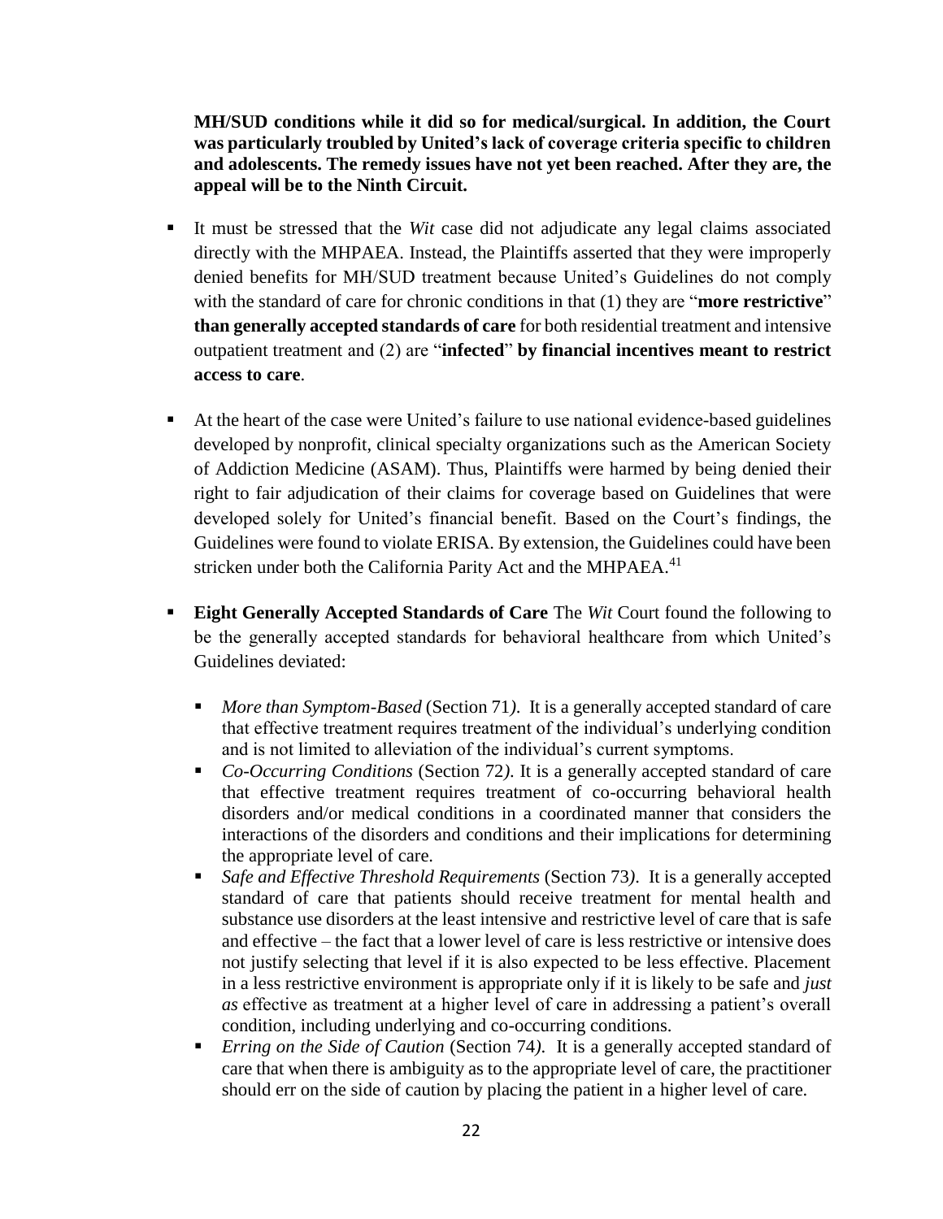**MH/SUD conditions while it did so for medical/surgical. In addition, the Court was particularly troubled by United's lack of coverage criteria specific to children and adolescents. The remedy issues have not yet been reached. After they are, the appeal will be to the Ninth Circuit.**

- It must be stressed that the *Wit* case did not adjudicate any legal claims associated directly with the MHPAEA. Instead, the Plaintiffs asserted that they were improperly denied benefits for MH/SUD treatment because United's Guidelines do not comply with the standard of care for chronic conditions in that (1) they are "**more restrictive**" **than generally accepted standards of care** for both residential treatment and intensive outpatient treatment and (2) are "**infected**" **by financial incentives meant to restrict access to care**.

- At the heart of the case were United's failure to use national evidence-based guidelines developed by nonprofit, clinical specialty organizations such as the American Society of Addiction Medicine (ASAM). Thus, Plaintiffs were harmed by being denied their right to fair adjudication of their claims for coverage based on Guidelines that were developed solely for United's financial benefit. Based on the Court's findings, the Guidelines were found to violate ERISA. By extension, the Guidelines could have been stricken under both the California Parity Act and the MHPAEA.[41]

- **Eight Generally Accepted Standards of Care** The *Wit* Court found the following to be the generally accepted standards for behavioral healthcare from which United's Guidelines deviated:

  - *More than Symptom-Based* (Section 71*)*. It is a generally accepted standard of care that effective treatment requires treatment of the individual's underlying condition and is not limited to alleviation of the individual's current symptoms.
  - *Co-Occurring Conditions* (Section 72*)*. It is a generally accepted standard of care that effective treatment requires treatment of co-occurring behavioral health disorders and/or medical conditions in a coordinated manner that considers the interactions of the disorders and conditions and their implications for determining the appropriate level of care.
  - *Safe and Effective Threshold Requirements* (Section 73*)*. It is a generally accepted standard of care that patients should receive treatment for mental health and substance use disorders at the least intensive and restrictive level of care that is safe and effective – the fact that a lower level of care is less restrictive or intensive does not justify selecting that level if it is also expected to be less effective. Placement in a less restrictive environment is appropriate only if it is likely to be safe and *just as* effective as treatment at a higher level of care in addressing a patient's overall condition, including underlying and co-occurring conditions.
  - *Erring on the Side of Caution* (Section 74*)*. It is a generally accepted standard of care that when there is ambiguity as to the appropriate level of care, the practitioner should err on the side of caution by placing the patient in a higher level of care.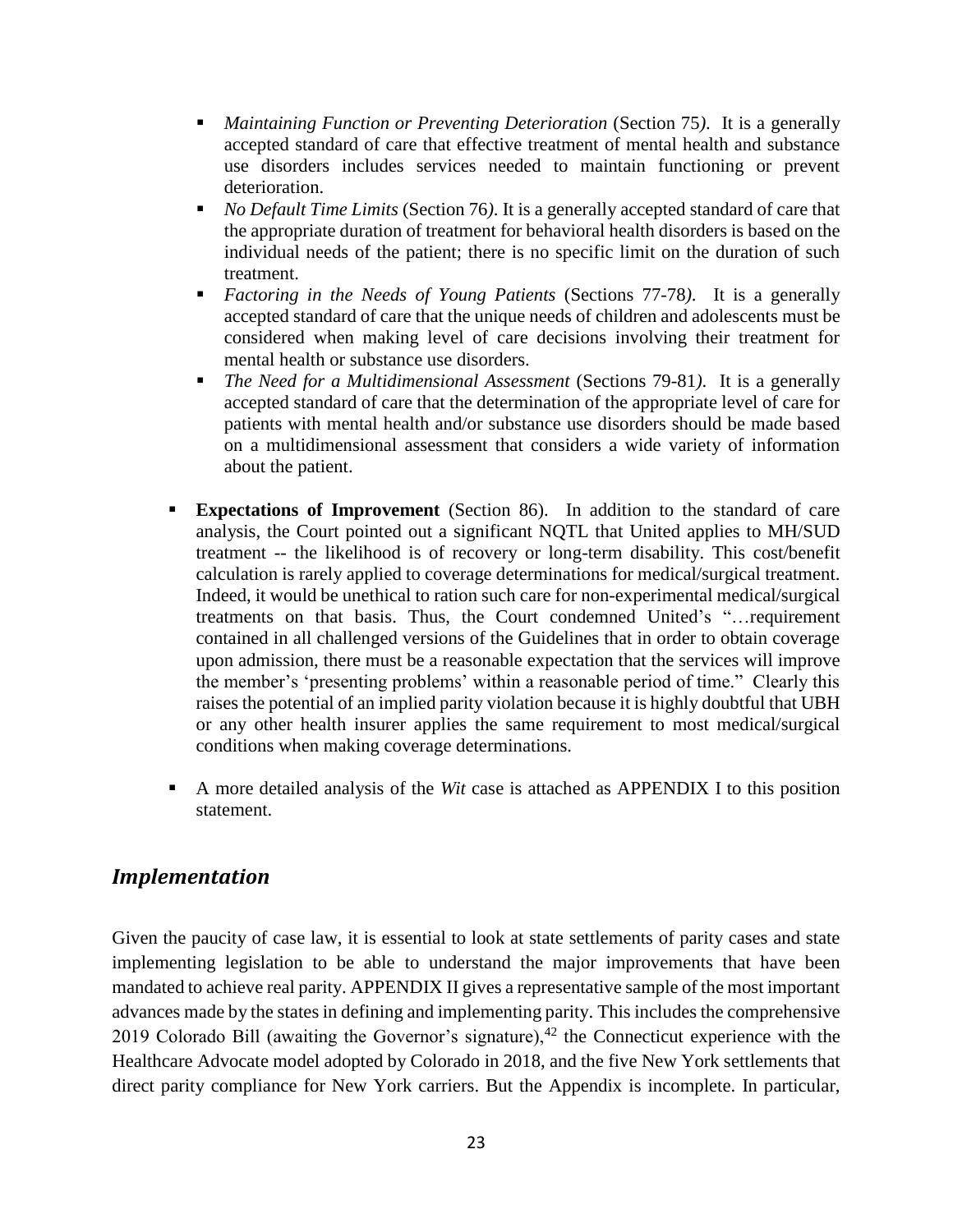- *Maintaining Function or Preventing Deterioration* (Section 75*).* It is a generally accepted standard of care that effective treatment of mental health and substance use disorders includes services needed to maintain functioning or prevent deterioration.
  - *No Default Time Limits* (Section 76*).* It is a generally accepted standard of care that the appropriate duration of treatment for behavioral health disorders is based on the individual needs of the patient; there is no specific limit on the duration of such treatment.
  - *Factoring in the Needs of Young Patients* (Sections 77-78*).* It is a generally accepted standard of care that the unique needs of children and adolescents must be considered when making level of care decisions involving their treatment for mental health or substance use disorders.
  - *The Need for a Multidimensional Assessment* (Sections 79-81*).* It is a generally accepted standard of care that the determination of the appropriate level of care for patients with mental health and/or substance use disorders should be made based on a multidimensional assessment that considers a wide variety of information about the patient.

- **Expectations of Improvement** (Section 86). In addition to the standard of care analysis, the Court pointed out a significant NQTL that United applies to MH/SUD treatment -- the likelihood is of recovery or long-term disability. This cost/benefit calculation is rarely applied to coverage determinations for medical/surgical treatment. Indeed, it would be unethical to ration such care for non-experimental medical/surgical treatments on that basis. Thus, the Court condemned United's "…requirement contained in all challenged versions of the Guidelines that in order to obtain coverage upon admission, there must be a reasonable expectation that the services will improve the member's 'presenting problems' within a reasonable period of time." Clearly this raises the potential of an implied parity violation because it is highly doubtful that UBH or any other health insurer applies the same requirement to most medical/surgical conditions when making coverage determinations.

- A more detailed analysis of the *Wit* case is attached as APPENDIX I to this position statement.

## *Implementation*

Given the paucity of case law, it is essential to look at state settlements of parity cases and state implementing legislation to be able to understand the major improvements that have been mandated to achieve real parity. APPENDIX II gives a representative sample of the most important advances made by the states in defining and implementing parity. This includes the comprehensive 2019 Colorado Bill (awaiting the Governor's signature),[42] the Connecticut experience with the Healthcare Advocate model adopted by Colorado in 2018, and the five New York settlements that direct parity compliance for New York carriers. But the Appendix is incomplete. In particular,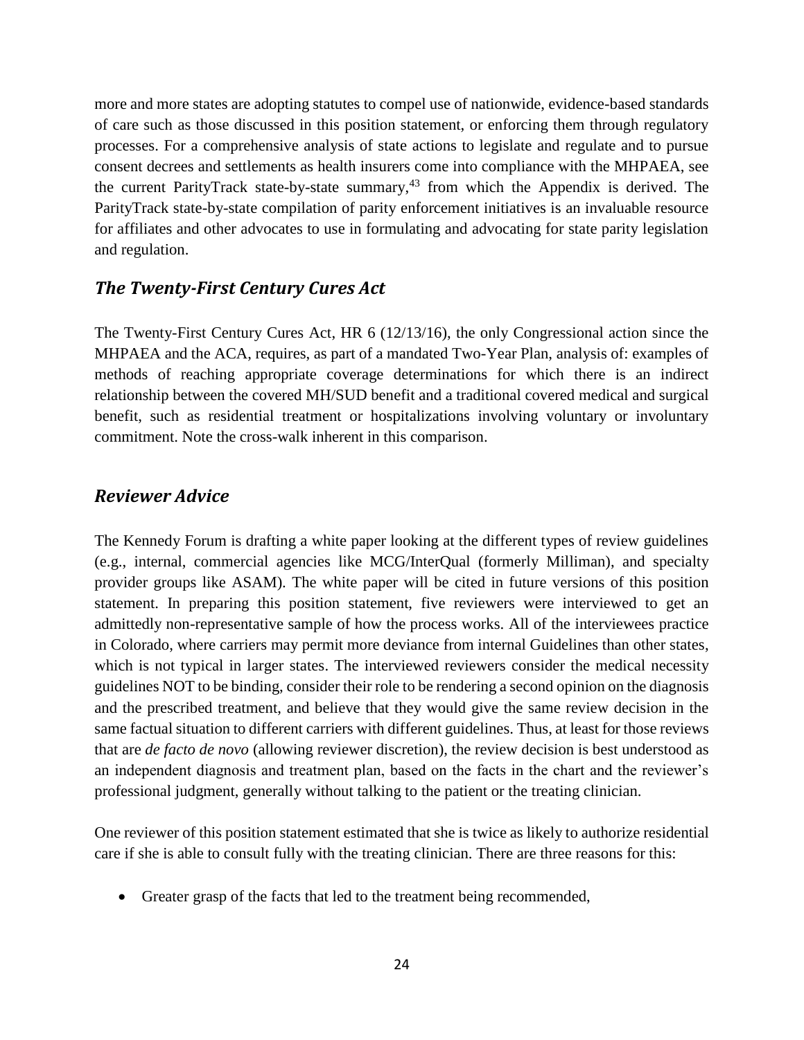more and more states are adopting statutes to compel use of nationwide, evidence-based standards of care such as those discussed in this position statement, or enforcing them through regulatory processes. For a comprehensive analysis of state actions to legislate and regulate and to pursue consent decrees and settlements as health insurers come into compliance with the MHPAEA, see the current ParityTrack state-by-state summary,[43] from which the Appendix is derived. The ParityTrack state-by-state compilation of parity enforcement initiatives is an invaluable resource for affiliates and other advocates to use in formulating and advocating for state parity legislation and regulation.

### *The Twenty-First Century Cures Act*

The Twenty-First Century Cures Act, HR 6 (12/13/16), the only Congressional action since the MHPAEA and the ACA, requires, as part of a mandated Two-Year Plan, analysis of: examples of methods of reaching appropriate coverage determinations for which there is an indirect relationship between the covered MH/SUD benefit and a traditional covered medical and surgical benefit, such as residential treatment or hospitalizations involving voluntary or involuntary commitment. Note the cross-walk inherent in this comparison.

## *Reviewer Advice*

The Kennedy Forum is drafting a white paper looking at the different types of review guidelines (e.g., internal, commercial agencies like MCG/InterQual (formerly Milliman), and specialty provider groups like ASAM). The white paper will be cited in future versions of this position statement. In preparing this position statement, five reviewers were interviewed to get an admittedly non-representative sample of how the process works. All of the interviewees practice in Colorado, where carriers may permit more deviance from internal Guidelines than other states, which is not typical in larger states. The interviewed reviewers consider the medical necessity guidelines NOT to be binding, consider their role to be rendering a second opinion on the diagnosis and the prescribed treatment, and believe that they would give the same review decision in the same factual situation to different carriers with different guidelines. Thus, at least for those reviews that are *de facto de novo* (allowing reviewer discretion), the review decision is best understood as an independent diagnosis and treatment plan, based on the facts in the chart and the reviewer's professional judgment, generally without talking to the patient or the treating clinician.

One reviewer of this position statement estimated that she is twice as likely to authorize residential care if she is able to consult fully with the treating clinician. There are three reasons for this:

- Greater grasp of the facts that led to the treatment being recommended,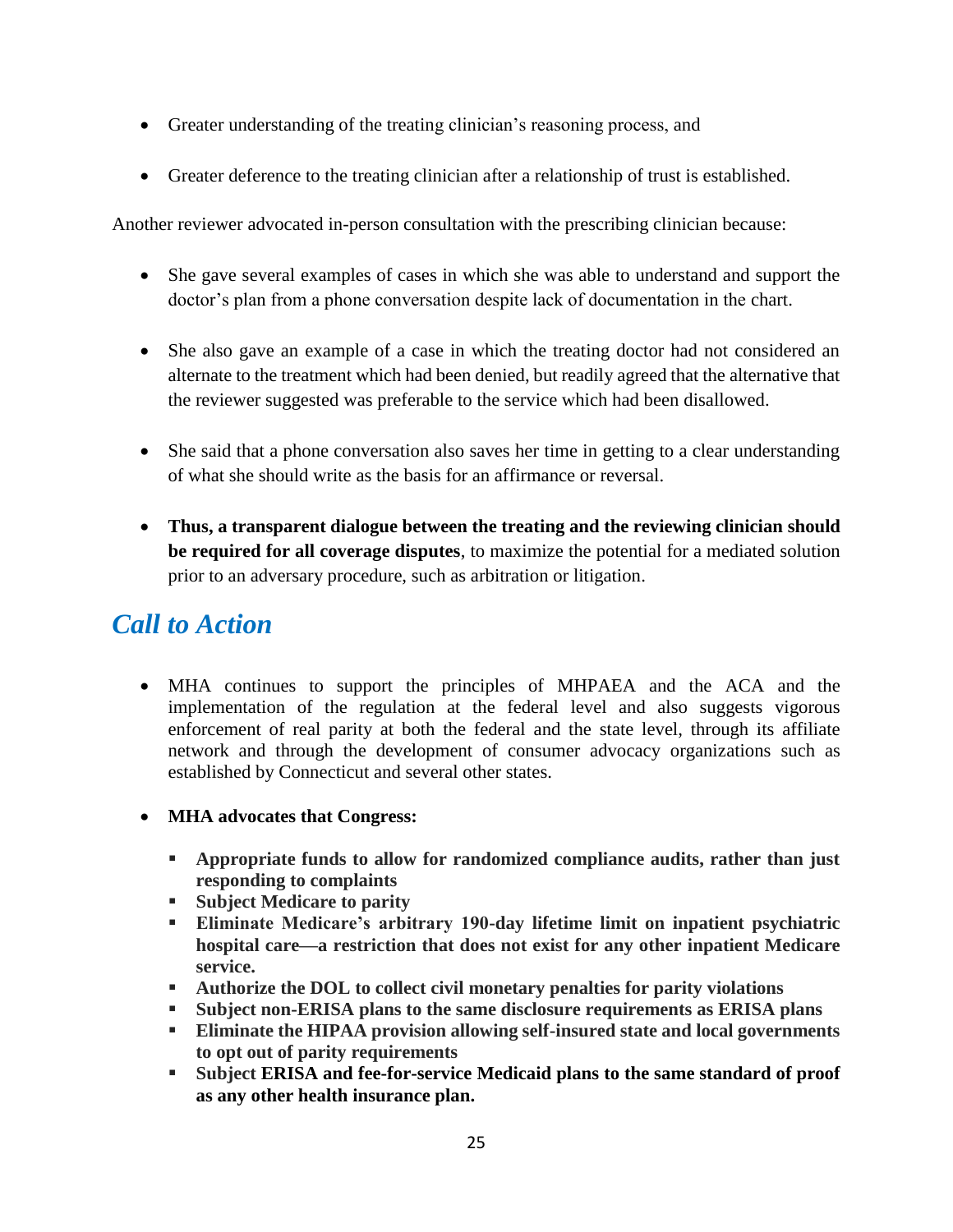- Greater understanding of the treating clinician's reasoning process, and

- Greater deference to the treating clinician after a relationship of trust is established.

Another reviewer advocated in-person consultation with the prescribing clinician because:

- She gave several examples of cases in which she was able to understand and support the doctor's plan from a phone conversation despite lack of documentation in the chart.

- She also gave an example of a case in which the treating doctor had not considered an alternate to the treatment which had been denied, but readily agreed that the alternative that the reviewer suggested was preferable to the service which had been disallowed.

- She said that a phone conversation also saves her time in getting to a clear understanding of what she should write as the basis for an affirmance or reversal.

- **Thus, a transparent dialogue between the treating and the reviewing clinician should be required for all coverage disputes**, to maximize the potential for a mediated solution prior to an adversary procedure, such as arbitration or litigation.

## *Call to Action*

- MHA continues to support the principles of MHPAEA and the ACA and the implementation of the regulation at the federal level and also suggests vigorous enforcement of real parity at both the federal and the state level, through its affiliate network and through the development of consumer advocacy organizations such as established by Connecticut and several other states.

- **MHA advocates that Congress:**
  - **Appropriate funds to allow for randomized compliance audits, rather than just responding to complaints**
  - **Subject Medicare to parity**
  - **Eliminate Medicare's arbitrary 190-day lifetime limit on inpatient psychiatric hospital care—a restriction that does not exist for any other inpatient Medicare service.**
  - **Authorize the DOL to collect civil monetary penalties for parity violations**
  - **Subject non-ERISA plans to the same disclosure requirements as ERISA plans**
  - **Eliminate the HIPAA provision allowing self-insured state and local governments to opt out of parity requirements**
  - **Subject ERISA and fee-for-service Medicaid plans to the same standard of proof as any other health insurance plan.**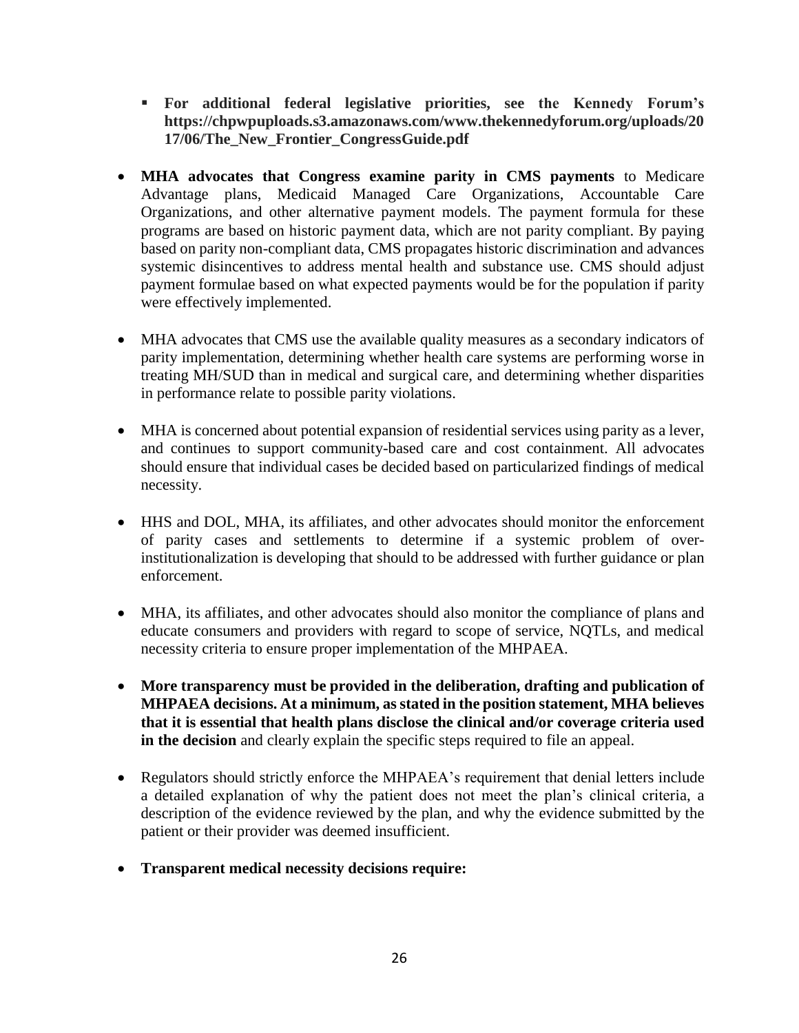- **For additional federal legislative priorities, see the Kennedy Forum's https://chpwpuploads.s3.amazonaws.com/www.thekennedyforum.org/uploads/2017/06/The_New_Frontier_CongressGuide.pdf**

- **MHA advocates that Congress examine parity in CMS payments** to Medicare Advantage plans, Medicaid Managed Care Organizations, Accountable Care Organizations, and other alternative payment models. The payment formula for these programs are based on historic payment data, which are not parity compliant. By paying based on parity non-compliant data, CMS propagates historic discrimination and advances systemic disincentives to address mental health and substance use. CMS should adjust payment formulae based on what expected payments would be for the population if parity were effectively implemented.

- MHA advocates that CMS use the available quality measures as a secondary indicators of parity implementation, determining whether health care systems are performing worse in treating MH/SUD than in medical and surgical care, and determining whether disparities in performance relate to possible parity violations.

- MHA is concerned about potential expansion of residential services using parity as a lever, and continues to support community-based care and cost containment. All advocates should ensure that individual cases be decided based on particularized findings of medical necessity.

- HHS and DOL, MHA, its affiliates, and other advocates should monitor the enforcement of parity cases and settlements to determine if a systemic problem of over-institutionalization is developing that should to be addressed with further guidance or plan enforcement.

- MHA, its affiliates, and other advocates should also monitor the compliance of plans and educate consumers and providers with regard to scope of service, NQTLs, and medical necessity criteria to ensure proper implementation of the MHPAEA.

- **More transparency must be provided in the deliberation, drafting and publication of MHPAEA decisions. At a minimum, as stated in the position statement, MHA believes that it is essential that health plans disclose the clinical and/or coverage criteria used in the decision** and clearly explain the specific steps required to file an appeal.

- Regulators should strictly enforce the MHPAEA's requirement that denial letters include a detailed explanation of why the patient does not meet the plan's clinical criteria, a description of the evidence reviewed by the plan, and why the evidence submitted by the patient or their provider was deemed insufficient.

- **Transparent medical necessity decisions require:**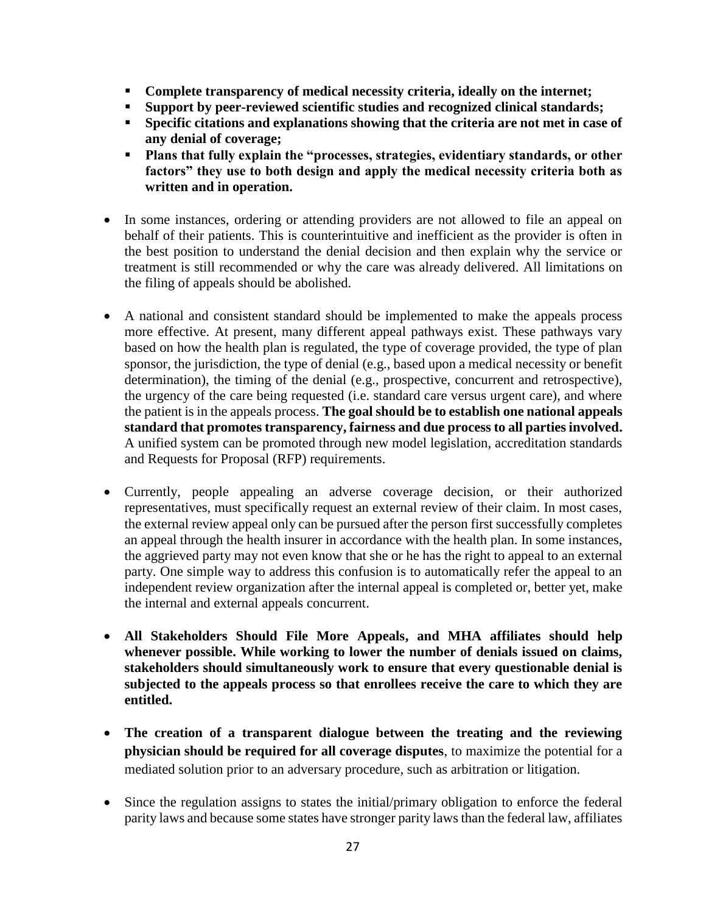- **Complete transparency of medical necessity criteria, ideally on the internet;**
  - **Support by peer-reviewed scientific studies and recognized clinical standards;**
  - **Specific citations and explanations showing that the criteria are not met in case of any denial of coverage;**
  - **Plans that fully explain the "processes, strategies, evidentiary standards, or other factors" they use to both design and apply the medical necessity criteria both as written and in operation.**

- In some instances, ordering or attending providers are not allowed to file an appeal on behalf of their patients. This is counterintuitive and inefficient as the provider is often in the best position to understand the denial decision and then explain why the service or treatment is still recommended or why the care was already delivered. All limitations on the filing of appeals should be abolished.

- A national and consistent standard should be implemented to make the appeals process more effective. At present, many different appeal pathways exist. These pathways vary based on how the health plan is regulated, the type of coverage provided, the type of plan sponsor, the jurisdiction, the type of denial (e.g., based upon a medical necessity or benefit determination), the timing of the denial (e.g., prospective, concurrent and retrospective), the urgency of the care being requested (i.e. standard care versus urgent care), and where the patient is in the appeals process. **The goal should be to establish one national appeals standard that promotes transparency, fairness and due process to all parties involved.** A unified system can be promoted through new model legislation, accreditation standards and Requests for Proposal (RFP) requirements.

- Currently, people appealing an adverse coverage decision, or their authorized representatives, must specifically request an external review of their claim. In most cases, the external review appeal only can be pursued after the person first successfully completes an appeal through the health insurer in accordance with the health plan. In some instances, the aggrieved party may not even know that she or he has the right to appeal to an external party. One simple way to address this confusion is to automatically refer the appeal to an independent review organization after the internal appeal is completed or, better yet, make the internal and external appeals concurrent.

- **All Stakeholders Should File More Appeals, and MHA affiliates should help whenever possible. While working to lower the number of denials issued on claims, stakeholders should simultaneously work to ensure that every questionable denial is subjected to the appeals process so that enrollees receive the care to which they are entitled.**

- **The creation of a transparent dialogue between the treating and the reviewing physician should be required for all coverage disputes**, to maximize the potential for a mediated solution prior to an adversary procedure, such as arbitration or litigation.

- Since the regulation assigns to states the initial/primary obligation to enforce the federal parity laws and because some states have stronger parity laws than the federal law, affiliates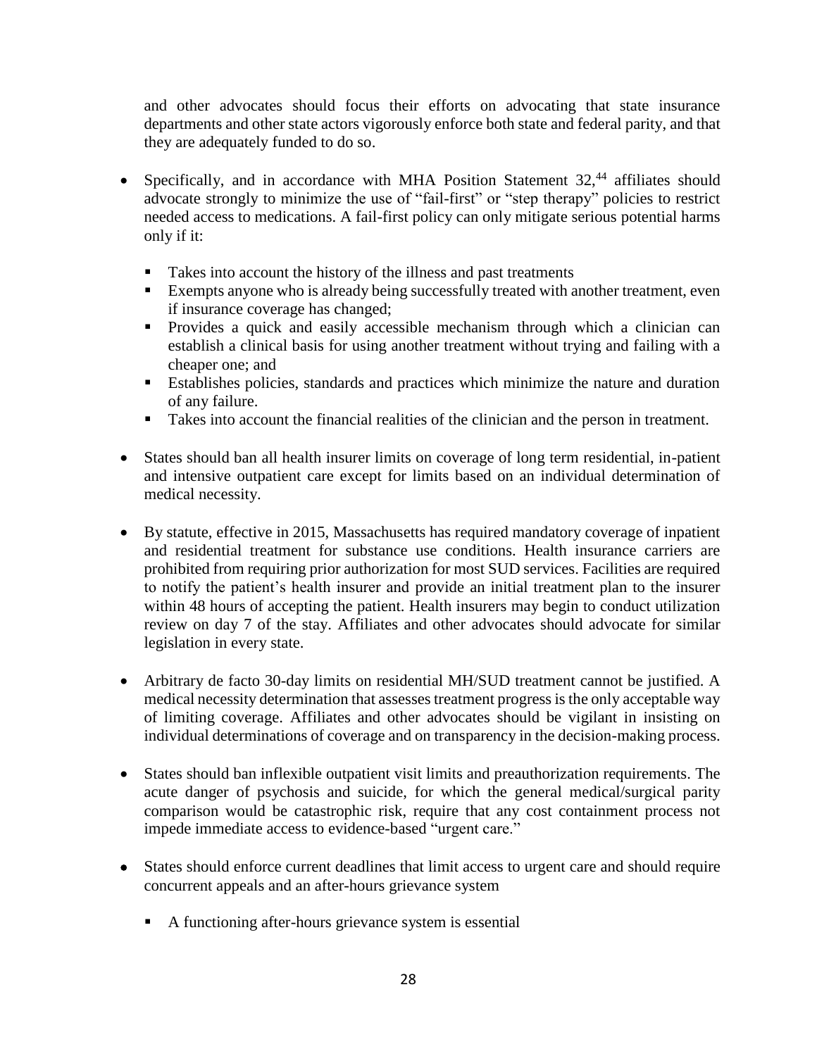and other advocates should focus their efforts on advocating that state insurance departments and other state actors vigorously enforce both state and federal parity, and that they are adequately funded to do so.

- Specifically, and in accordance with MHA Position Statement 32,[44] affiliates should advocate strongly to minimize the use of "fail-first" or "step therapy" policies to restrict needed access to medications. A fail-first policy can only mitigate serious potential harms only if it:
  - Takes into account the history of the illness and past treatments
  - Exempts anyone who is already being successfully treated with another treatment, even if insurance coverage has changed;
  - Provides a quick and easily accessible mechanism through which a clinician can establish a clinical basis for using another treatment without trying and failing with a cheaper one; and
  - Establishes policies, standards and practices which minimize the nature and duration of any failure.
  - Takes into account the financial realities of the clinician and the person in treatment.

- States should ban all health insurer limits on coverage of long term residential, in-patient and intensive outpatient care except for limits based on an individual determination of medical necessity.

- By statute, effective in 2015, Massachusetts has required mandatory coverage of inpatient and residential treatment for substance use conditions. Health insurance carriers are prohibited from requiring prior authorization for most SUD services. Facilities are required to notify the patient's health insurer and provide an initial treatment plan to the insurer within 48 hours of accepting the patient. Health insurers may begin to conduct utilization review on day 7 of the stay. Affiliates and other advocates should advocate for similar legislation in every state.

- Arbitrary de facto 30-day limits on residential MH/SUD treatment cannot be justified. A medical necessity determination that assesses treatment progress is the only acceptable way of limiting coverage. Affiliates and other advocates should be vigilant in insisting on individual determinations of coverage and on transparency in the decision-making process.

- States should ban inflexible outpatient visit limits and preauthorization requirements. The acute danger of psychosis and suicide, for which the general medical/surgical parity comparison would be catastrophic risk, require that any cost containment process not impede immediate access to evidence-based "urgent care."

- States should enforce current deadlines that limit access to urgent care and should require concurrent appeals and an after-hours grievance system
  - A functioning after-hours grievance system is essential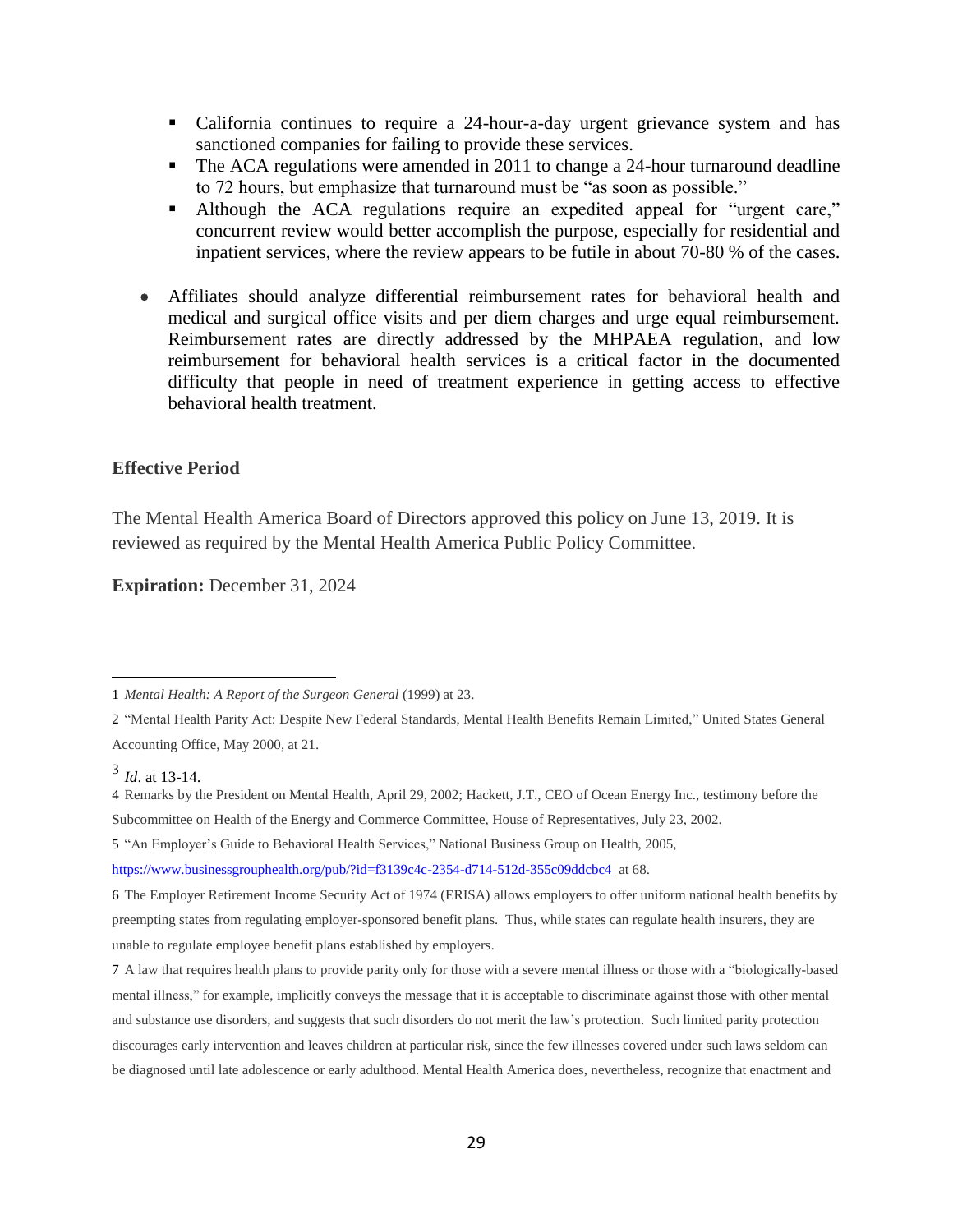- California continues to require a 24-hour-a-day urgent grievance system and has sanctioned companies for failing to provide these services.
    - The ACA regulations were amended in 2011 to change a 24-hour turnaround deadline to 72 hours, but emphasize that turnaround must be "as soon as possible."
    - Although the ACA regulations require an expedited appeal for "urgent care," concurrent review would better accomplish the purpose, especially for residential and inpatient services, where the review appears to be futile in about 70-80 % of the cases.

- Affiliates should analyze differential reimbursement rates for behavioral health and medical and surgical office visits and per diem charges and urge equal reimbursement. Reimbursement rates are directly addressed by the MHPAEA regulation, and low reimbursement for behavioral health services is a critical factor in the documented difficulty that people in need of treatment experience in getting access to effective behavioral health treatment.

## Effective Period

The Mental Health America Board of Directors approved this policy on June 13, 2019. It is reviewed as required by the Mental Health America Public Policy Committee.

**Expiration:** December 31, 2024

---

1 *Mental Health: A Report of the Surgeon General* (1999) at 23.

2 "Mental Health Parity Act: Despite New Federal Standards, Mental Health Benefits Remain Limited," United States General Accounting Office, May 2000, at 21.

3 *Id*. at 13-14.

4 Remarks by the President on Mental Health, April 29, 2002; Hackett, J.T., CEO of Ocean Energy Inc., testimony before the Subcommittee on Health of the Energy and Commerce Committee, House of Representatives, July 23, 2002.

5 "An Employer's Guide to Behavioral Health Services," National Business Group on Health, 2005, https://www.businessgrouphealth.org/pub/?id=f3139c4c-2354-d714-512d-355c09ddcbc4 at 68.

6 The Employer Retirement Income Security Act of 1974 (ERISA) allows employers to offer uniform national health benefits by preempting states from regulating employer-sponsored benefit plans. Thus, while states can regulate health insurers, they are unable to regulate employee benefit plans established by employers.

7 A law that requires health plans to provide parity only for those with a severe mental illness or those with a "biologically-based mental illness," for example, implicitly conveys the message that it is acceptable to discriminate against those with other mental and substance use disorders, and suggests that such disorders do not merit the law's protection. Such limited parity protection discourages early intervention and leaves children at particular risk, since the few illnesses covered under such laws seldom can be diagnosed until late adolescence or early adulthood. Mental Health America does, nevertheless, recognize that enactment and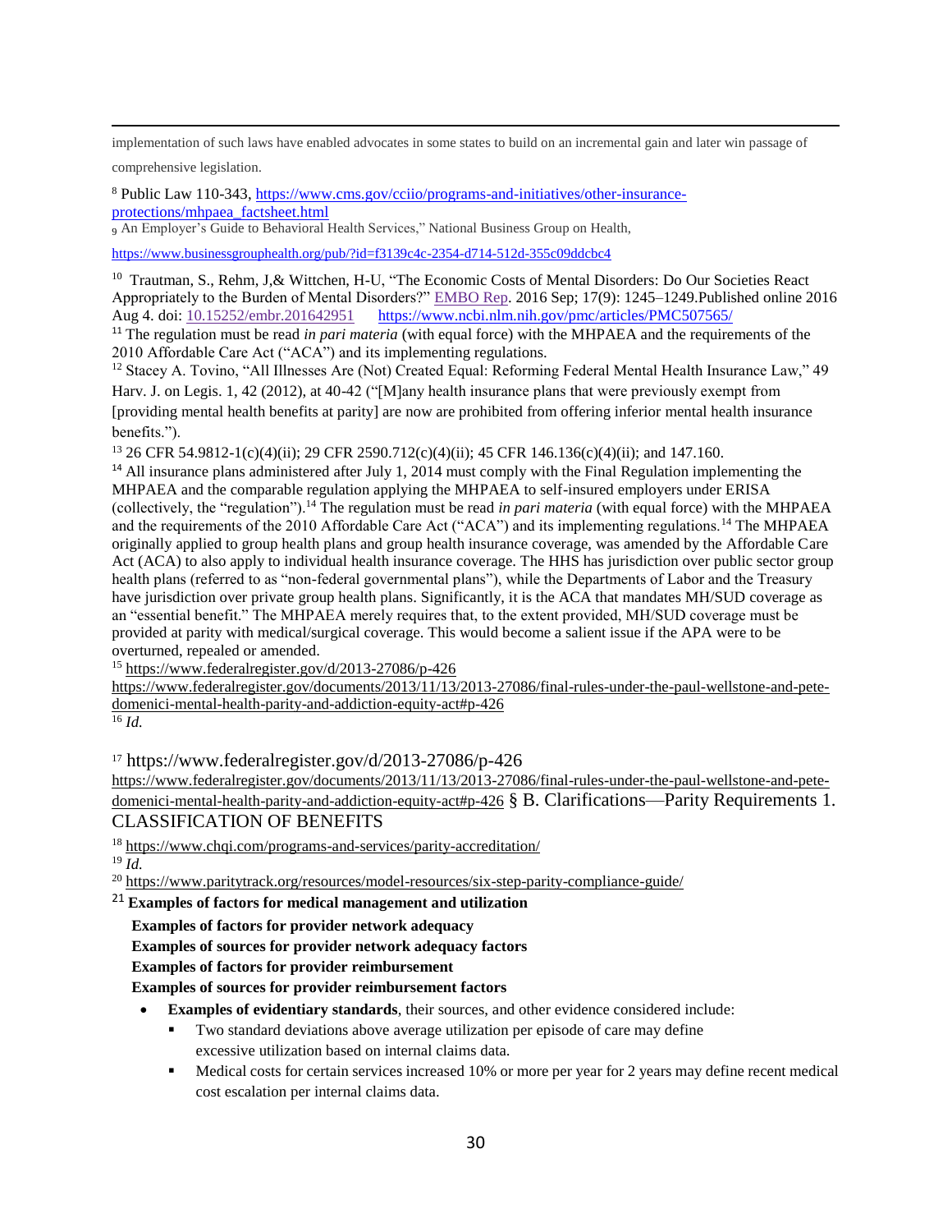implementation of such laws have enabled advocates in some states to build on an incremental gain and later win passage of comprehensive legislation.

[8] Public Law 110-343, https://www.cms.gov/cciio/programs-and-initiatives/other-insurance-protections/mhpaea_factsheet.html

[9] An Employer's Guide to Behavioral Health Services," National Business Group on Health, https://www.businessgrouphealth.org/pub/?id=f3139c4c-2354-d714-512d-355c09ddcbc4

[10] Trautman, S., Rehm, J,& Wittchen, H-U, "The Economic Costs of Mental Disorders: Do Our Societies React Appropriately to the Burden of Mental Disorders?" EMBO Rep. 2016 Sep; 17(9): 1245–1249.Published online 2016 Aug 4. doi: 10.15252/embr.201642951 https://www.ncbi.nlm.nih.gov/pmc/articles/PMC507565/

[11] The regulation must be read *in pari materia* (with equal force) with the MHPAEA and the requirements of the 2010 Affordable Care Act ("ACA") and its implementing regulations.

[12] Stacey A. Tovino, "All Illnesses Are (Not) Created Equal: Reforming Federal Mental Health Insurance Law," 49 Harv. J. on Legis. 1, 42 (2012), at 40-42 ("[M]any health insurance plans that were previously exempt from [providing mental health benefits at parity] are now are prohibited from offering inferior mental health insurance benefits.").

[13] 26 CFR 54.9812-1(c)(4)(ii); 29 CFR 2590.712(c)(4)(ii); 45 CFR 146.136(c)(4)(ii); and 147.160.

[14] All insurance plans administered after July 1, 2014 must comply with the Final Regulation implementing the MHPAEA and the comparable regulation applying the MHPAEA to self-insured employers under ERISA (collectively, the "regulation").[14] The regulation must be read *in pari materia* (with equal force) with the MHPAEA and the requirements of the 2010 Affordable Care Act ("ACA") and its implementing regulations.[14] The MHPAEA originally applied to group health plans and group health insurance coverage, was amended by the Affordable Care Act (ACA) to also apply to individual health insurance coverage. The HHS has jurisdiction over public sector group health plans (referred to as "non-federal governmental plans"), while the Departments of Labor and the Treasury have jurisdiction over private group health plans. Significantly, it is the ACA that mandates MH/SUD coverage as an "essential benefit." The MHPAEA merely requires that, to the extent provided, MH/SUD coverage must be provided at parity with medical/surgical coverage. This would become a salient issue if the APA were to be overturned, repealed or amended.

[15] https://www.federalregister.gov/d/2013-27086/p-426 https://www.federalregister.gov/documents/2013/11/13/2013-27086/final-rules-under-the-paul-wellstone-and-pete-domenici-mental-health-parity-and-addiction-equity-act#p-426

[16] *Id.*

[17] https://www.federalregister.gov/d/2013-27086/p-426 https://www.federalregister.gov/documents/2013/11/13/2013-27086/final-rules-under-the-paul-wellstone-and-pete-domenici-mental-health-parity-and-addiction-equity-act#p-426 § B. Clarifications—Parity Requirements 1. CLASSIFICATION OF BENEFITS

[18] https://www.chqi.com/programs-and-services/parity-accreditation/

[19] *Id.*

[20] https://www.paritytrack.org/resources/model-resources/six-step-parity-compliance-guide/

[21] **Examples of factors for medical management and utilization**

**Examples of factors for provider network adequacy**

**Examples of sources for provider network adequacy factors**

**Examples of factors for provider reimbursement**

**Examples of sources for provider reimbursement factors**

- **Examples of evidentiary standards**, their sources, and other evidence considered include:
  - Two standard deviations above average utilization per episode of care may define excessive utilization based on internal claims data.
  - Medical costs for certain services increased 10% or more per year for 2 years may define recent medical cost escalation per internal claims data.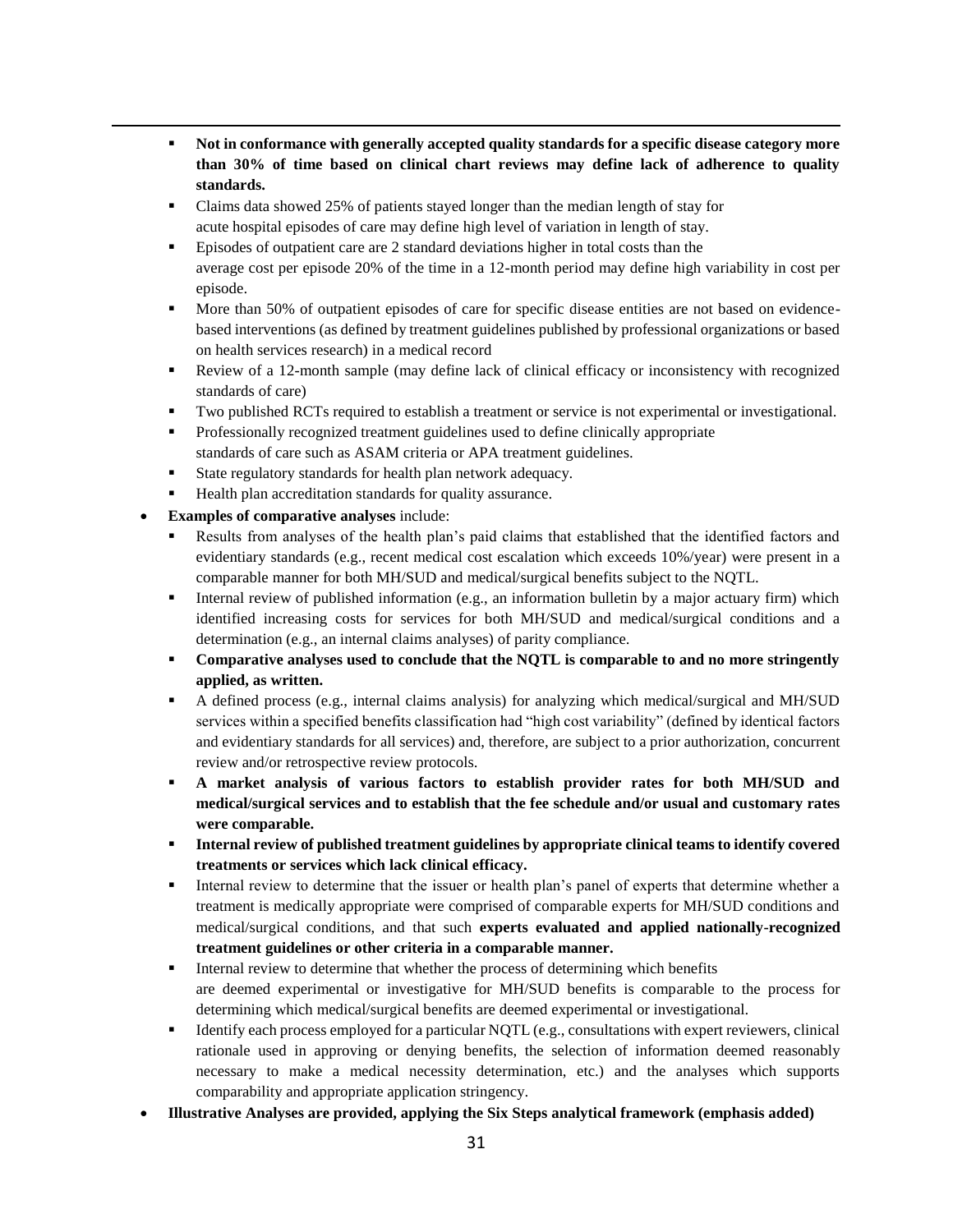- **Not in conformance with generally accepted quality standards for a specific disease category more than 30% of time based on clinical chart reviews may define lack of adherence to quality standards.**
  - Claims data showed 25% of patients stayed longer than the median length of stay for acute hospital episodes of care may define high level of variation in length of stay.
  - Episodes of outpatient care are 2 standard deviations higher in total costs than the average cost per episode 20% of the time in a 12-month period may define high variability in cost per episode.
  - More than 50% of outpatient episodes of care for specific disease entities are not based on evidence-based interventions (as defined by treatment guidelines published by professional organizations or based on health services research) in a medical record
  - Review of a 12-month sample (may define lack of clinical efficacy or inconsistency with recognized standards of care)
  - Two published RCTs required to establish a treatment or service is not experimental or investigational.
  - Professionally recognized treatment guidelines used to define clinically appropriate standards of care such as ASAM criteria or APA treatment guidelines.
  - State regulatory standards for health plan network adequacy.
  - Health plan accreditation standards for quality assurance.
- **Examples of comparative analyses** include:
  - Results from analyses of the health plan's paid claims that established that the identified factors and evidentiary standards (e.g., recent medical cost escalation which exceeds 10%/year) were present in a comparable manner for both MH/SUD and medical/surgical benefits subject to the NQTL.
  - Internal review of published information (e.g., an information bulletin by a major actuary firm) which identified increasing costs for services for both MH/SUD and medical/surgical conditions and a determination (e.g., an internal claims analyses) of parity compliance.
  - **Comparative analyses used to conclude that the NQTL is comparable to and no more stringently applied, as written.**
  - A defined process (e.g., internal claims analysis) for analyzing which medical/surgical and MH/SUD services within a specified benefits classification had "high cost variability" (defined by identical factors and evidentiary standards for all services) and, therefore, are subject to a prior authorization, concurrent review and/or retrospective review protocols.
  - **A market analysis of various factors to establish provider rates for both MH/SUD and medical/surgical services and to establish that the fee schedule and/or usual and customary rates were comparable.**
  - **Internal review of published treatment guidelines by appropriate clinical teams to identify covered treatments or services which lack clinical efficacy.**
  - Internal review to determine that the issuer or health plan's panel of experts that determine whether a treatment is medically appropriate were comprised of comparable experts for MH/SUD conditions and medical/surgical conditions, and that such **experts evaluated and applied nationally-recognized treatment guidelines or other criteria in a comparable manner.**
  - Internal review to determine that whether the process of determining which benefits are deemed experimental or investigative for MH/SUD benefits is comparable to the process for determining which medical/surgical benefits are deemed experimental or investigational.
  - Identify each process employed for a particular NQTL (e.g., consultations with expert reviewers, clinical rationale used in approving or denying benefits, the selection of information deemed reasonably necessary to make a medical necessity determination, etc.) and the analyses which supports comparability and appropriate application stringency.
- **Illustrative Analyses are provided, applying the Six Steps analytical framework (emphasis added)**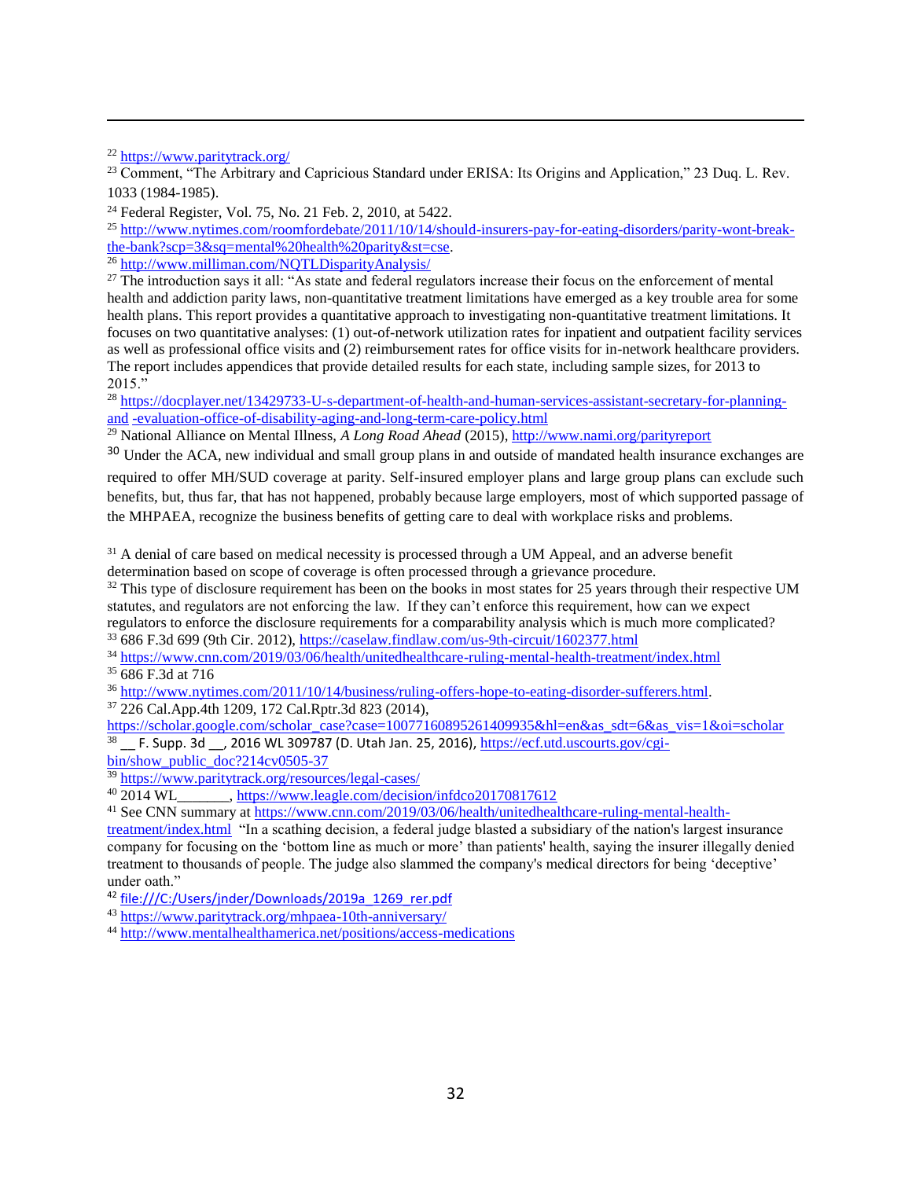[22] https://www.paritytrack.org/

[23] Comment, "The Arbitrary and Capricious Standard under ERISA: Its Origins and Application," 23 Duq. L. Rev. 1033 (1984-1985).

[24] Federal Register, Vol. 75, No. 21 Feb. 2, 2010, at 5422.

[25] http://www.nytimes.com/roomfordebate/2011/10/14/should-insurers-pay-for-eating-disorders/parity-wont-break-the-bank?scp=3&sq=mental%20health%20parity&st=cse.

[26] http://www.milliman.com/NQTLDisparityAnalysis/

[27] The introduction says it all: "As state and federal regulators increase their focus on the enforcement of mental health and addiction parity laws, non-quantitative treatment limitations have emerged as a key trouble area for some health plans. This report provides a quantitative approach to investigating non-quantitative treatment limitations. It focuses on two quantitative analyses: (1) out-of-network utilization rates for inpatient and outpatient facility services as well as professional office visits and (2) reimbursement rates for office visits for in-network healthcare providers. The report includes appendices that provide detailed results for each state, including sample sizes, for 2013 to 2015."

[28] https://docplayer.net/13429733-U-s-department-of-health-and-human-services-assistant-secretary-for-planning-and -evaluation-office-of-disability-aging-and-long-term-care-policy.html

[29] National Alliance on Mental Illness, *A Long Road Ahead* (2015), http://www.nami.org/parityreport

[30] Under the ACA, new individual and small group plans in and outside of mandated health insurance exchanges are required to offer MH/SUD coverage at parity. Self-insured employer plans and large group plans can exclude such benefits, but, thus far, that has not happened, probably because large employers, most of which supported passage of the MHPAEA, recognize the business benefits of getting care to deal with workplace risks and problems.

[31] A denial of care based on medical necessity is processed through a UM Appeal, and an adverse benefit determination based on scope of coverage is often processed through a grievance procedure.

[32] This type of disclosure requirement has been on the books in most states for 25 years through their respective UM statutes, and regulators are not enforcing the law. If they can't enforce this requirement, how can we expect regulators to enforce the disclosure requirements for a comparability analysis which is much more complicated?

[33] 686 F.3d 699 (9th Cir. 2012), https://caselaw.findlaw.com/us-9th-circuit/1602377.html

[34] https://www.cnn.com/2019/03/06/health/unitedhealthcare-ruling-mental-health-treatment/index.html

[35] 686 F.3d at 716

[36] http://www.nytimes.com/2011/10/14/business/ruling-offers-hope-to-eating-disorder-sufferers.html.

[37] 226 Cal.App.4th 1209, 172 Cal.Rptr.3d 823 (2014), https://scholar.google.com/scholar_case?case=10077160895261409935&hl=en&as_sdt=6&as_vis=1&oi=scholar

[38] __ F. Supp. 3d __, 2016 WL 309787 (D. Utah Jan. 25, 2016), https://ecf.utd.uscourts.gov/cgi-bin/show_public_doc?214cv0505-37

[39] https://www.paritytrack.org/resources/legal-cases/

[40] 2014 WL_______, https://www.leagle.com/decision/infdco20170817612

[41] See CNN summary at https://www.cnn.com/2019/03/06/health/unitedhealthcare-ruling-mental-health-treatment/index.html "In a scathing decision, a federal judge blasted a subsidiary of the nation's largest insurance company for focusing on the 'bottom line as much or more' than patients' health, saying the insurer illegally denied treatment to thousands of people. The judge also slammed the company's medical directors for being 'deceptive' under oath."

[42] file:///C:/Users/jnder/Downloads/2019a_1269_rer.pdf

[43] https://www.paritytrack.org/mhpaea-10th-anniversary/

[44] http://www.mentalhealthamerica.net/positions/access-medications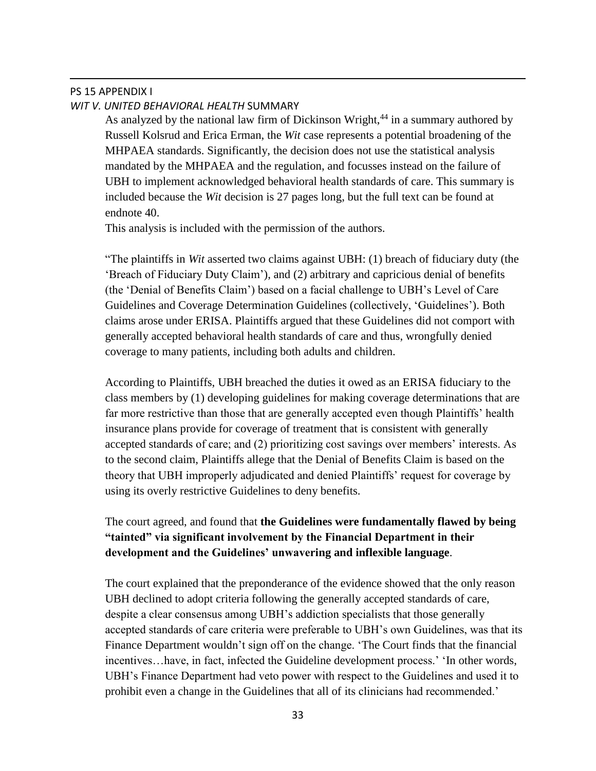## PS 15 APPENDIX I

### *WIT V. UNITED BEHAVIORAL HEALTH* SUMMARY

As analyzed by the national law firm of Dickinson Wright,[44] in a summary authored by Russell Kolsrud and Erica Erman, the *Wit* case represents a potential broadening of the MHPAEA standards. Significantly, the decision does not use the statistical analysis mandated by the MHPAEA and the regulation, and focusses instead on the failure of UBH to implement acknowledged behavioral health standards of care. This summary is included because the *Wit* decision is 27 pages long, but the full text can be found at endnote 40.

This analysis is included with the permission of the authors.

"The plaintiffs in *Wit* asserted two claims against UBH: (1) breach of fiduciary duty (the 'Breach of Fiduciary Duty Claim'), and (2) arbitrary and capricious denial of benefits (the 'Denial of Benefits Claim') based on a facial challenge to UBH's Level of Care Guidelines and Coverage Determination Guidelines (collectively, 'Guidelines'). Both claims arose under ERISA. Plaintiffs argued that these Guidelines did not comport with generally accepted behavioral health standards of care and thus, wrongfully denied coverage to many patients, including both adults and children.

According to Plaintiffs, UBH breached the duties it owed as an ERISA fiduciary to the class members by (1) developing guidelines for making coverage determinations that are far more restrictive than those that are generally accepted even though Plaintiffs' health insurance plans provide for coverage of treatment that is consistent with generally accepted standards of care; and (2) prioritizing cost savings over members' interests. As to the second claim, Plaintiffs allege that the Denial of Benefits Claim is based on the theory that UBH improperly adjudicated and denied Plaintiffs' request for coverage by using its overly restrictive Guidelines to deny benefits.

The court agreed, and found that **the Guidelines were fundamentally flawed by being "tainted" via significant involvement by the Financial Department in their development and the Guidelines' unwavering and inflexible language**.

The court explained that the preponderance of the evidence showed that the only reason UBH declined to adopt criteria following the generally accepted standards of care, despite a clear consensus among UBH's addiction specialists that those generally accepted standards of care criteria were preferable to UBH's own Guidelines, was that its Finance Department wouldn't sign off on the change. 'The Court finds that the financial incentives…have, in fact, infected the Guideline development process.' 'In other words, UBH's Finance Department had veto power with respect to the Guidelines and used it to prohibit even a change in the Guidelines that all of its clinicians had recommended.'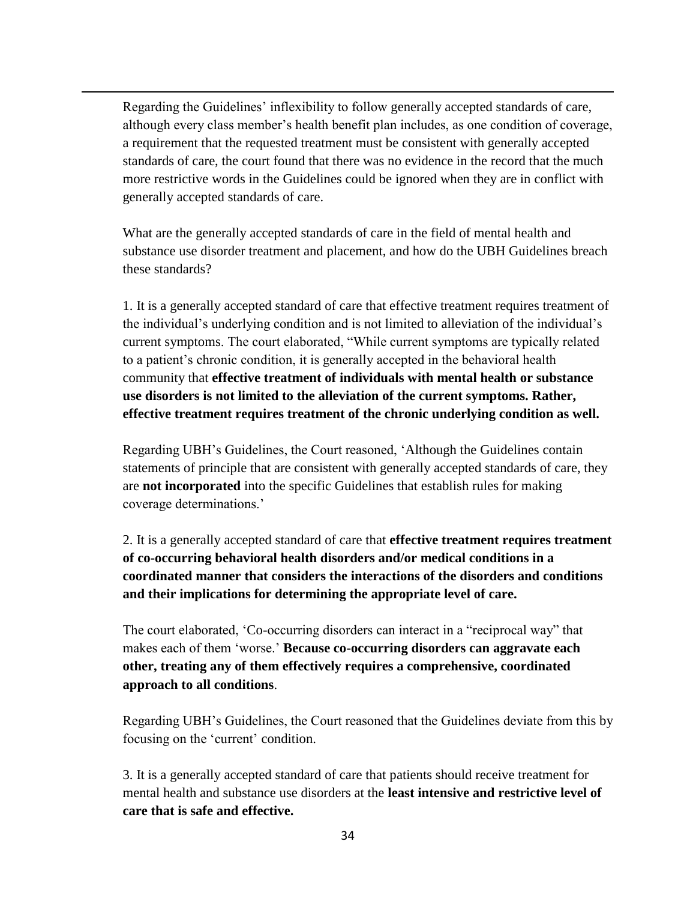Regarding the Guidelines' inflexibility to follow generally accepted standards of care, although every class member's health benefit plan includes, as one condition of coverage, a requirement that the requested treatment must be consistent with generally accepted standards of care, the court found that there was no evidence in the record that the much more restrictive words in the Guidelines could be ignored when they are in conflict with generally accepted standards of care.

What are the generally accepted standards of care in the field of mental health and substance use disorder treatment and placement, and how do the UBH Guidelines breach these standards?

1. It is a generally accepted standard of care that effective treatment requires treatment of the individual's underlying condition and is not limited to alleviation of the individual's current symptoms. The court elaborated, "While current symptoms are typically related to a patient's chronic condition, it is generally accepted in the behavioral health community that **effective treatment of individuals with mental health or substance use disorders is not limited to the alleviation of the current symptoms. Rather, effective treatment requires treatment of the chronic underlying condition as well.**

Regarding UBH's Guidelines, the Court reasoned, 'Although the Guidelines contain statements of principle that are consistent with generally accepted standards of care, they are **not incorporated** into the specific Guidelines that establish rules for making coverage determinations.'

2. It is a generally accepted standard of care that **effective treatment requires treatment of co-occurring behavioral health disorders and/or medical conditions in a coordinated manner that considers the interactions of the disorders and conditions and their implications for determining the appropriate level of care.**

The court elaborated, 'Co-occurring disorders can interact in a "reciprocal way" that makes each of them 'worse.' **Because co-occurring disorders can aggravate each other, treating any of them effectively requires a comprehensive, coordinated approach to all conditions**.

Regarding UBH's Guidelines, the Court reasoned that the Guidelines deviate from this by focusing on the 'current' condition.

3. It is a generally accepted standard of care that patients should receive treatment for mental health and substance use disorders at the **least intensive and restrictive level of care that is safe and effective.**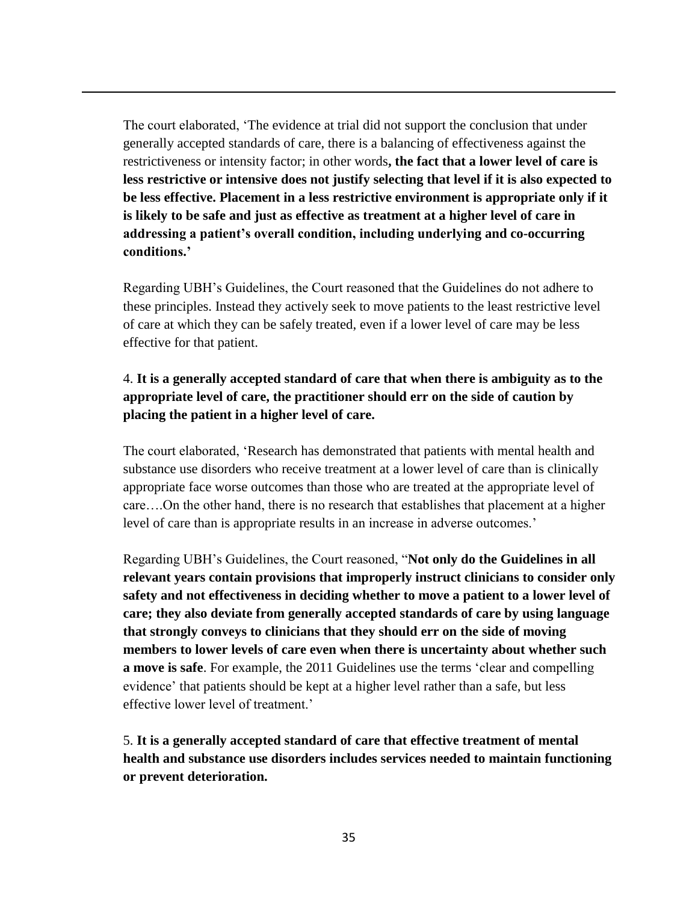The court elaborated, 'The evidence at trial did not support the conclusion that under generally accepted standards of care, there is a balancing of effectiveness against the restrictiveness or intensity factor; in other words**, the fact that a lower level of care is less restrictive or intensive does not justify selecting that level if it is also expected to be less effective. Placement in a less restrictive environment is appropriate only if it is likely to be safe and just as effective as treatment at a higher level of care in addressing a patient's overall condition, including underlying and co-occurring conditions.'**

Regarding UBH's Guidelines, the Court reasoned that the Guidelines do not adhere to these principles. Instead they actively seek to move patients to the least restrictive level of care at which they can be safely treated, even if a lower level of care may be less effective for that patient.

4. **It is a generally accepted standard of care that when there is ambiguity as to the appropriate level of care, the practitioner should err on the side of caution by placing the patient in a higher level of care.**

The court elaborated, 'Research has demonstrated that patients with mental health and substance use disorders who receive treatment at a lower level of care than is clinically appropriate face worse outcomes than those who are treated at the appropriate level of care….On the other hand, there is no research that establishes that placement at a higher level of care than is appropriate results in an increase in adverse outcomes.'

Regarding UBH's Guidelines, the Court reasoned, "**Not only do the Guidelines in all relevant years contain provisions that improperly instruct clinicians to consider only safety and not effectiveness in deciding whether to move a patient to a lower level of care; they also deviate from generally accepted standards of care by using language that strongly conveys to clinicians that they should err on the side of moving members to lower levels of care even when there is uncertainty about whether such a move is safe**. For example, the 2011 Guidelines use the terms 'clear and compelling evidence' that patients should be kept at a higher level rather than a safe, but less effective lower level of treatment.'

5. **It is a generally accepted standard of care that effective treatment of mental health and substance use disorders includes services needed to maintain functioning or prevent deterioration.**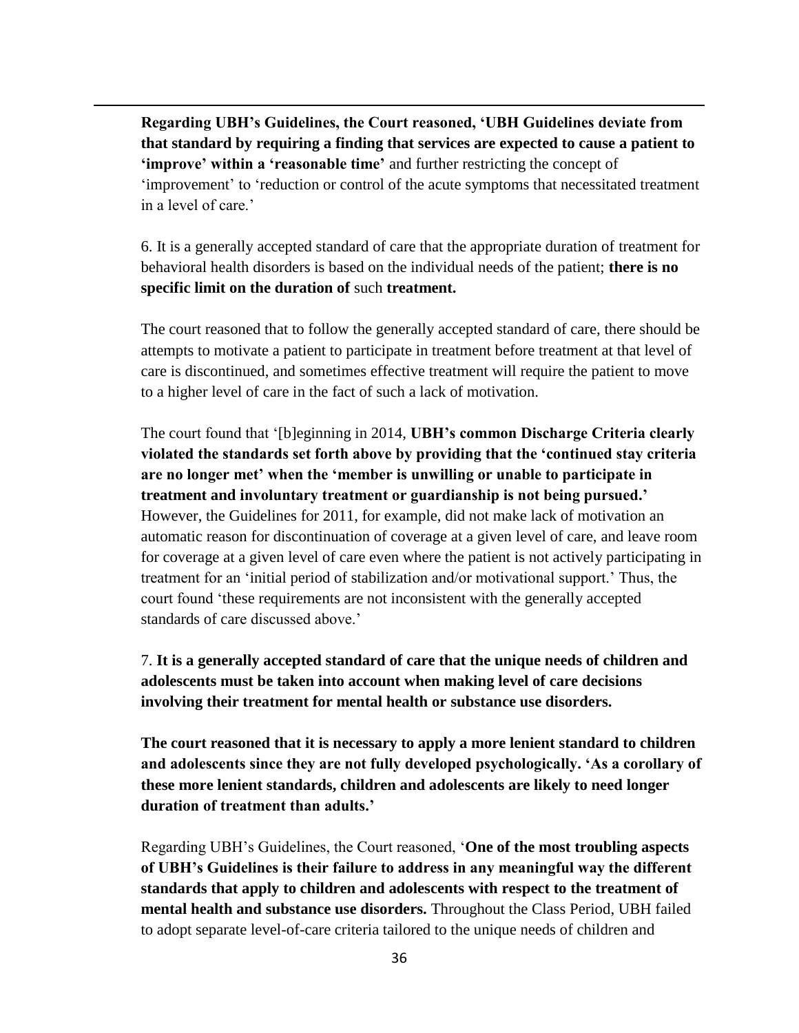**Regarding UBH's Guidelines, the Court reasoned, 'UBH Guidelines deviate from that standard by requiring a finding that services are expected to cause a patient to 'improve' within a 'reasonable time'** and further restricting the concept of 'improvement' to 'reduction or control of the acute symptoms that necessitated treatment in a level of care.'

6. It is a generally accepted standard of care that the appropriate duration of treatment for behavioral health disorders is based on the individual needs of the patient; **there is no specific limit on the duration of** such **treatment.**

The court reasoned that to follow the generally accepted standard of care, there should be attempts to motivate a patient to participate in treatment before treatment at that level of care is discontinued, and sometimes effective treatment will require the patient to move to a higher level of care in the fact of such a lack of motivation.

The court found that '[b]eginning in 2014, **UBH's common Discharge Criteria clearly violated the standards set forth above by providing that the 'continued stay criteria are no longer met' when the 'member is unwilling or unable to participate in treatment and involuntary treatment or guardianship is not being pursued.'** However, the Guidelines for 2011, for example, did not make lack of motivation an automatic reason for discontinuation of coverage at a given level of care, and leave room for coverage at a given level of care even where the patient is not actively participating in treatment for an 'initial period of stabilization and/or motivational support.' Thus, the court found 'these requirements are not inconsistent with the generally accepted standards of care discussed above.'

7. **It is a generally accepted standard of care that the unique needs of children and adolescents must be taken into account when making level of care decisions involving their treatment for mental health or substance use disorders.**

**The court reasoned that it is necessary to apply a more lenient standard to children and adolescents since they are not fully developed psychologically. 'As a corollary of these more lenient standards, children and adolescents are likely to need longer duration of treatment than adults.'**

Regarding UBH's Guidelines, the Court reasoned, '**One of the most troubling aspects of UBH's Guidelines is their failure to address in any meaningful way the different standards that apply to children and adolescents with respect to the treatment of mental health and substance use disorders.** Throughout the Class Period, UBH failed to adopt separate level-of-care criteria tailored to the unique needs of children and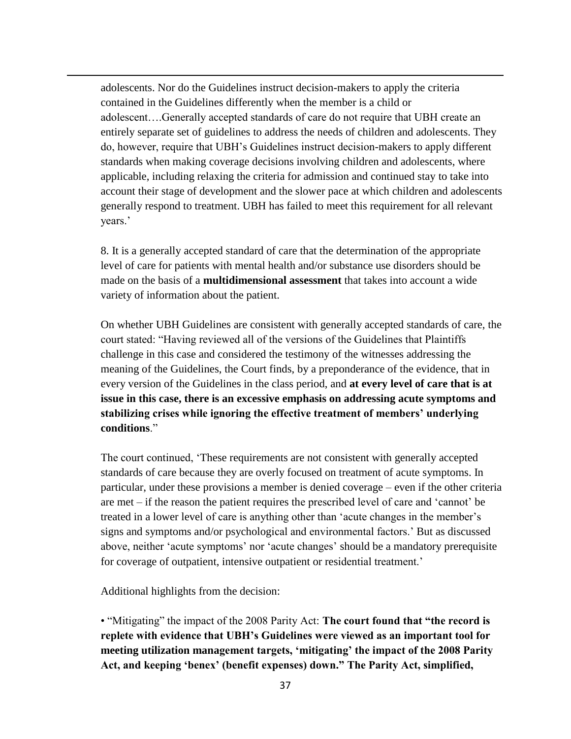adolescents. Nor do the Guidelines instruct decision-makers to apply the criteria contained in the Guidelines differently when the member is a child or adolescent….Generally accepted standards of care do not require that UBH create an entirely separate set of guidelines to address the needs of children and adolescents. They do, however, require that UBH's Guidelines instruct decision-makers to apply different standards when making coverage decisions involving children and adolescents, where applicable, including relaxing the criteria for admission and continued stay to take into account their stage of development and the slower pace at which children and adolescents generally respond to treatment. UBH has failed to meet this requirement for all relevant years.'

8. It is a generally accepted standard of care that the determination of the appropriate level of care for patients with mental health and/or substance use disorders should be made on the basis of a **multidimensional assessment** that takes into account a wide variety of information about the patient.

On whether UBH Guidelines are consistent with generally accepted standards of care, the court stated: "Having reviewed all of the versions of the Guidelines that Plaintiffs challenge in this case and considered the testimony of the witnesses addressing the meaning of the Guidelines, the Court finds, by a preponderance of the evidence, that in every version of the Guidelines in the class period, and **at every level of care that is at issue in this case, there is an excessive emphasis on addressing acute symptoms and stabilizing crises while ignoring the effective treatment of members' underlying conditions**."

The court continued, 'These requirements are not consistent with generally accepted standards of care because they are overly focused on treatment of acute symptoms. In particular, under these provisions a member is denied coverage – even if the other criteria are met – if the reason the patient requires the prescribed level of care and 'cannot' be treated in a lower level of care is anything other than 'acute changes in the member's signs and symptoms and/or psychological and environmental factors.' But as discussed above, neither 'acute symptoms' nor 'acute changes' should be a mandatory prerequisite for coverage of outpatient, intensive outpatient or residential treatment.'

Additional highlights from the decision:

• "Mitigating" the impact of the 2008 Parity Act: **The court found that "the record is replete with evidence that UBH's Guidelines were viewed as an important tool for meeting utilization management targets, 'mitigating' the impact of the 2008 Parity Act, and keeping 'benex' (benefit expenses) down." The Parity Act, simplified,**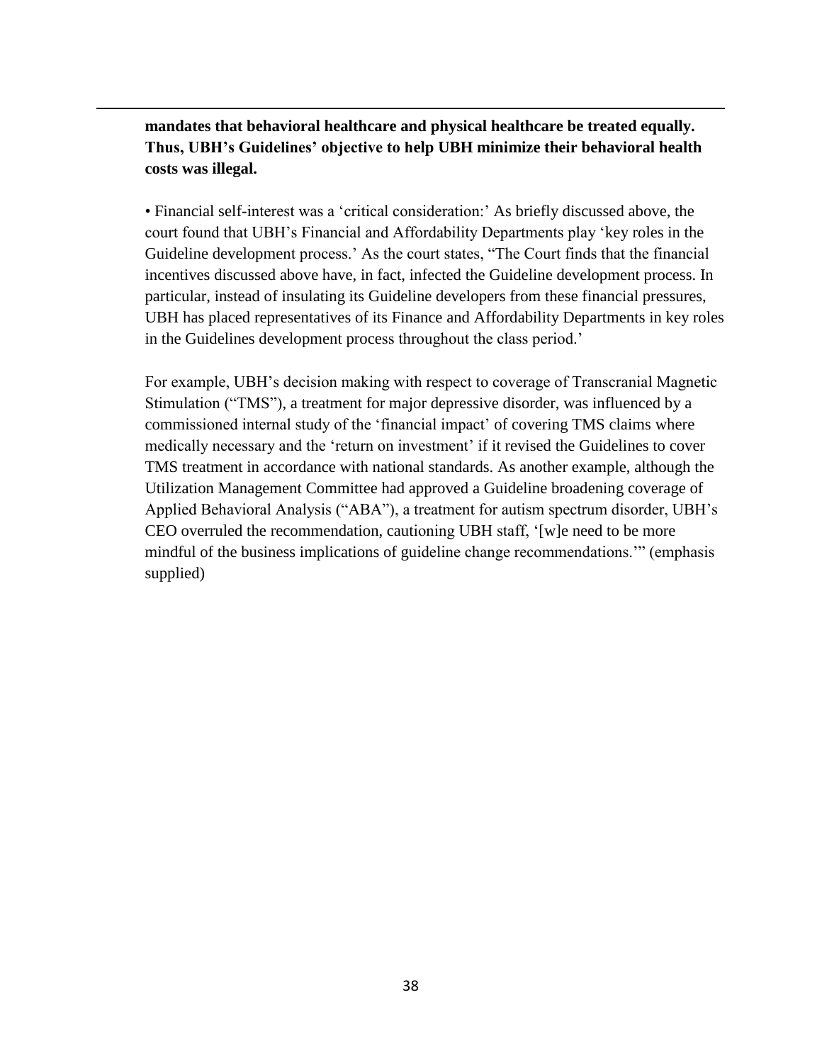**mandates that behavioral healthcare and physical healthcare be treated equally. Thus, UBH's Guidelines' objective to help UBH minimize their behavioral health costs was illegal.**

• Financial self-interest was a 'critical consideration:' As briefly discussed above, the court found that UBH's Financial and Affordability Departments play 'key roles in the Guideline development process.' As the court states, "The Court finds that the financial incentives discussed above have, in fact, infected the Guideline development process. In particular, instead of insulating its Guideline developers from these financial pressures, UBH has placed representatives of its Finance and Affordability Departments in key roles in the Guidelines development process throughout the class period.'

For example, UBH's decision making with respect to coverage of Transcranial Magnetic Stimulation ("TMS"), a treatment for major depressive disorder, was influenced by a commissioned internal study of the 'financial impact' of covering TMS claims where medically necessary and the 'return on investment' if it revised the Guidelines to cover TMS treatment in accordance with national standards. As another example, although the Utilization Management Committee had approved a Guideline broadening coverage of Applied Behavioral Analysis ("ABA"), a treatment for autism spectrum disorder, UBH's CEO overruled the recommendation, cautioning UBH staff, '[w]e need to be more mindful of the business implications of guideline change recommendations.'" (emphasis supplied)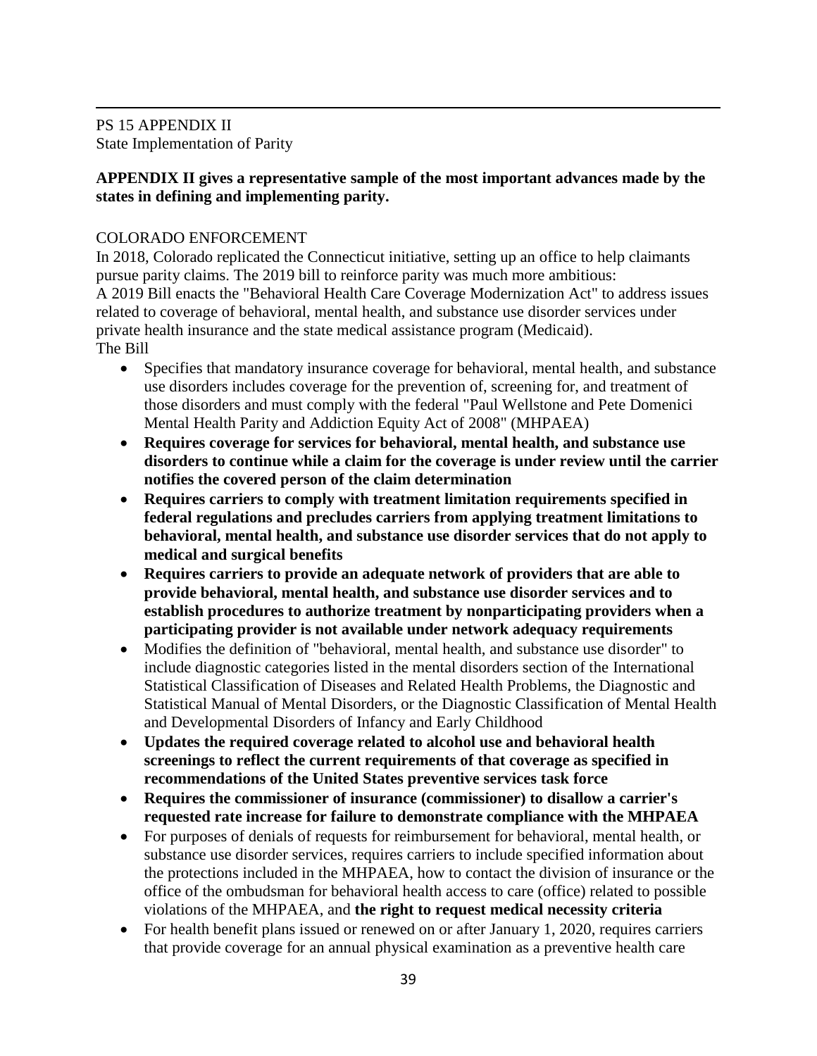PS 15 APPENDIX II
State Implementation of Parity

**APPENDIX II gives a representative sample of the most important advances made by the states in defining and implementing parity.**

COLORADO ENFORCEMENT

In 2018, Colorado replicated the Connecticut initiative, setting up an office to help claimants pursue parity claims. The 2019 bill to reinforce parity was much more ambitious:
A 2019 Bill enacts the "Behavioral Health Care Coverage Modernization Act" to address issues related to coverage of behavioral, mental health, and substance use disorder services under private health insurance and the state medical assistance program (Medicaid).
The Bill

- Specifies that mandatory insurance coverage for behavioral, mental health, and substance use disorders includes coverage for the prevention of, screening for, and treatment of those disorders and must comply with the federal "Paul Wellstone and Pete Domenici Mental Health Parity and Addiction Equity Act of 2008" (MHPAEA)
- **Requires coverage for services for behavioral, mental health, and substance use disorders to continue while a claim for the coverage is under review until the carrier notifies the covered person of the claim determination**
- **Requires carriers to comply with treatment limitation requirements specified in federal regulations and precludes carriers from applying treatment limitations to behavioral, mental health, and substance use disorder services that do not apply to medical and surgical benefits**
- **Requires carriers to provide an adequate network of providers that are able to provide behavioral, mental health, and substance use disorder services and to establish procedures to authorize treatment by nonparticipating providers when a participating provider is not available under network adequacy requirements**
- Modifies the definition of "behavioral, mental health, and substance use disorder" to include diagnostic categories listed in the mental disorders section of the International Statistical Classification of Diseases and Related Health Problems, the Diagnostic and Statistical Manual of Mental Disorders, or the Diagnostic Classification of Mental Health and Developmental Disorders of Infancy and Early Childhood
- **Updates the required coverage related to alcohol use and behavioral health screenings to reflect the current requirements of that coverage as specified in recommendations of the United States preventive services task force**
- **Requires the commissioner of insurance (commissioner) to disallow a carrier's requested rate increase for failure to demonstrate compliance with the MHPAEA**
- For purposes of denials of requests for reimbursement for behavioral, mental health, or substance use disorder services, requires carriers to include specified information about the protections included in the MHPAEA, how to contact the division of insurance or the office of the ombudsman for behavioral health access to care (office) related to possible violations of the MHPAEA, and **the right to request medical necessity criteria**
- For health benefit plans issued or renewed on or after January 1, 2020, requires carriers that provide coverage for an annual physical examination as a preventive health care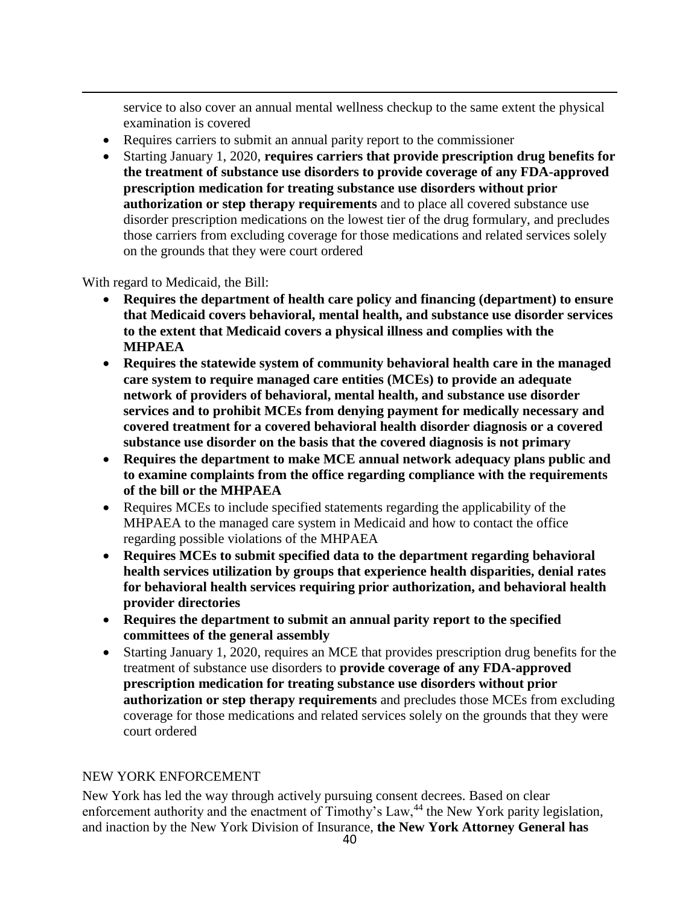service to also cover an annual mental wellness checkup to the same extent the physical examination is covered

- Requires carriers to submit an annual parity report to the commissioner
- Starting January 1, 2020, **requires carriers that provide prescription drug benefits for the treatment of substance use disorders to provide coverage of any FDA-approved prescription medication for treating substance use disorders without prior authorization or step therapy requirements** and to place all covered substance use disorder prescription medications on the lowest tier of the drug formulary, and precludes those carriers from excluding coverage for those medications and related services solely on the grounds that they were court ordered

With regard to Medicaid, the Bill:

- **Requires the department of health care policy and financing (department) to ensure that Medicaid covers behavioral, mental health, and substance use disorder services to the extent that Medicaid covers a physical illness and complies with the MHPAEA**
- **Requires the statewide system of community behavioral health care in the managed care system to require managed care entities (MCEs) to provide an adequate network of providers of behavioral, mental health, and substance use disorder services and to prohibit MCEs from denying payment for medically necessary and covered treatment for a covered behavioral health disorder diagnosis or a covered substance use disorder on the basis that the covered diagnosis is not primary**
- **Requires the department to make MCE annual network adequacy plans public and to examine complaints from the office regarding compliance with the requirements of the bill or the MHPAEA**
- Requires MCEs to include specified statements regarding the applicability of the MHPAEA to the managed care system in Medicaid and how to contact the office regarding possible violations of the MHPAEA
- **Requires MCEs to submit specified data to the department regarding behavioral health services utilization by groups that experience health disparities, denial rates for behavioral health services requiring prior authorization, and behavioral health provider directories**
- **Requires the department to submit an annual parity report to the specified committees of the general assembly**
- Starting January 1, 2020, requires an MCE that provides prescription drug benefits for the treatment of substance use disorders to **provide coverage of any FDA-approved prescription medication for treating substance use disorders without prior authorization or step therapy requirements** and precludes those MCEs from excluding coverage for those medications and related services solely on the grounds that they were court ordered

NEW YORK ENFORCEMENT

New York has led the way through actively pursuing consent decrees. Based on clear enforcement authority and the enactment of Timothy's Law,[44] the New York parity legislation, and inaction by the New York Division of Insurance, **the New York Attorney General has**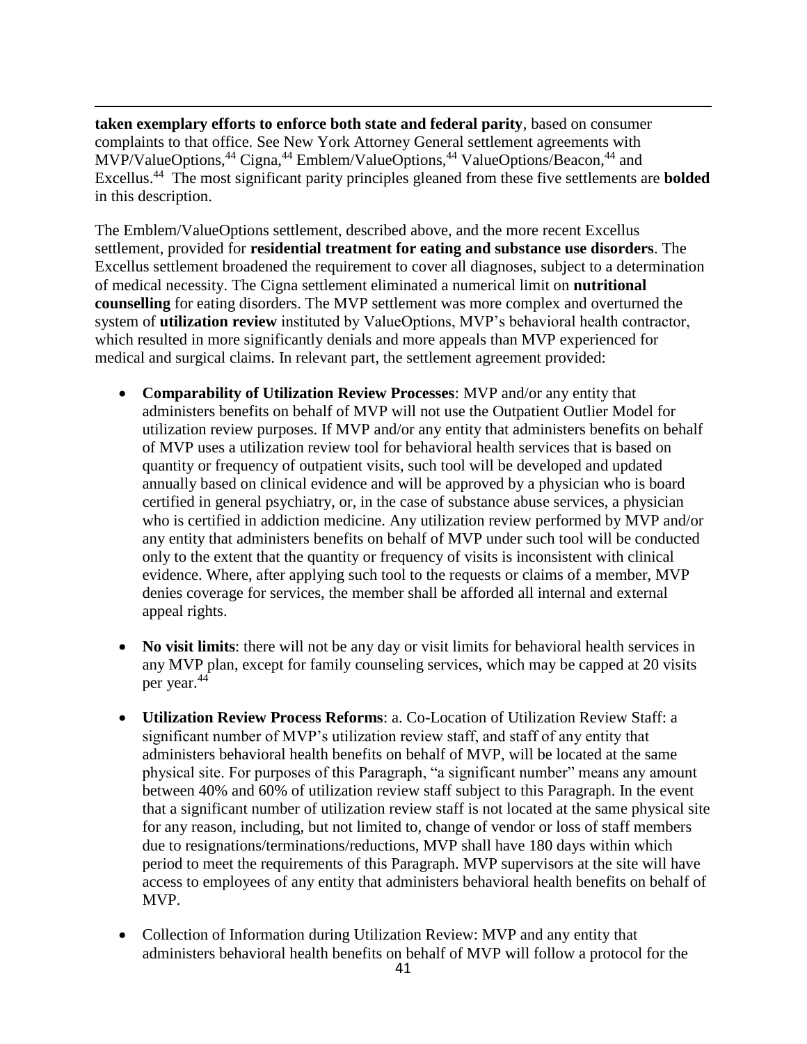**taken exemplary efforts to enforce both state and federal parity**, based on consumer complaints to that office. See New York Attorney General settlement agreements with MVP/ValueOptions,[44] Cigna,[44] Emblem/ValueOptions,[44] ValueOptions/Beacon,[44] and Excellus.[44] The most significant parity principles gleaned from these five settlements are **bolded** in this description.

The Emblem/ValueOptions settlement, described above, and the more recent Excellus settlement, provided for **residential treatment for eating and substance use disorders**. The Excellus settlement broadened the requirement to cover all diagnoses, subject to a determination of medical necessity. The Cigna settlement eliminated a numerical limit on **nutritional counselling** for eating disorders. The MVP settlement was more complex and overturned the system of **utilization review** instituted by ValueOptions, MVP's behavioral health contractor, which resulted in more significantly denials and more appeals than MVP experienced for medical and surgical claims. In relevant part, the settlement agreement provided:

- **Comparability of Utilization Review Processes**: MVP and/or any entity that administers benefits on behalf of MVP will not use the Outpatient Outlier Model for utilization review purposes. If MVP and/or any entity that administers benefits on behalf of MVP uses a utilization review tool for behavioral health services that is based on quantity or frequency of outpatient visits, such tool will be developed and updated annually based on clinical evidence and will be approved by a physician who is board certified in general psychiatry, or, in the case of substance abuse services, a physician who is certified in addiction medicine. Any utilization review performed by MVP and/or any entity that administers benefits on behalf of MVP under such tool will be conducted only to the extent that the quantity or frequency of visits is inconsistent with clinical evidence. Where, after applying such tool to the requests or claims of a member, MVP denies coverage for services, the member shall be afforded all internal and external appeal rights.

- **No visit limits**: there will not be any day or visit limits for behavioral health services in any MVP plan, except for family counseling services, which may be capped at 20 visits per year.[44]

- **Utilization Review Process Reforms**: a. Co-Location of Utilization Review Staff: a significant number of MVP's utilization review staff, and staff of any entity that administers behavioral health benefits on behalf of MVP, will be located at the same physical site. For purposes of this Paragraph, "a significant number" means any amount between 40% and 60% of utilization review staff subject to this Paragraph. In the event that a significant number of utilization review staff is not located at the same physical site for any reason, including, but not limited to, change of vendor or loss of staff members due to resignations/terminations/reductions, MVP shall have 180 days within which period to meet the requirements of this Paragraph. MVP supervisors at the site will have access to employees of any entity that administers behavioral health benefits on behalf of MVP.

- Collection of Information during Utilization Review: MVP and any entity that administers behavioral health benefits on behalf of MVP will follow a protocol for the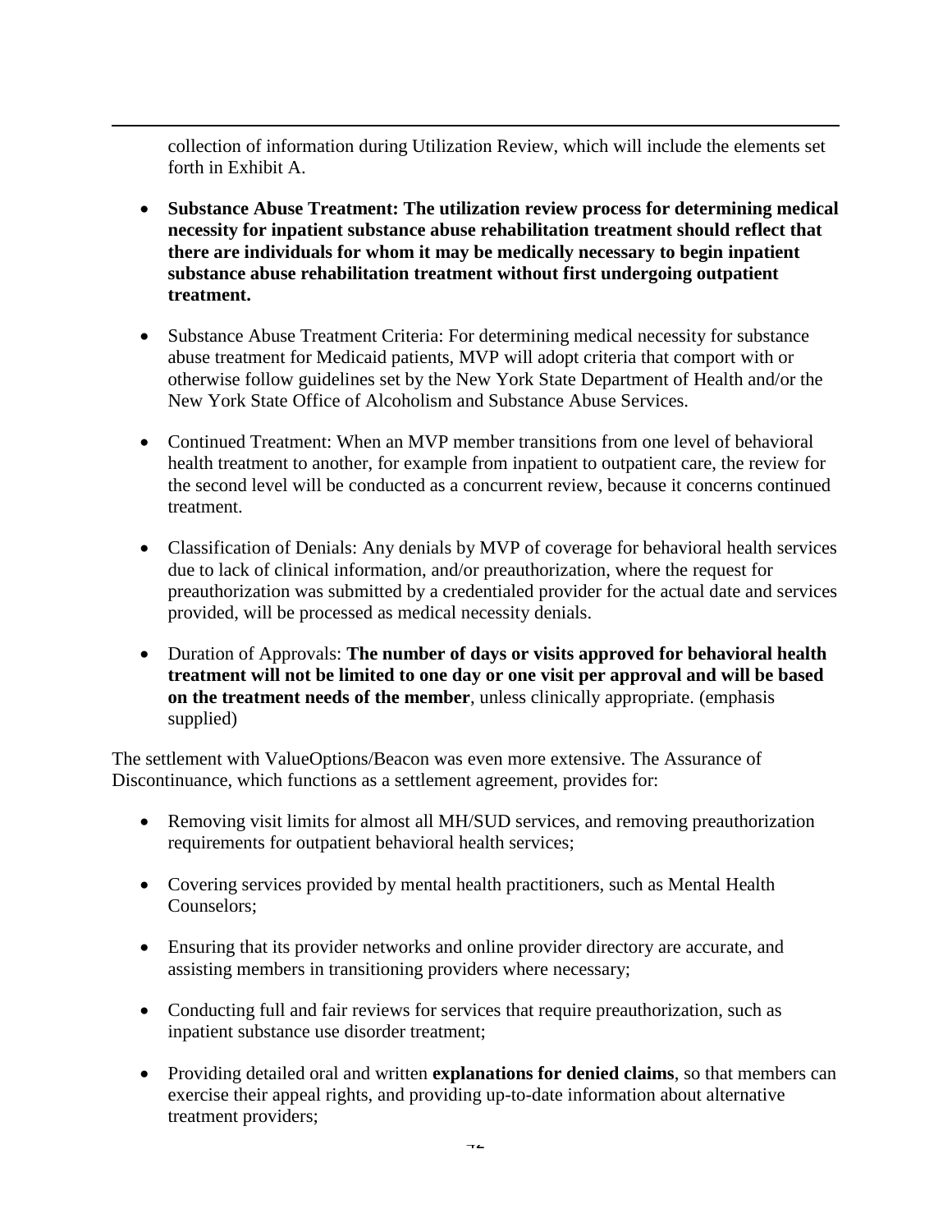collection of information during Utilization Review, which will include the elements set forth in Exhibit A.

- **Substance Abuse Treatment: The utilization review process for determining medical necessity for inpatient substance abuse rehabilitation treatment should reflect that there are individuals for whom it may be medically necessary to begin inpatient substance abuse rehabilitation treatment without first undergoing outpatient treatment.**

- Substance Abuse Treatment Criteria: For determining medical necessity for substance abuse treatment for Medicaid patients, MVP will adopt criteria that comport with or otherwise follow guidelines set by the New York State Department of Health and/or the New York State Office of Alcoholism and Substance Abuse Services.

- Continued Treatment: When an MVP member transitions from one level of behavioral health treatment to another, for example from inpatient to outpatient care, the review for the second level will be conducted as a concurrent review, because it concerns continued treatment.

- Classification of Denials: Any denials by MVP of coverage for behavioral health services due to lack of clinical information, and/or preauthorization, where the request for preauthorization was submitted by a credentialed provider for the actual date and services provided, will be processed as medical necessity denials.

- Duration of Approvals: **The number of days or visits approved for behavioral health treatment will not be limited to one day or one visit per approval and will be based on the treatment needs of the member**, unless clinically appropriate. (emphasis supplied)

The settlement with ValueOptions/Beacon was even more extensive. The Assurance of Discontinuance, which functions as a settlement agreement, provides for:

- Removing visit limits for almost all MH/SUD services, and removing preauthorization requirements for outpatient behavioral health services;

- Covering services provided by mental health practitioners, such as Mental Health Counselors;

- Ensuring that its provider networks and online provider directory are accurate, and assisting members in transitioning providers where necessary;

- Conducting full and fair reviews for services that require preauthorization, such as inpatient substance use disorder treatment;

- Providing detailed oral and written **explanations for denied claims**, so that members can exercise their appeal rights, and providing up-to-date information about alternative treatment providers;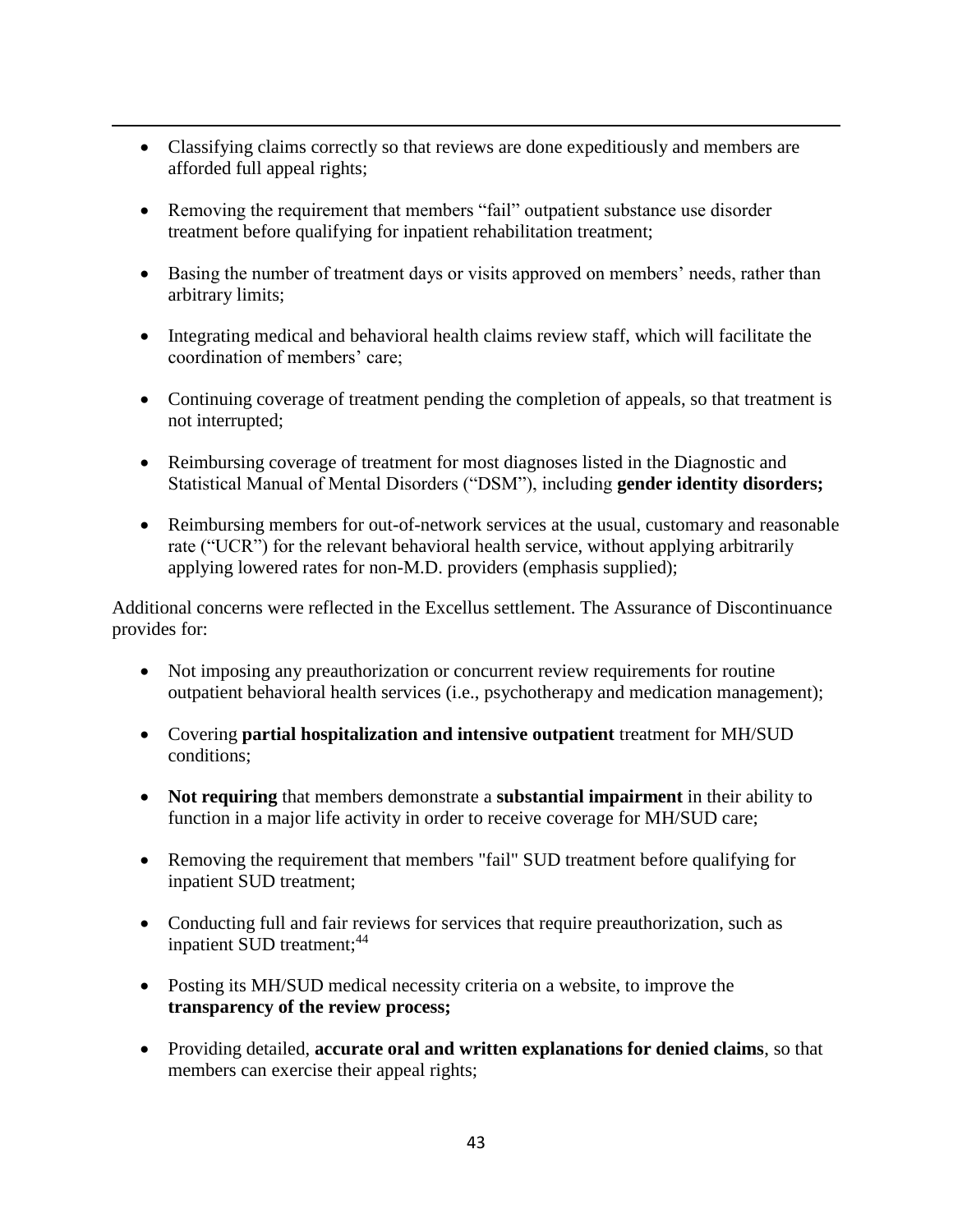- Classifying claims correctly so that reviews are done expeditiously and members are afforded full appeal rights;
- Removing the requirement that members "fail" outpatient substance use disorder treatment before qualifying for inpatient rehabilitation treatment;
- Basing the number of treatment days or visits approved on members' needs, rather than arbitrary limits;
- Integrating medical and behavioral health claims review staff, which will facilitate the coordination of members' care;
- Continuing coverage of treatment pending the completion of appeals, so that treatment is not interrupted;
- Reimbursing coverage of treatment for most diagnoses listed in the Diagnostic and Statistical Manual of Mental Disorders ("DSM"), including **gender identity disorders;**
- Reimbursing members for out-of-network services at the usual, customary and reasonable rate ("UCR") for the relevant behavioral health service, without applying arbitrarily applying lowered rates for non-M.D. providers (emphasis supplied);

Additional concerns were reflected in the Excellus settlement. The Assurance of Discontinuance provides for:

- Not imposing any preauthorization or concurrent review requirements for routine outpatient behavioral health services (i.e., psychotherapy and medication management);
- Covering **partial hospitalization and intensive outpatient** treatment for MH/SUD conditions;
- **Not requiring** that members demonstrate a **substantial impairment** in their ability to function in a major life activity in order to receive coverage for MH/SUD care;
- Removing the requirement that members "fail" SUD treatment before qualifying for inpatient SUD treatment;
- Conducting full and fair reviews for services that require preauthorization, such as inpatient SUD treatment;[44]
- Posting its MH/SUD medical necessity criteria on a website, to improve the **transparency of the review process;**
- Providing detailed, **accurate oral and written explanations for denied claims**, so that members can exercise their appeal rights;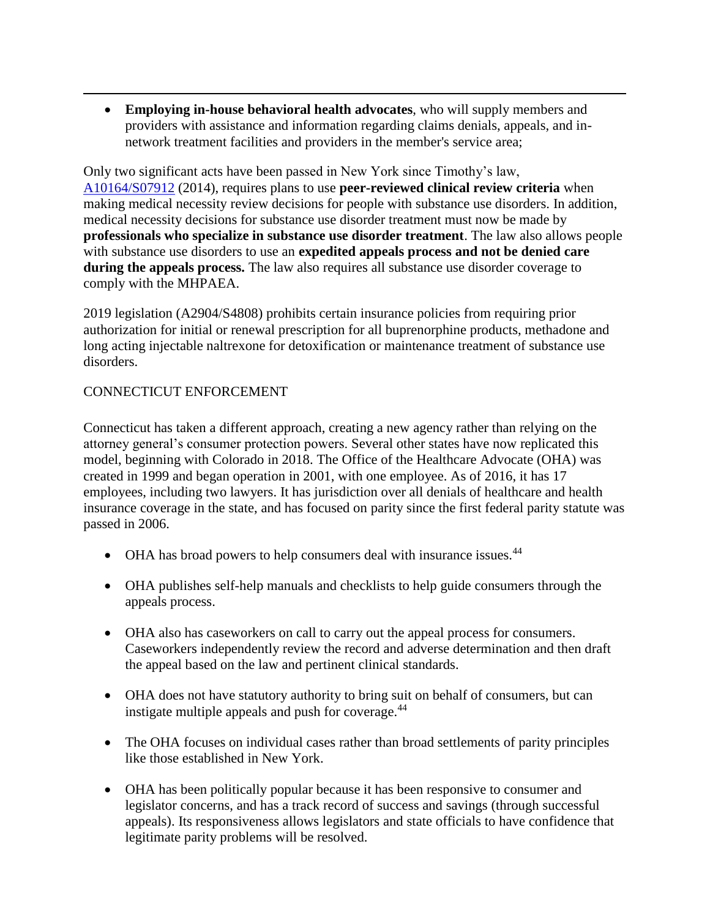- **Employing in-house behavioral health advocates**, who will supply members and providers with assistance and information regarding claims denials, appeals, and in-network treatment facilities and providers in the member's service area;

Only two significant acts have been passed in New York since Timothy's law, [A10164/S07912](A10164/S07912) (2014), requires plans to use **peer-reviewed clinical review criteria** when making medical necessity review decisions for people with substance use disorders. In addition, medical necessity decisions for substance use disorder treatment must now be made by **professionals who specialize in substance use disorder treatment**. The law also allows people with substance use disorders to use an **expedited appeals process and not be denied care during the appeals process.** The law also requires all substance use disorder coverage to comply with the MHPAEA.

2019 legislation (A2904/S4808) prohibits certain insurance policies from requiring prior authorization for initial or renewal prescription for all buprenorphine products, methadone and long acting injectable naltrexone for detoxification or maintenance treatment of substance use disorders.

CONNECTICUT ENFORCEMENT

Connecticut has taken a different approach, creating a new agency rather than relying on the attorney general's consumer protection powers. Several other states have now replicated this model, beginning with Colorado in 2018. The Office of the Healthcare Advocate (OHA) was created in 1999 and began operation in 2001, with one employee. As of 2016, it has 17 employees, including two lawyers. It has jurisdiction over all denials of healthcare and health insurance coverage in the state, and has focused on parity since the first federal parity statute was passed in 2006.

- OHA has broad powers to help consumers deal with insurance issues.[44]
- OHA publishes self-help manuals and checklists to help guide consumers through the appeals process.
- OHA also has caseworkers on call to carry out the appeal process for consumers. Caseworkers independently review the record and adverse determination and then draft the appeal based on the law and pertinent clinical standards.
- OHA does not have statutory authority to bring suit on behalf of consumers, but can instigate multiple appeals and push for coverage.[44]
- The OHA focuses on individual cases rather than broad settlements of parity principles like those established in New York.
- OHA has been politically popular because it has been responsive to consumer and legislator concerns, and has a track record of success and savings (through successful appeals). Its responsiveness allows legislators and state officials to have confidence that legitimate parity problems will be resolved.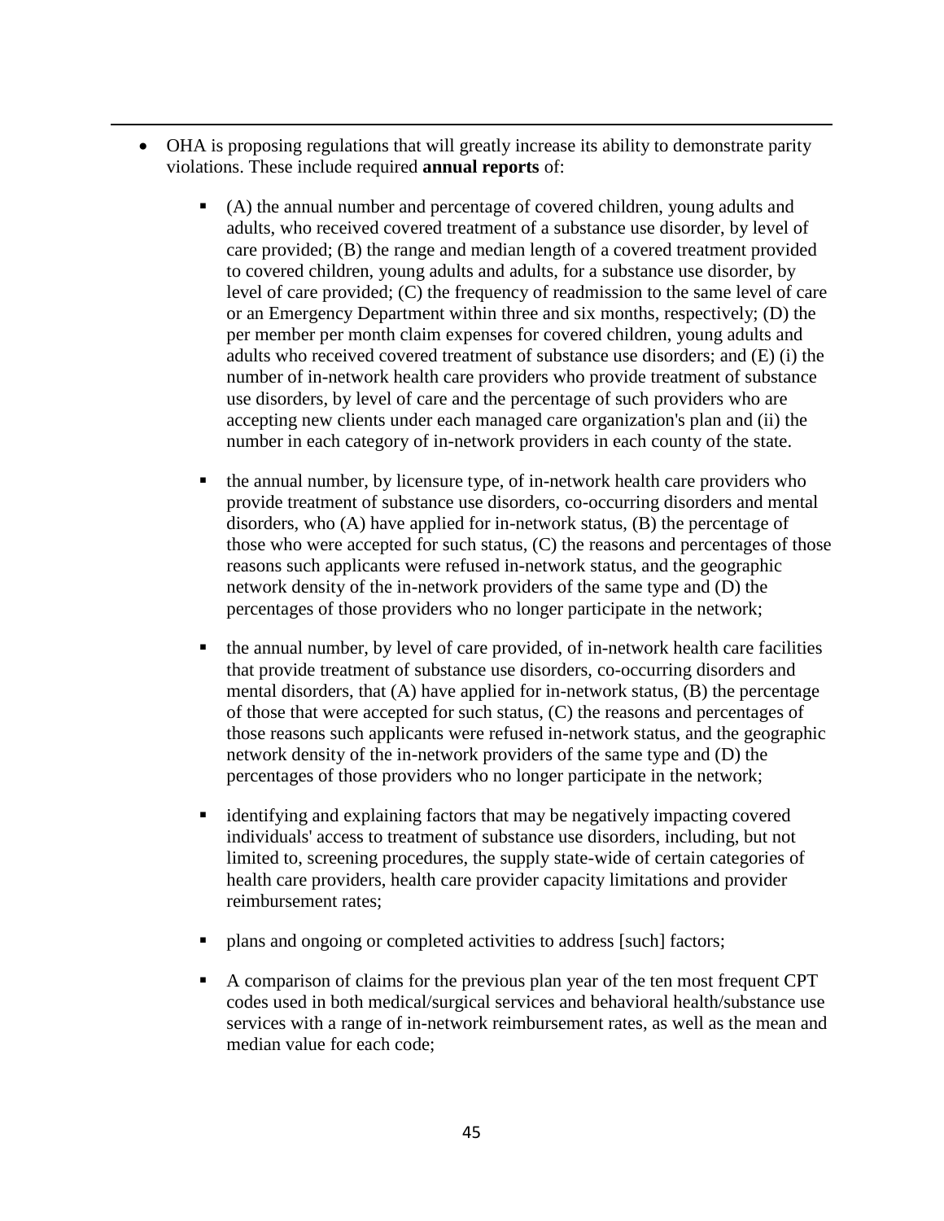- OHA is proposing regulations that will greatly increase its ability to demonstrate parity violations. These include required **annual reports** of:

    - (A) the annual number and percentage of covered children, young adults and adults, who received covered treatment of a substance use disorder, by level of care provided; (B) the range and median length of a covered treatment provided to covered children, young adults and adults, for a substance use disorder, by level of care provided; (C) the frequency of readmission to the same level of care or an Emergency Department within three and six months, respectively; (D) the per member per month claim expenses for covered children, young adults and adults who received covered treatment of substance use disorders; and (E) (i) the number of in-network health care providers who provide treatment of substance use disorders, by level of care and the percentage of such providers who are accepting new clients under each managed care organization's plan and (ii) the number in each category of in-network providers in each county of the state.

    - the annual number, by licensure type, of in-network health care providers who provide treatment of substance use disorders, co-occurring disorders and mental disorders, who (A) have applied for in-network status, (B) the percentage of those who were accepted for such status, (C) the reasons and percentages of those reasons such applicants were refused in-network status, and the geographic network density of the in-network providers of the same type and (D) the percentages of those providers who no longer participate in the network;

    - the annual number, by level of care provided, of in-network health care facilities that provide treatment of substance use disorders, co-occurring disorders and mental disorders, that (A) have applied for in-network status, (B) the percentage of those that were accepted for such status, (C) the reasons and percentages of those reasons such applicants were refused in-network status, and the geographic network density of the in-network providers of the same type and (D) the percentages of those providers who no longer participate in the network;

    - identifying and explaining factors that may be negatively impacting covered individuals' access to treatment of substance use disorders, including, but not limited to, screening procedures, the supply state-wide of certain categories of health care providers, health care provider capacity limitations and provider reimbursement rates;

    - plans and ongoing or completed activities to address [such] factors;

    - A comparison of claims for the previous plan year of the ten most frequent CPT codes used in both medical/surgical services and behavioral health/substance use services with a range of in-network reimbursement rates, as well as the mean and median value for each code;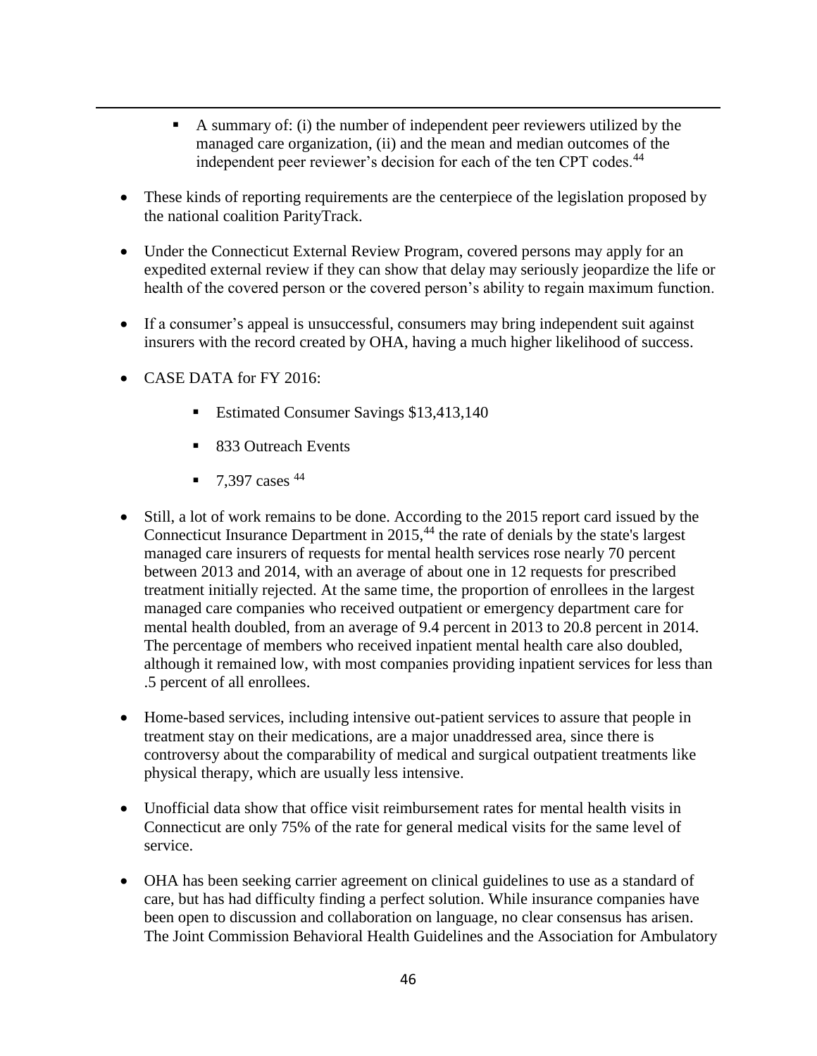- A summary of: (i) the number of independent peer reviewers utilized by the managed care organization, (ii) and the mean and median outcomes of the independent peer reviewer's decision for each of the ten CPT codes.[44]

- These kinds of reporting requirements are the centerpiece of the legislation proposed by the national coalition ParityTrack.

- Under the Connecticut External Review Program, covered persons may apply for an expedited external review if they can show that delay may seriously jeopardize the life or health of the covered person or the covered person's ability to regain maximum function.

- If a consumer's appeal is unsuccessful, consumers may bring independent suit against insurers with the record created by OHA, having a much higher likelihood of success.

- CASE DATA for FY 2016:

  - Estimated Consumer Savings $13,413,140
  - 833 Outreach Events
  - 7,397 cases [44]

- Still, a lot of work remains to be done. According to the 2015 report card issued by the Connecticut Insurance Department in 2015,[44] the rate of denials by the state's largest managed care insurers of requests for mental health services rose nearly 70 percent between 2013 and 2014, with an average of about one in 12 requests for prescribed treatment initially rejected. At the same time, the proportion of enrollees in the largest managed care companies who received outpatient or emergency department care for mental health doubled, from an average of 9.4 percent in 2013 to 20.8 percent in 2014. The percentage of members who received inpatient mental health care also doubled, although it remained low, with most companies providing inpatient services for less than .5 percent of all enrollees.

- Home-based services, including intensive out-patient services to assure that people in treatment stay on their medications, are a major unaddressed area, since there is controversy about the comparability of medical and surgical outpatient treatments like physical therapy, which are usually less intensive.

- Unofficial data show that office visit reimbursement rates for mental health visits in Connecticut are only 75% of the rate for general medical visits for the same level of service.

- OHA has been seeking carrier agreement on clinical guidelines to use as a standard of care, but has had difficulty finding a perfect solution. While insurance companies have been open to discussion and collaboration on language, no clear consensus has arisen. The Joint Commission Behavioral Health Guidelines and the Association for Ambulatory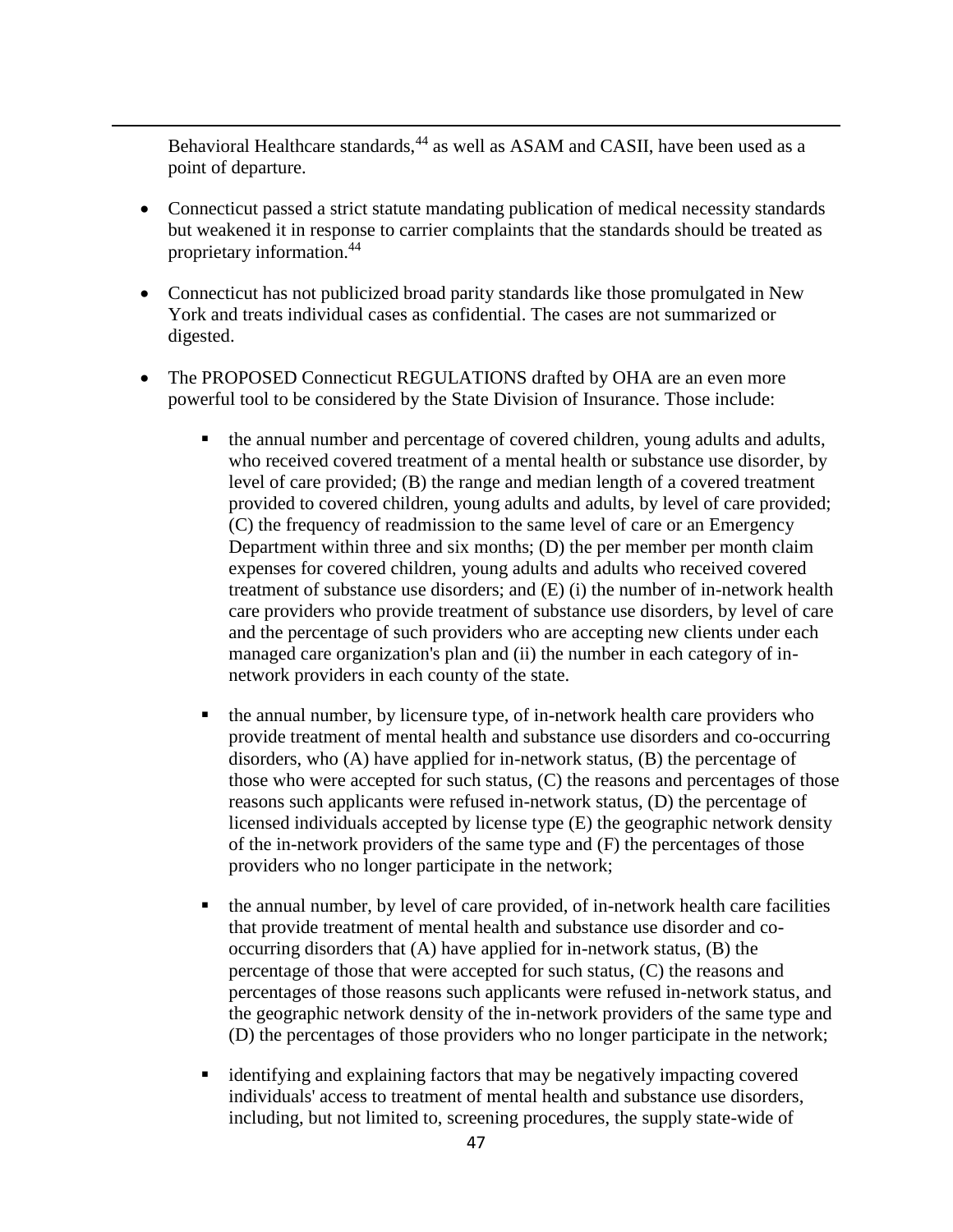Behavioral Healthcare standards,[44] as well as ASAM and CASII, have been used as a point of departure.

- Connecticut passed a strict statute mandating publication of medical necessity standards but weakened it in response to carrier complaints that the standards should be treated as proprietary information.[44]

- Connecticut has not publicized broad parity standards like those promulgated in New York and treats individual cases as confidential. The cases are not summarized or digested.

- The PROPOSED Connecticut REGULATIONS drafted by OHA are an even more powerful tool to be considered by the State Division of Insurance. Those include:

    - the annual number and percentage of covered children, young adults and adults, who received covered treatment of a mental health or substance use disorder, by level of care provided; (B) the range and median length of a covered treatment provided to covered children, young adults and adults, by level of care provided; (C) the frequency of readmission to the same level of care or an Emergency Department within three and six months; (D) the per member per month claim expenses for covered children, young adults and adults who received covered treatment of substance use disorders; and (E) (i) the number of in-network health care providers who provide treatment of substance use disorders, by level of care and the percentage of such providers who are accepting new clients under each managed care organization's plan and (ii) the number in each category of in-network providers in each county of the state.

    - the annual number, by licensure type, of in-network health care providers who provide treatment of mental health and substance use disorders and co-occurring disorders, who (A) have applied for in-network status, (B) the percentage of those who were accepted for such status, (C) the reasons and percentages of those reasons such applicants were refused in-network status, (D) the percentage of licensed individuals accepted by license type (E) the geographic network density of the in-network providers of the same type and (F) the percentages of those providers who no longer participate in the network;

    - the annual number, by level of care provided, of in-network health care facilities that provide treatment of mental health and substance use disorder and co-occurring disorders that (A) have applied for in-network status, (B) the percentage of those that were accepted for such status, (C) the reasons and percentages of those reasons such applicants were refused in-network status, and the geographic network density of the in-network providers of the same type and (D) the percentages of those providers who no longer participate in the network;

    - identifying and explaining factors that may be negatively impacting covered individuals' access to treatment of mental health and substance use disorders, including, but not limited to, screening procedures, the supply state-wide of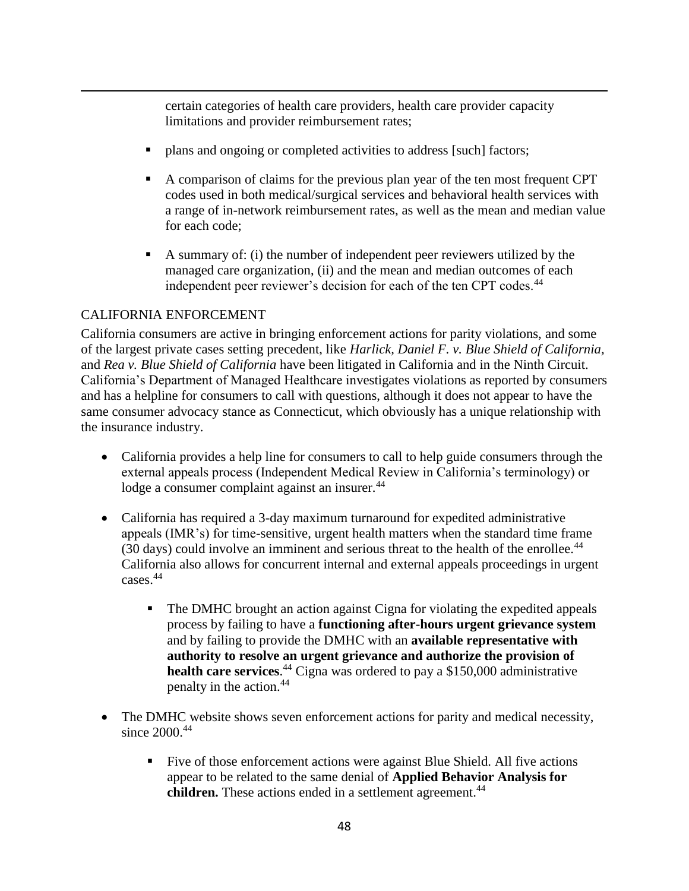certain categories of health care providers, health care provider capacity limitations and provider reimbursement rates;

- plans and ongoing or completed activities to address [such] factors;
- A comparison of claims for the previous plan year of the ten most frequent CPT codes used in both medical/surgical services and behavioral health services with a range of in-network reimbursement rates, as well as the mean and median value for each code;
- A summary of: (i) the number of independent peer reviewers utilized by the managed care organization, (ii) and the mean and median outcomes of each independent peer reviewer's decision for each of the ten CPT codes.[44]

## CALIFORNIA ENFORCEMENT

California consumers are active in bringing enforcement actions for parity violations, and some of the largest private cases setting precedent, like *Harlick, Daniel F. v. Blue Shield of California,* and *Rea v. Blue Shield of California* have been litigated in California and in the Ninth Circuit. California's Department of Managed Healthcare investigates violations as reported by consumers and has a helpline for consumers to call with questions, although it does not appear to have the same consumer advocacy stance as Connecticut, which obviously has a unique relationship with the insurance industry.

- California provides a help line for consumers to call to help guide consumers through the external appeals process (Independent Medical Review in California's terminology) or lodge a consumer complaint against an insurer.[44]
- California has required a 3-day maximum turnaround for expedited administrative appeals (IMR's) for time-sensitive, urgent health matters when the standard time frame (30 days) could involve an imminent and serious threat to the health of the enrollee.[44] California also allows for concurrent internal and external appeals proceedings in urgent cases.[44]
    - The DMHC brought an action against Cigna for violating the expedited appeals process by failing to have a **functioning after-hours urgent grievance system** and by failing to provide the DMHC with an **available representative with authority to resolve an urgent grievance and authorize the provision of health care services**.[44] Cigna was ordered to pay a $150,000 administrative penalty in the action.[44]
- The DMHC website shows seven enforcement actions for parity and medical necessity, since 2000.[44]
    - Five of those enforcement actions were against Blue Shield. All five actions appear to be related to the same denial of **Applied Behavior Analysis for children.** These actions ended in a settlement agreement.[44]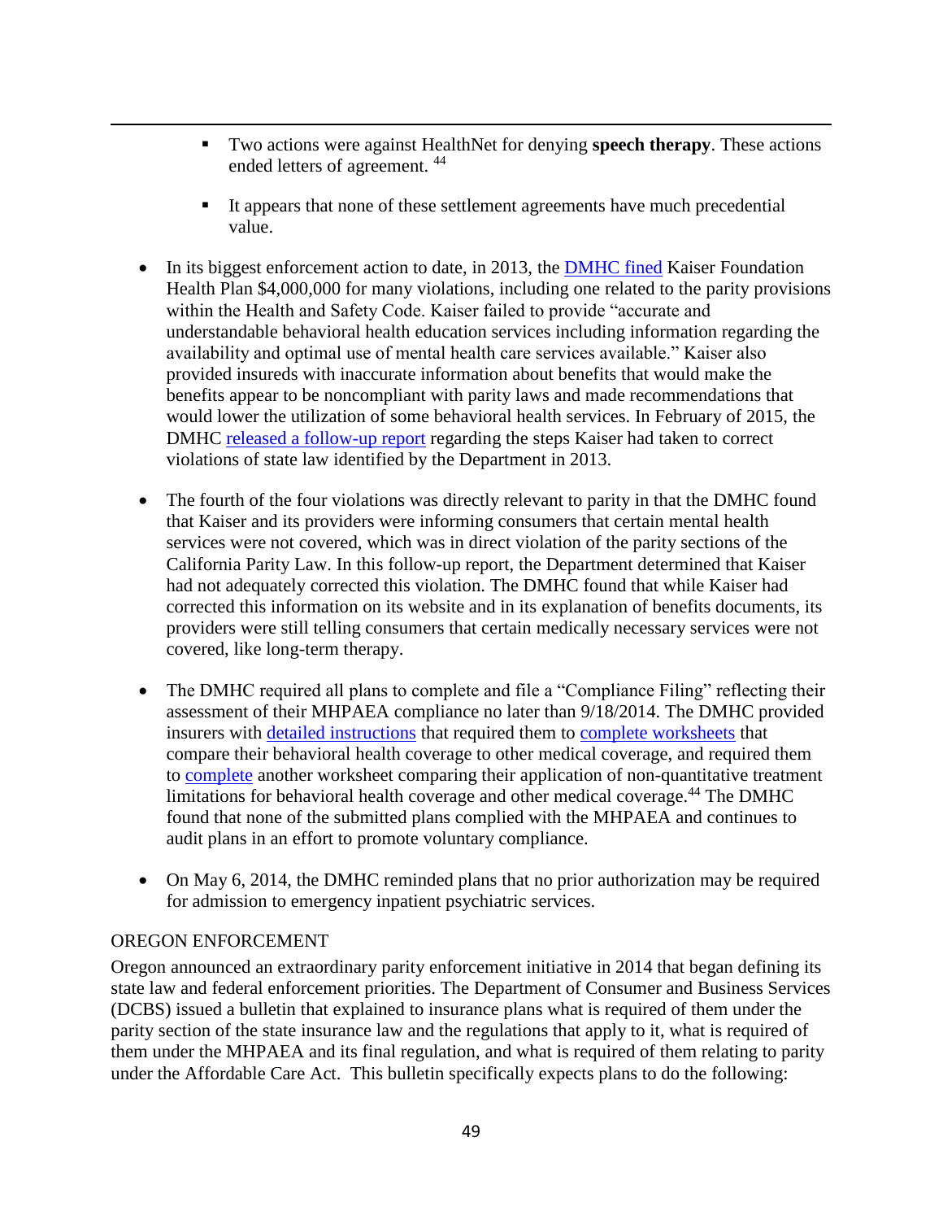- Two actions were against HealthNet for denying **speech therapy**. These actions ended letters of agreement. [44]

- It appears that none of these settlement agreements have much precedential value.

- In its biggest enforcement action to date, in 2013, the DMHC fined Kaiser Foundation Health Plan $4,000,000 for many violations, including one related to the parity provisions within the Health and Safety Code. Kaiser failed to provide "accurate and understandable behavioral health education services including information regarding the availability and optimal use of mental health care services available." Kaiser also provided insureds with inaccurate information about benefits that would make the benefits appear to be noncompliant with parity laws and made recommendations that would lower the utilization of some behavioral health services. In February of 2015, the DMHC released a follow-up report regarding the steps Kaiser had taken to correct violations of state law identified by the Department in 2013.

- The fourth of the four violations was directly relevant to parity in that the DMHC found that Kaiser and its providers were informing consumers that certain mental health services were not covered, which was in direct violation of the parity sections of the California Parity Law. In this follow-up report, the Department determined that Kaiser had not adequately corrected this violation. The DMHC found that while Kaiser had corrected this information on its website and in its explanation of benefits documents, its providers were still telling consumers that certain medically necessary services were not covered, like long-term therapy.

- The DMHC required all plans to complete and file a "Compliance Filing" reflecting their assessment of their MHPAEA compliance no later than 9/18/2014. The DMHC provided insurers with detailed instructions that required them to complete worksheets that compare their behavioral health coverage to other medical coverage, and required them to complete another worksheet comparing their application of non-quantitative treatment limitations for behavioral health coverage and other medical coverage.[44] The DMHC found that none of the submitted plans complied with the MHPAEA and continues to audit plans in an effort to promote voluntary compliance.

- On May 6, 2014, the DMHC reminded plans that no prior authorization may be required for admission to emergency inpatient psychiatric services.

## OREGON ENFORCEMENT

Oregon announced an extraordinary parity enforcement initiative in 2014 that began defining its state law and federal enforcement priorities. The Department of Consumer and Business Services (DCBS) issued a bulletin that explained to insurance plans what is required of them under the parity section of the state insurance law and the regulations that apply to it, what is required of them under the MHPAEA and its final regulation, and what is required of them relating to parity under the Affordable Care Act. This bulletin specifically expects plans to do the following: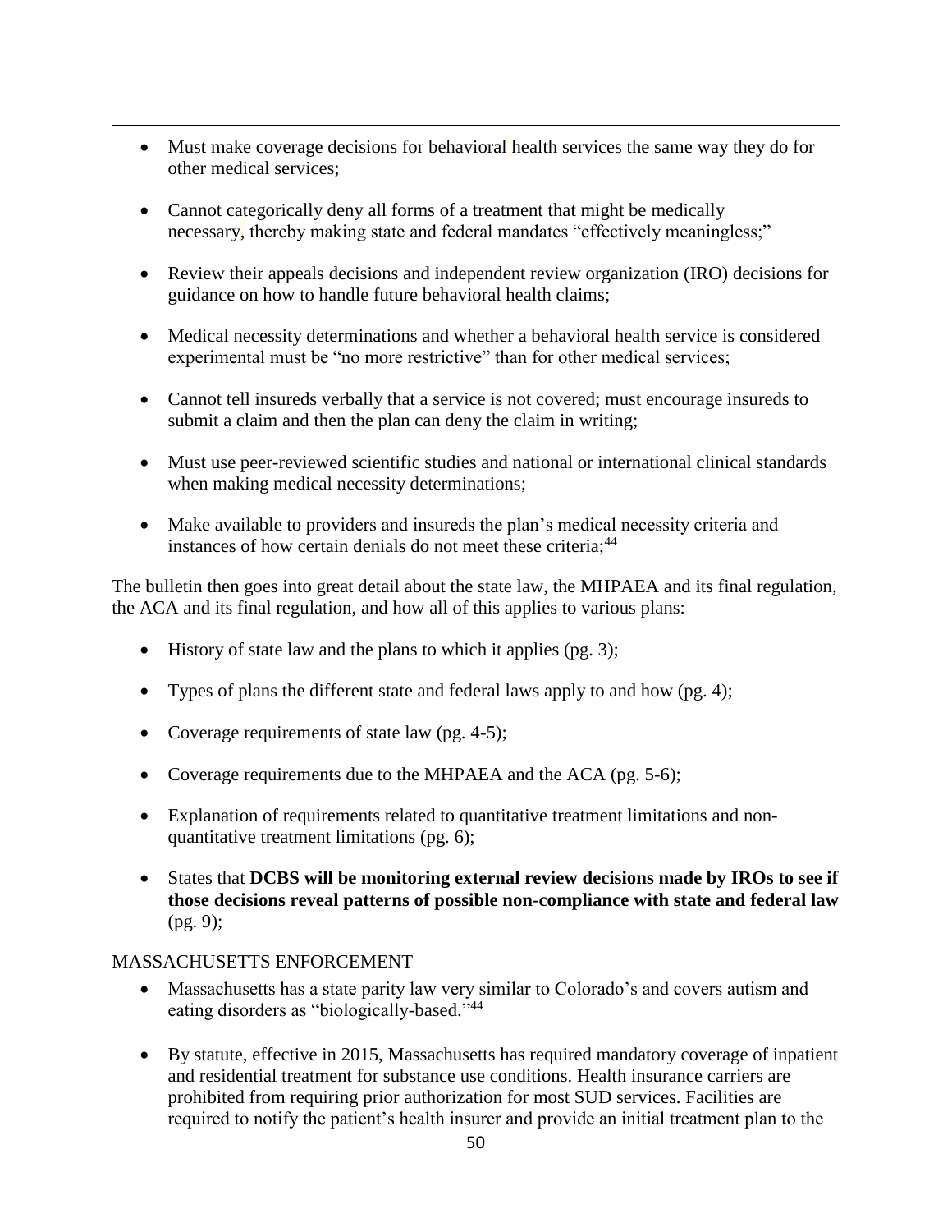- Must make coverage decisions for behavioral health services the same way they do for other medical services;

- Cannot categorically deny all forms of a treatment that might be medically necessary, thereby making state and federal mandates "effectively meaningless;"

- Review their appeals decisions and independent review organization (IRO) decisions for guidance on how to handle future behavioral health claims;

- Medical necessity determinations and whether a behavioral health service is considered experimental must be "no more restrictive" than for other medical services;

- Cannot tell insureds verbally that a service is not covered; must encourage insureds to submit a claim and then the plan can deny the claim in writing;

- Must use peer-reviewed scientific studies and national or international clinical standards when making medical necessity determinations;

- Make available to providers and insureds the plan's medical necessity criteria and instances of how certain denials do not meet these criteria;[44]

The bulletin then goes into great detail about the state law, the MHPAEA and its final regulation, the ACA and its final regulation, and how all of this applies to various plans:

- History of state law and the plans to which it applies (pg. 3);

- Types of plans the different state and federal laws apply to and how (pg. 4);

- Coverage requirements of state law (pg. 4-5);

- Coverage requirements due to the MHPAEA and the ACA (pg. 5-6);

- Explanation of requirements related to quantitative treatment limitations and non-quantitative treatment limitations (pg. 6);

- States that **DCBS will be monitoring external review decisions made by IROs to see if those decisions reveal patterns of possible non-compliance with state and federal law** (pg. 9);

MASSACHUSETTS ENFORCEMENT

- Massachusetts has a state parity law very similar to Colorado's and covers autism and eating disorders as "biologically-based."[44]

- By statute, effective in 2015, Massachusetts has required mandatory coverage of inpatient and residential treatment for substance use conditions. Health insurance carriers are prohibited from requiring prior authorization for most SUD services. Facilities are required to notify the patient's health insurer and provide an initial treatment plan to the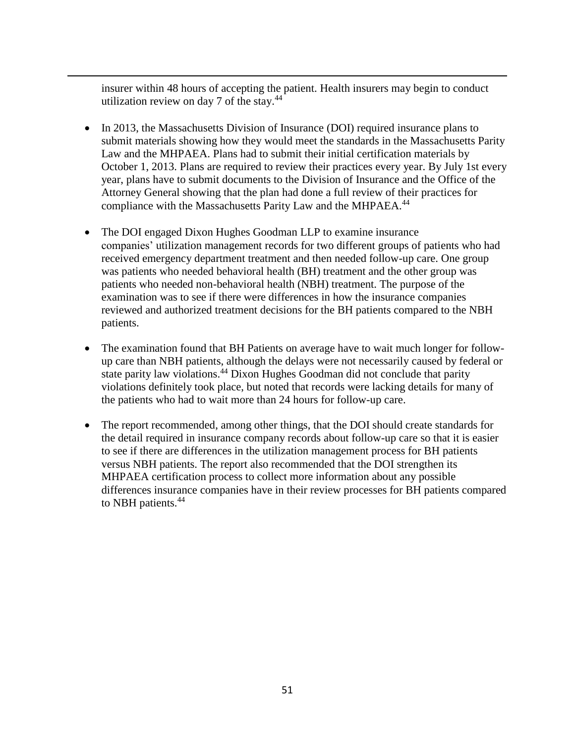insurer within 48 hours of accepting the patient. Health insurers may begin to conduct utilization review on day 7 of the stay.[44]

- In 2013, the Massachusetts Division of Insurance (DOI) required insurance plans to submit materials showing how they would meet the standards in the Massachusetts Parity Law and the MHPAEA. Plans had to submit their initial certification materials by October 1, 2013. Plans are required to review their practices every year. By July 1st every year, plans have to submit documents to the Division of Insurance and the Office of the Attorney General showing that the plan had done a full review of their practices for compliance with the Massachusetts Parity Law and the MHPAEA.[44]

- The DOI engaged Dixon Hughes Goodman LLP to examine insurance companies' utilization management records for two different groups of patients who had received emergency department treatment and then needed follow-up care. One group was patients who needed behavioral health (BH) treatment and the other group was patients who needed non-behavioral health (NBH) treatment. The purpose of the examination was to see if there were differences in how the insurance companies reviewed and authorized treatment decisions for the BH patients compared to the NBH patients.

- The examination found that BH Patients on average have to wait much longer for follow-up care than NBH patients, although the delays were not necessarily caused by federal or state parity law violations.[44] Dixon Hughes Goodman did not conclude that parity violations definitely took place, but noted that records were lacking details for many of the patients who had to wait more than 24 hours for follow-up care.

- The report recommended, among other things, that the DOI should create standards for the detail required in insurance company records about follow-up care so that it is easier to see if there are differences in the utilization management process for BH patients versus NBH patients. The report also recommended that the DOI strengthen its MHPAEA certification process to collect more information about any possible differences insurance companies have in their review processes for BH patients compared to NBH patients.[44]